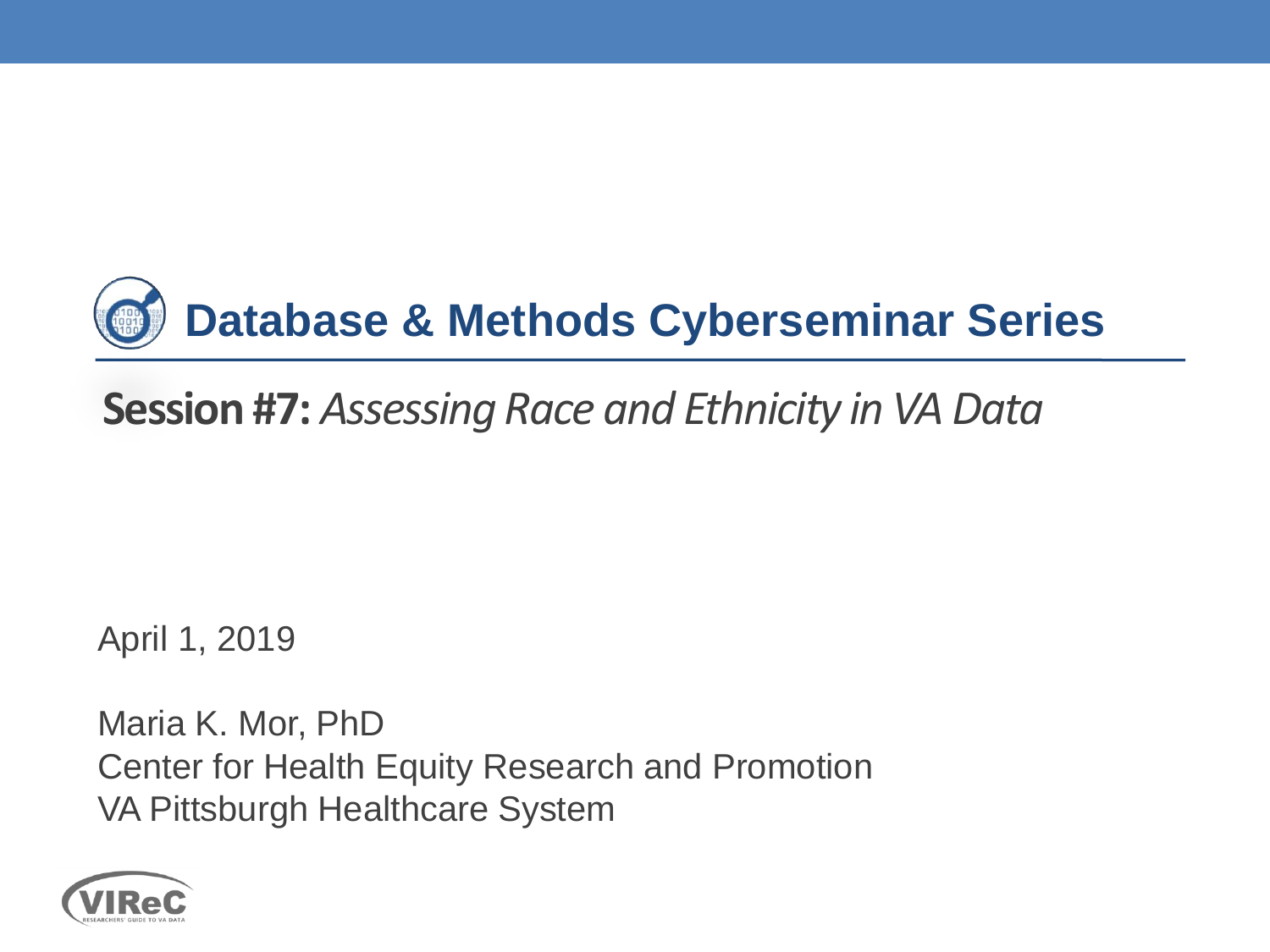# Database & Methods Cyberseminar Series

## **Session #7:** *Assessing Race and Ethnicity in VA Data*

April 1, 2019

Maria K. Mor, PhD
Center for Health Equity Research and Promotion
VA Pittsburgh Healthcare System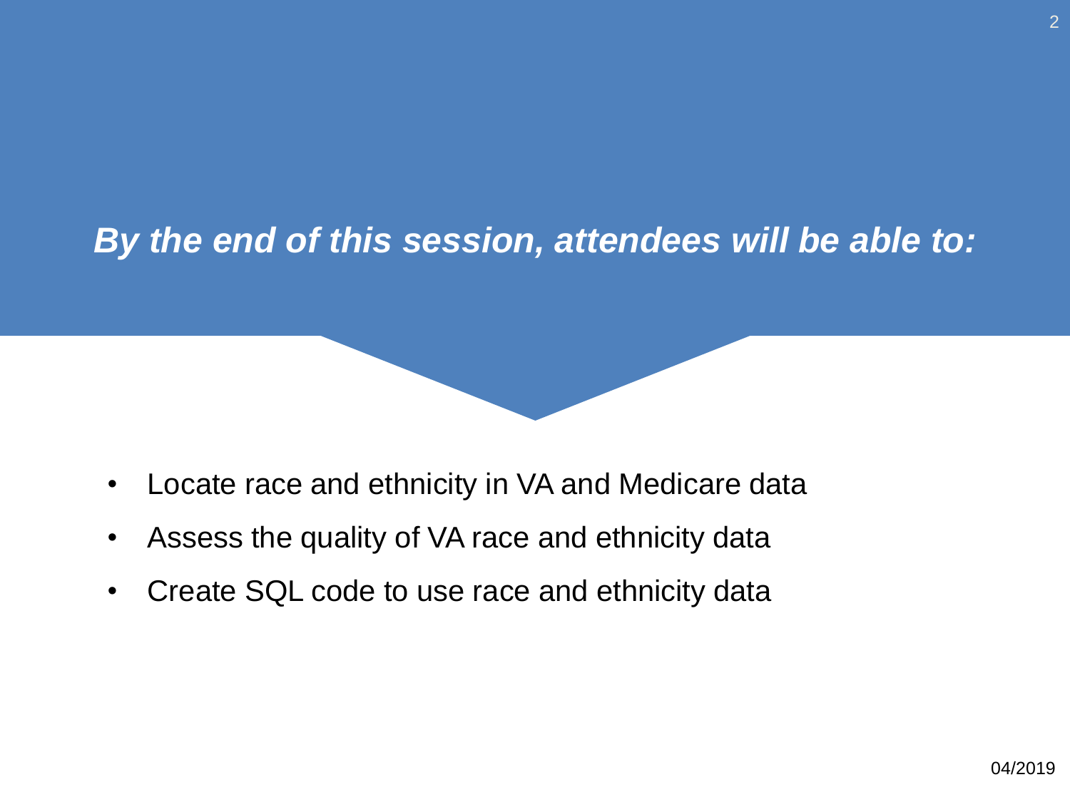## *By the end of this session, attendees will be able to:*

- Locate race and ethnicity in VA and Medicare data
- Assess the quality of VA race and ethnicity data
- Create SQL code to use race and ethnicity data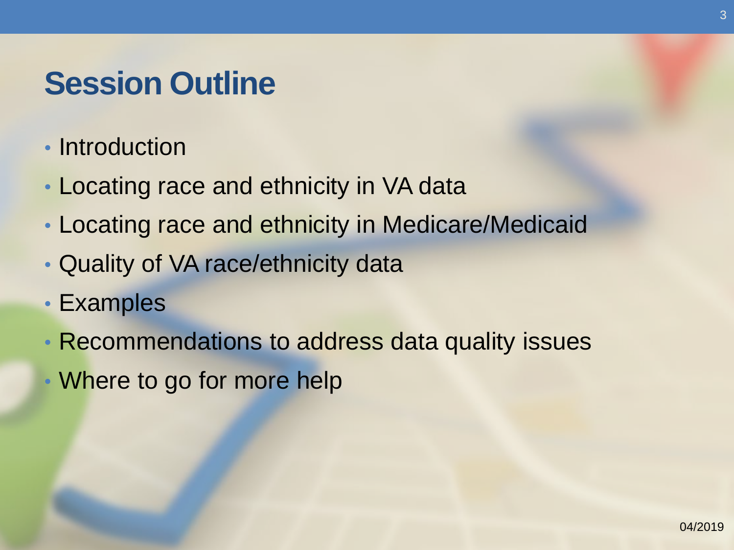# Session Outline

- Introduction
- Locating race and ethnicity in VA data
- Locating race and ethnicity in Medicare/Medicaid
- Quality of VA race/ethnicity data
- Examples
- Recommendations to address data quality issues
- Where to go for more help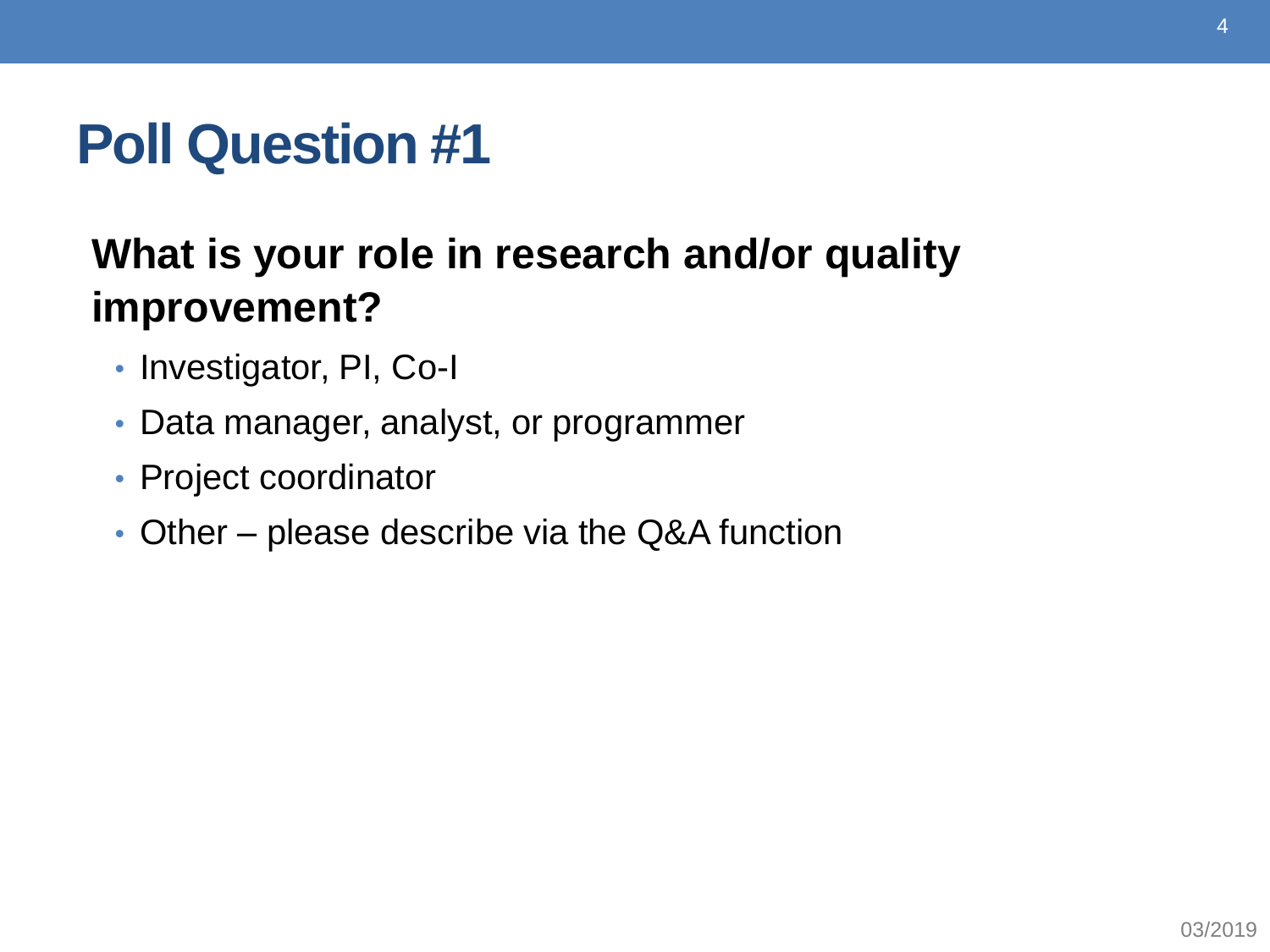# Poll Question #1

**What is your role in research and/or quality improvement?**

- Investigator, PI, Co-I
- Data manager, analyst, or programmer
- Project coordinator
- Other – please describe via the Q&A function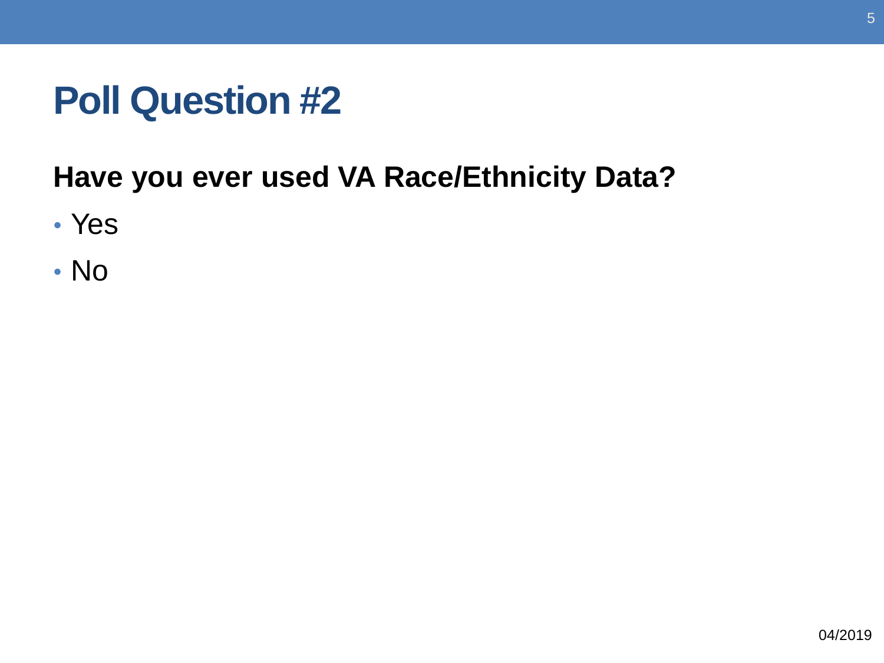# Poll Question #2

**Have you ever used VA Race/Ethnicity Data?**

- Yes
- No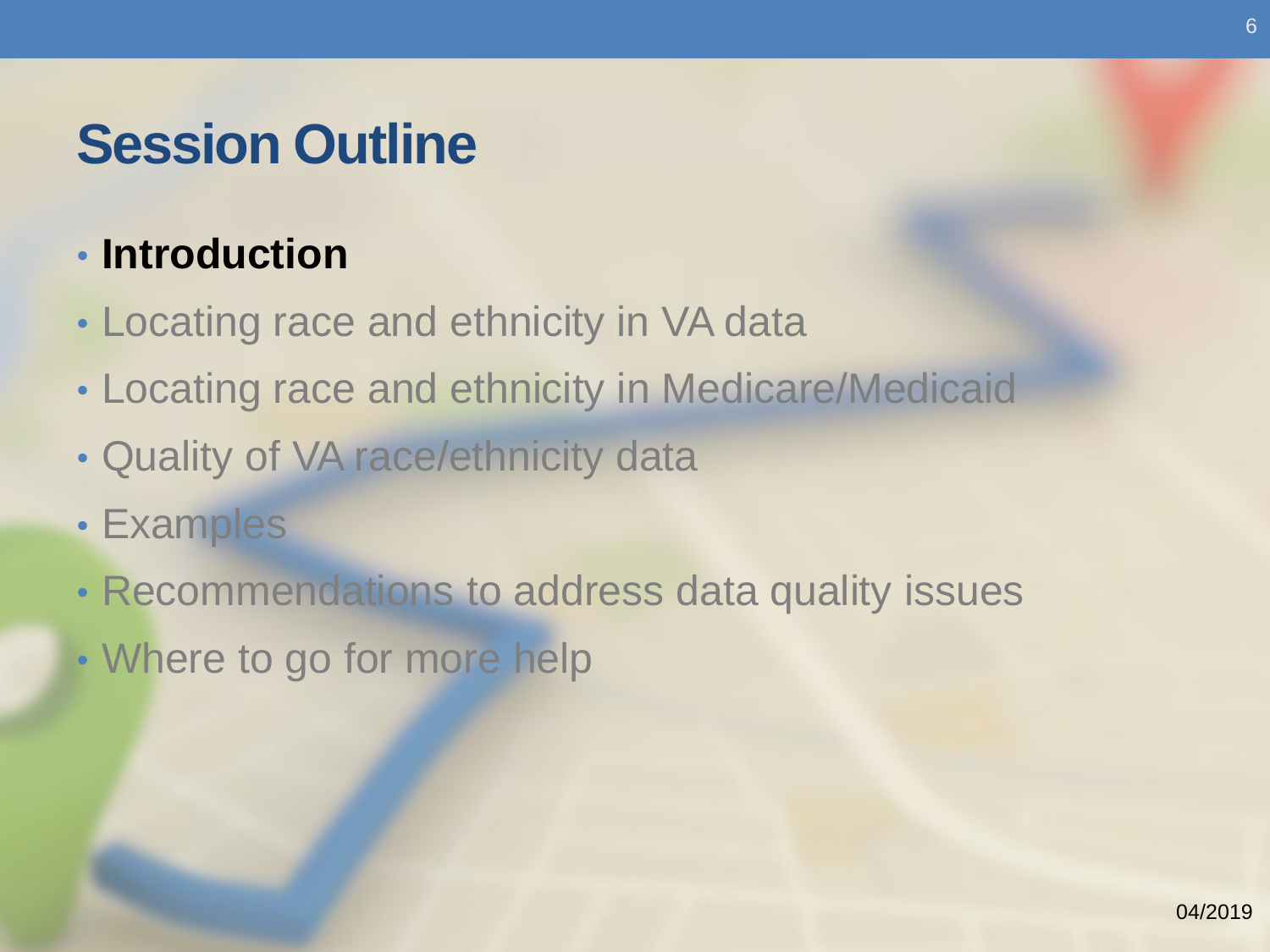# Session Outline

- **Introduction**
- Locating race and ethnicity in VA data
- Locating race and ethnicity in Medicare/Medicaid
- Quality of VA race/ethnicity data
- Examples
- Recommendations to address data quality issues
- Where to go for more help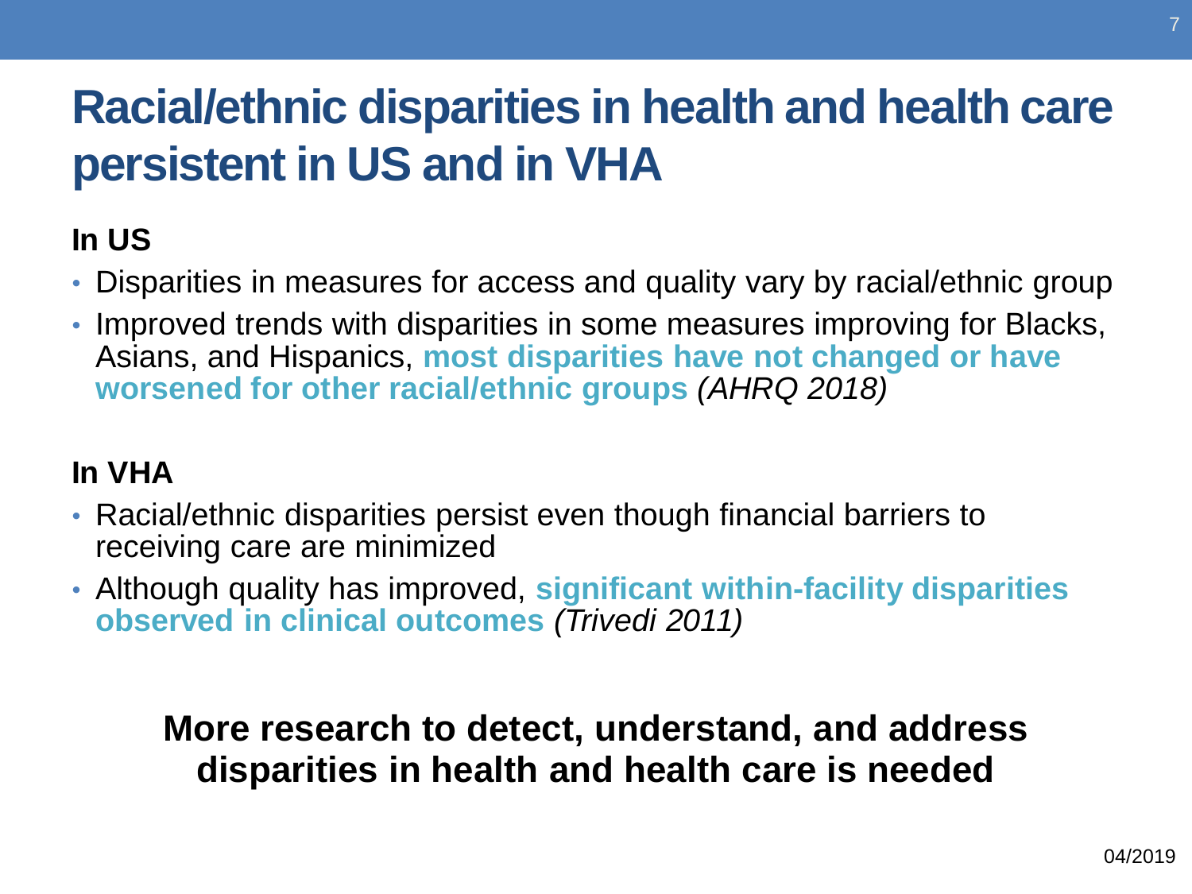# Racial/ethnic disparities in health and health care persistent in US and in VHA

**In US**

- Disparities in measures for access and quality vary by racial/ethnic group
- Improved trends with disparities in some measures improving for Blacks, Asians, and Hispanics, **most disparities have not changed or have worsened for other racial/ethnic groups** *(AHRQ 2018)*

**In VHA**

- Racial/ethnic disparities persist even though financial barriers to receiving care are minimized
- Although quality has improved, **significant within-facility disparities observed in clinical outcomes** *(Trivedi 2011)*

**More research to detect, understand, and address disparities in health and health care is needed**

04/2019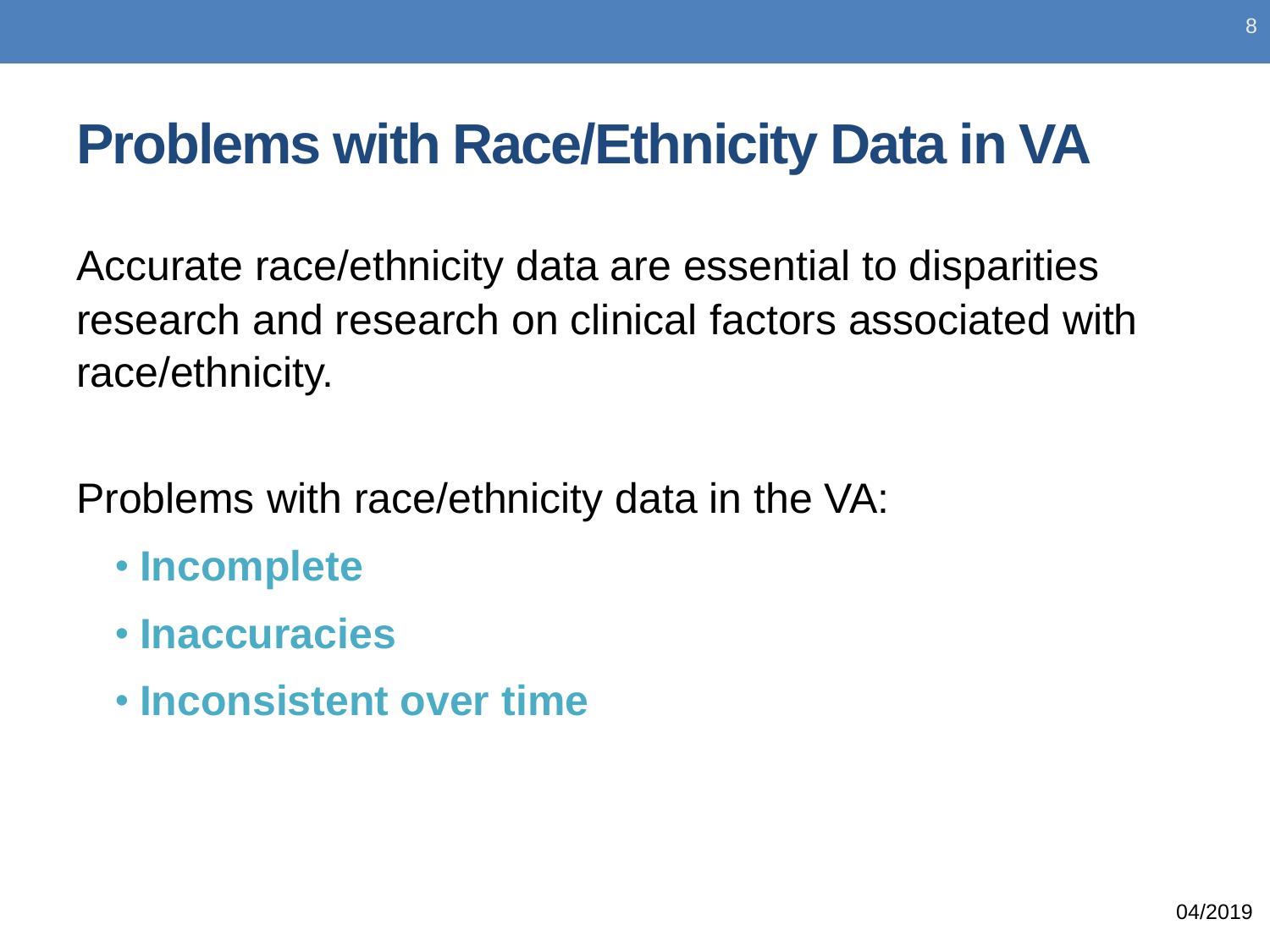# Problems with Race/Ethnicity Data in VA

Accurate race/ethnicity data are essential to disparities research and research on clinical factors associated with race/ethnicity.

Problems with race/ethnicity data in the VA:

- **Incomplete**
- **Inaccuracies**
- **Inconsistent over time**

04/2019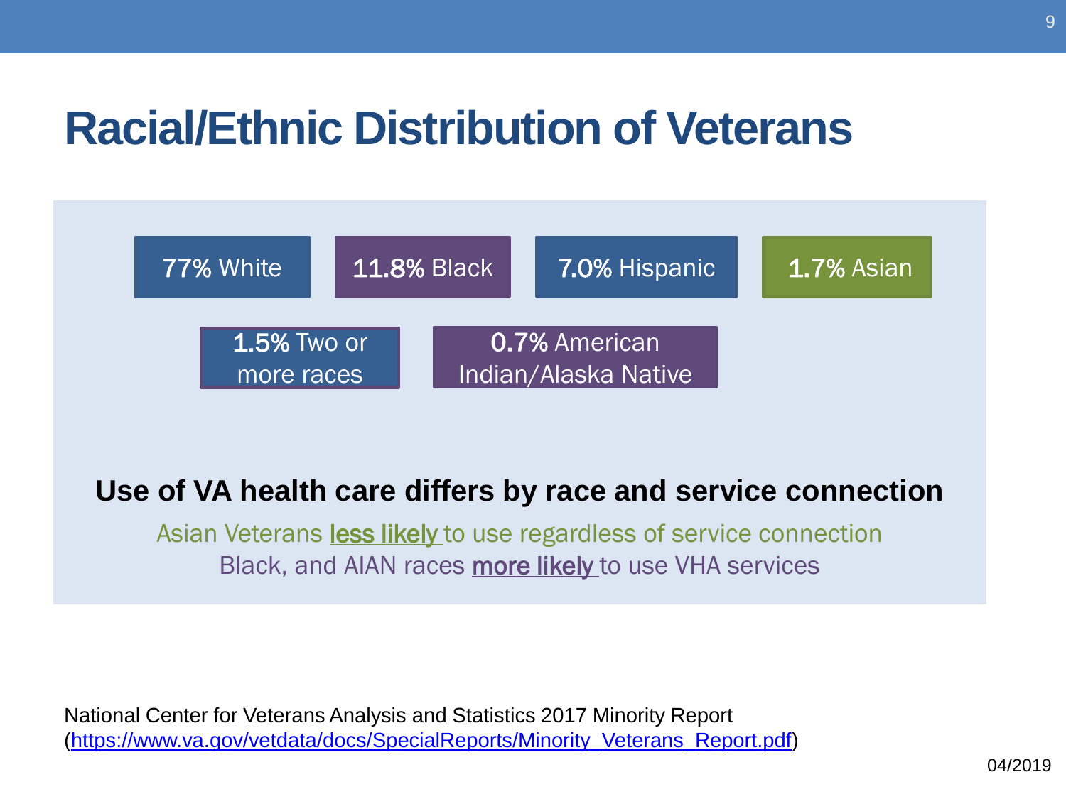# Racial/Ethnic Distribution of Veterans

**77%** White

**11.8%** Black

**7.0%** Hispanic

**1.7%** Asian

**1.5%** Two or more races

**0.7%** American Indian/Alaska Native

**Use of VA health care differs by race and service connection**

Asian Veterans **less likely** to use regardless of service connection

Black, and AIAN races **more likely** to use VHA services

National Center for Veterans Analysis and Statistics 2017 Minority Report (https://www.va.gov/vetdata/docs/SpecialReports/Minority_Veterans_Report.pdf)

04/2019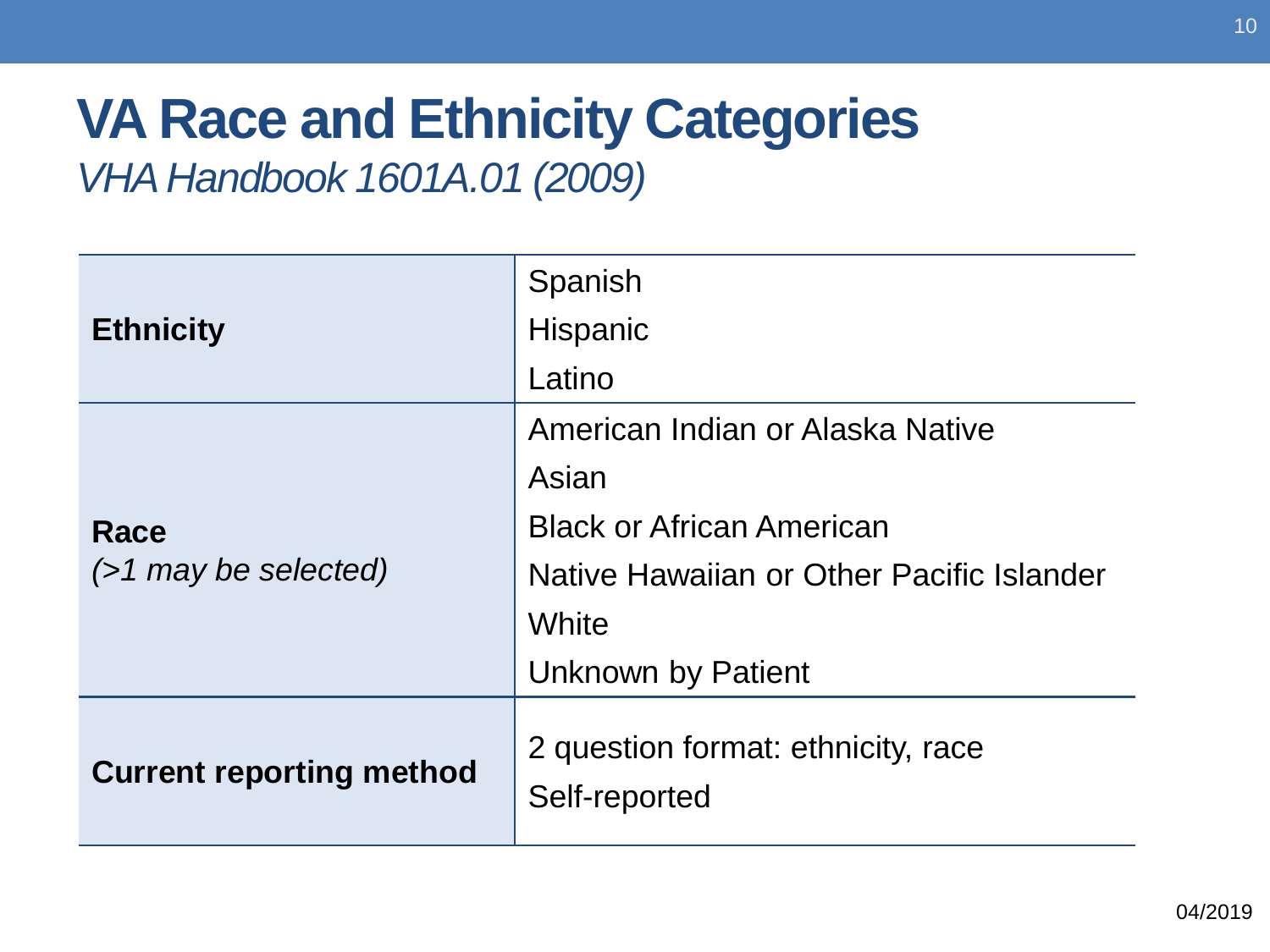# VA Race and Ethnicity Categories

*VHA Handbook 1601A.01 (2009)*

| | |
|---|---|
| **Ethnicity** | Spanish<br>Hispanic<br>Latino |
| **Race**<br>*(>1 may be selected)* | American Indian or Alaska Native<br>Asian<br>Black or African American<br>Native Hawaiian or Other Pacific Islander<br>White<br>Unknown by Patient |
| **Current reporting method** | 2 question format: ethnicity, race<br>Self-reported |

04/2019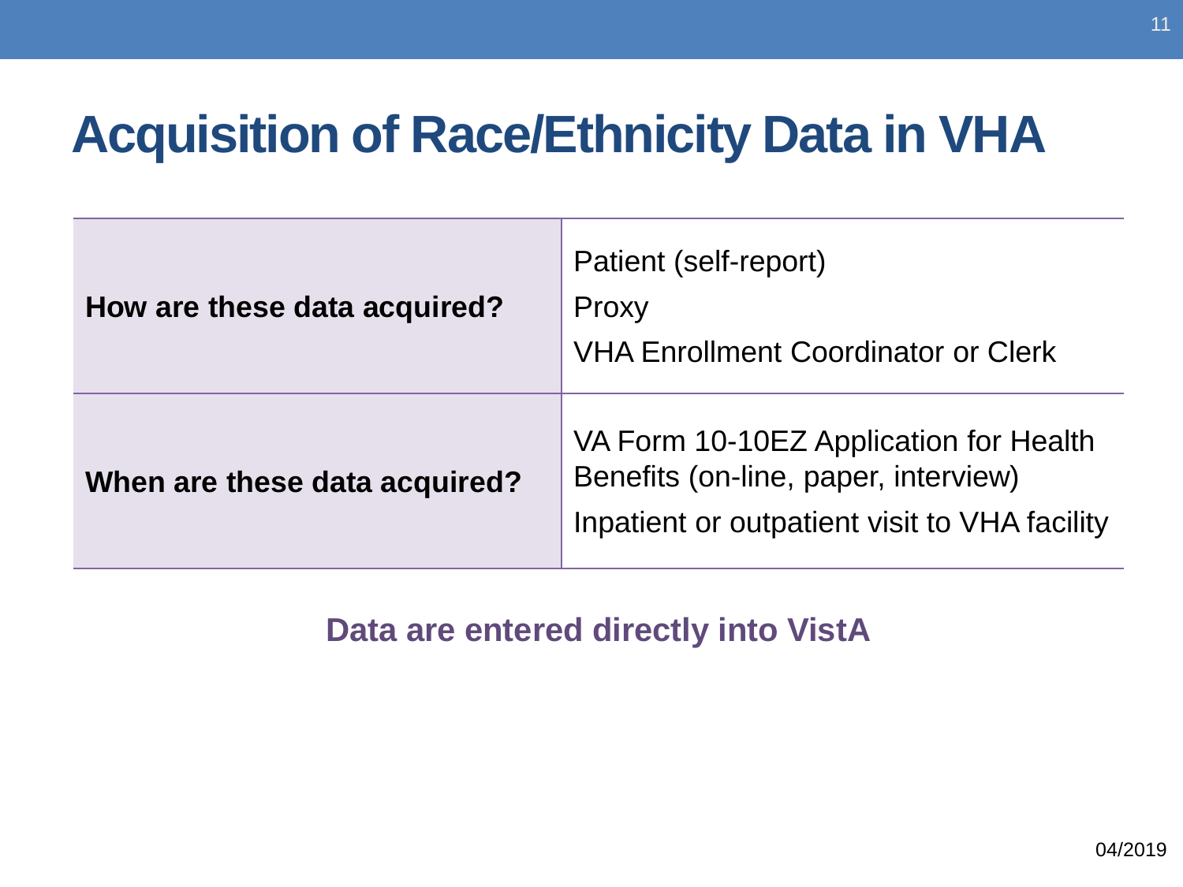# Acquisition of Race/Ethnicity Data in VHA

| | |
|---|---|
| **How are these data acquired?** | Patient (self-report)<br>Proxy<br>VHA Enrollment Coordinator or Clerk |
| **When are these data acquired?** | VA Form 10-10EZ Application for Health Benefits (on-line, paper, interview)<br>Inpatient or outpatient visit to VHA facility |

**Data are entered directly into VistA**

04/2019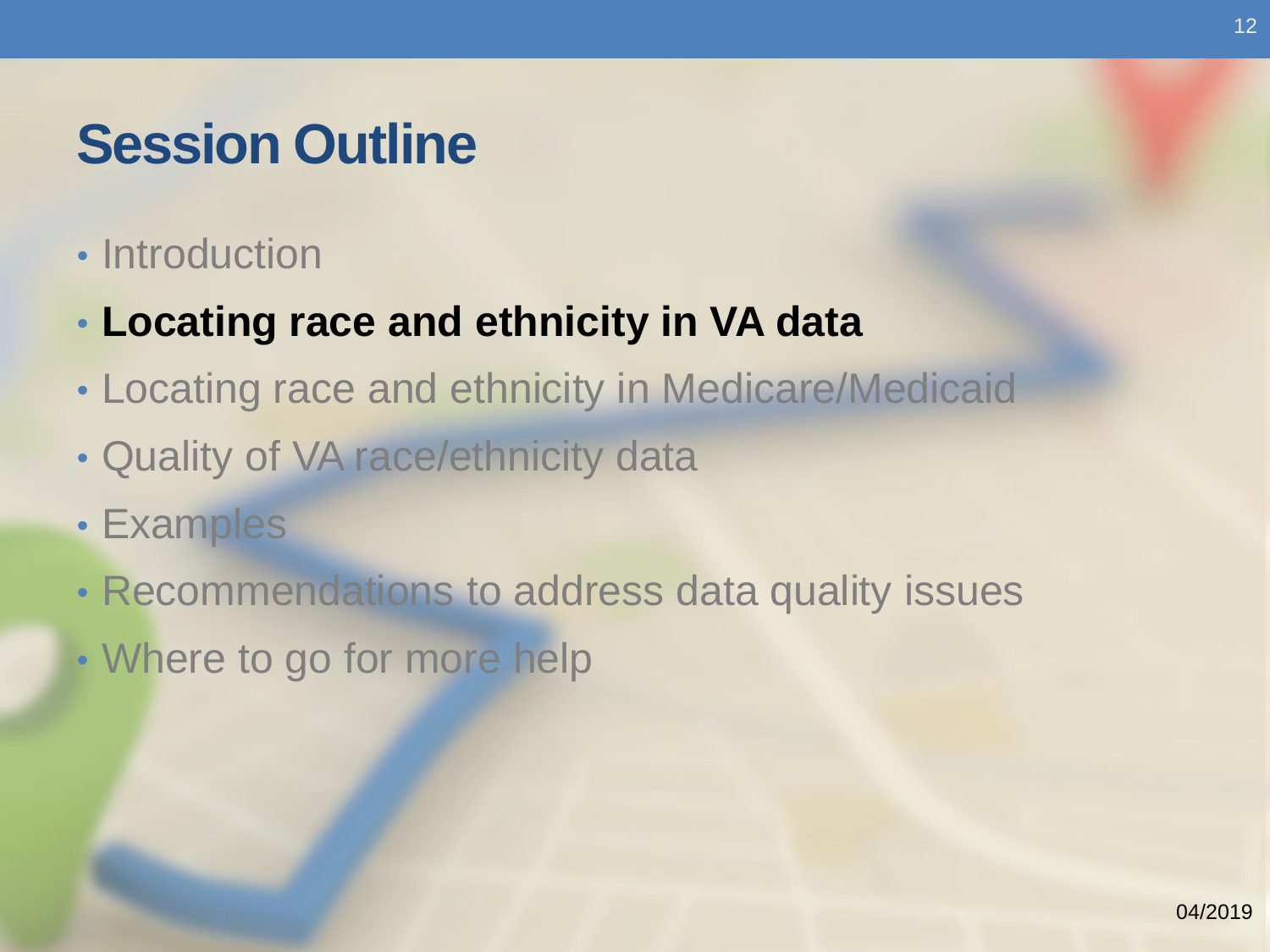# Session Outline

- Introduction
- **Locating race and ethnicity in VA data**
- Locating race and ethnicity in Medicare/Medicaid
- Quality of VA race/ethnicity data
- Examples
- Recommendations to address data quality issues
- Where to go for more help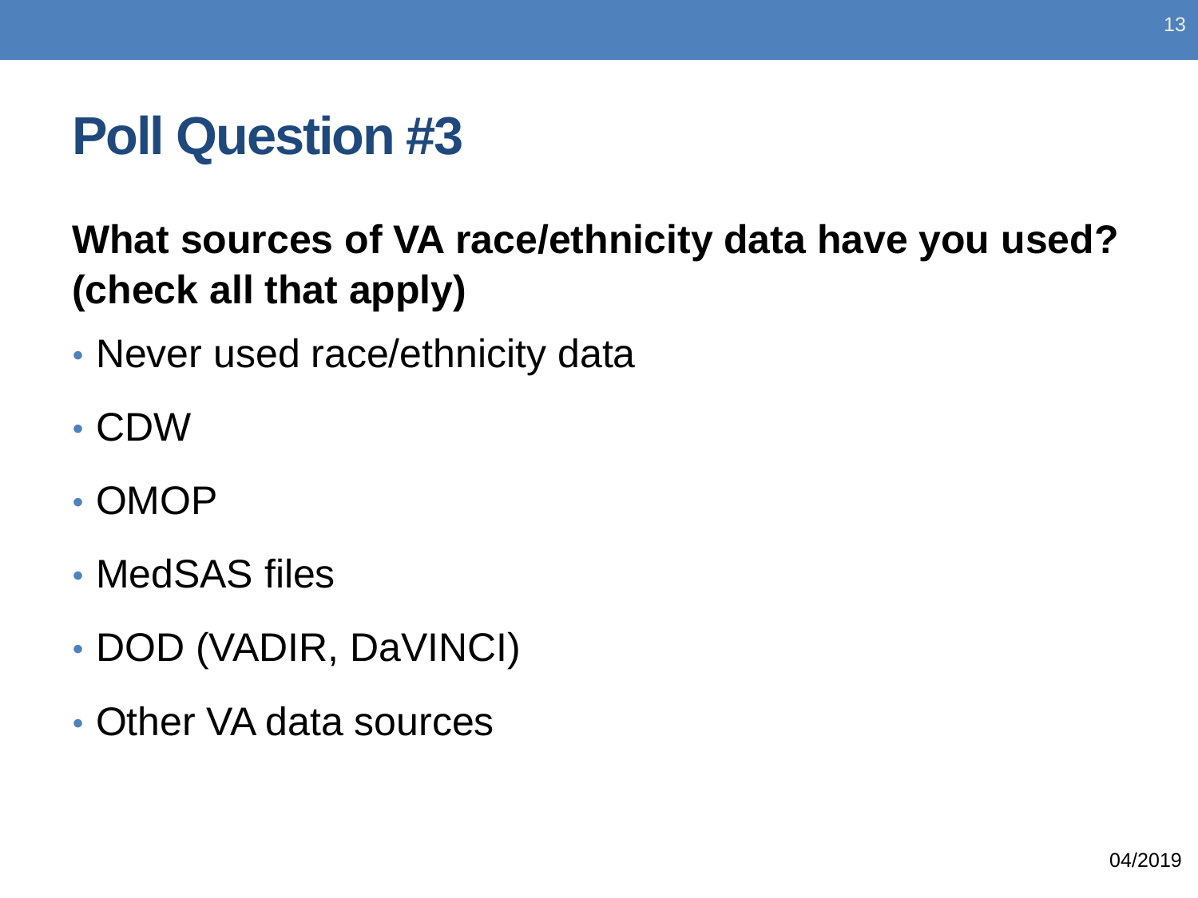# Poll Question #3

**What sources of VA race/ethnicity data have you used? (check all that apply)**

- Never used race/ethnicity data
- CDW
- OMOP
- MedSAS files
- DOD (VADIR, DaVINCI)
- Other VA data sources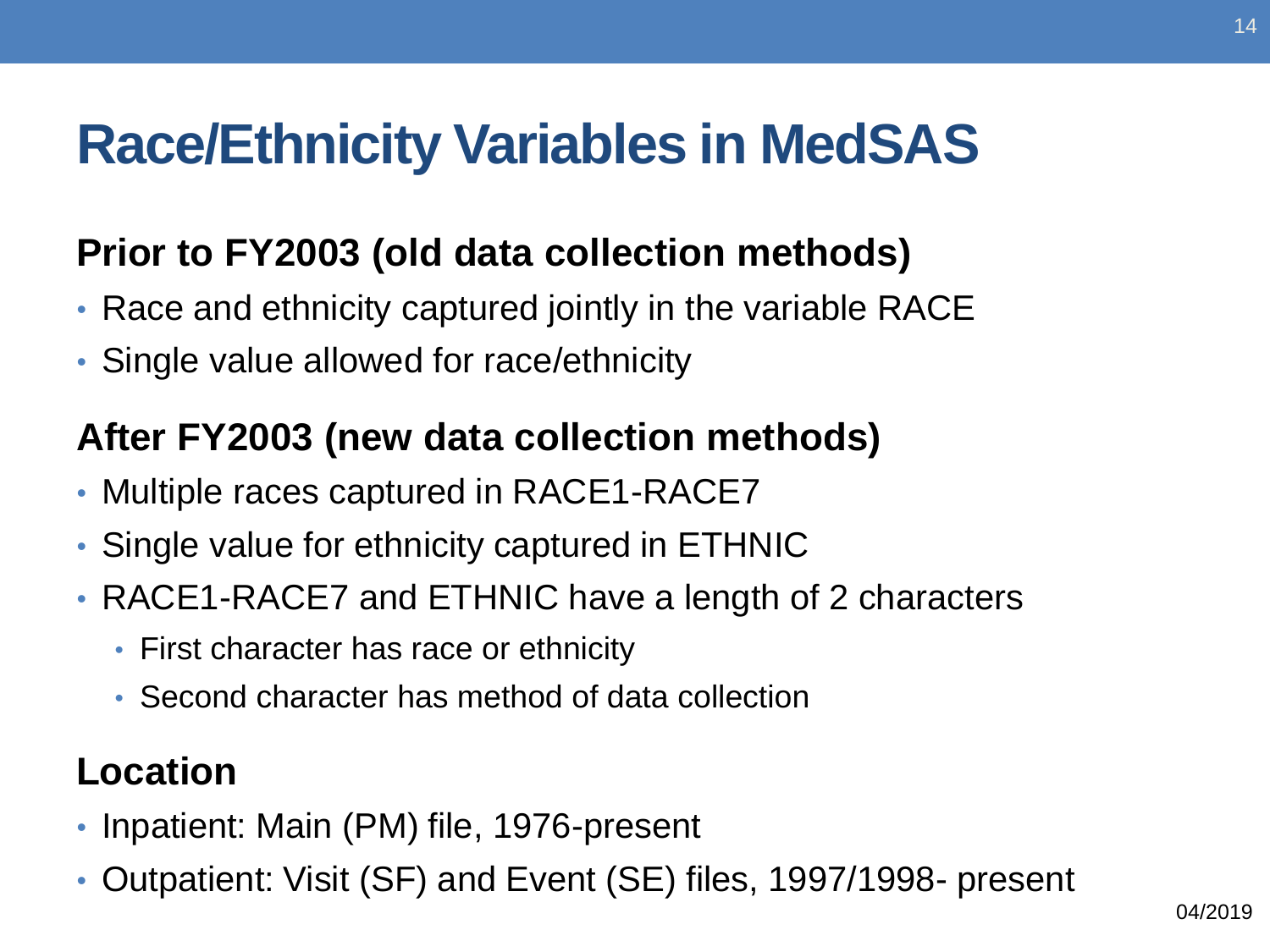# Race/Ethnicity Variables in MedSAS

## Prior to FY2003 (old data collection methods)

- Race and ethnicity captured jointly in the variable RACE
- Single value allowed for race/ethnicity

## After FY2003 (new data collection methods)

- Multiple races captured in RACE1-RACE7
- Single value for ethnicity captured in ETHNIC
- RACE1-RACE7 and ETHNIC have a length of 2 characters
  - First character has race or ethnicity
  - Second character has method of data collection

## Location

- Inpatient: Main (PM) file, 1976-present
- Outpatient: Visit (SF) and Event (SE) files, 1997/1998- present

04/2019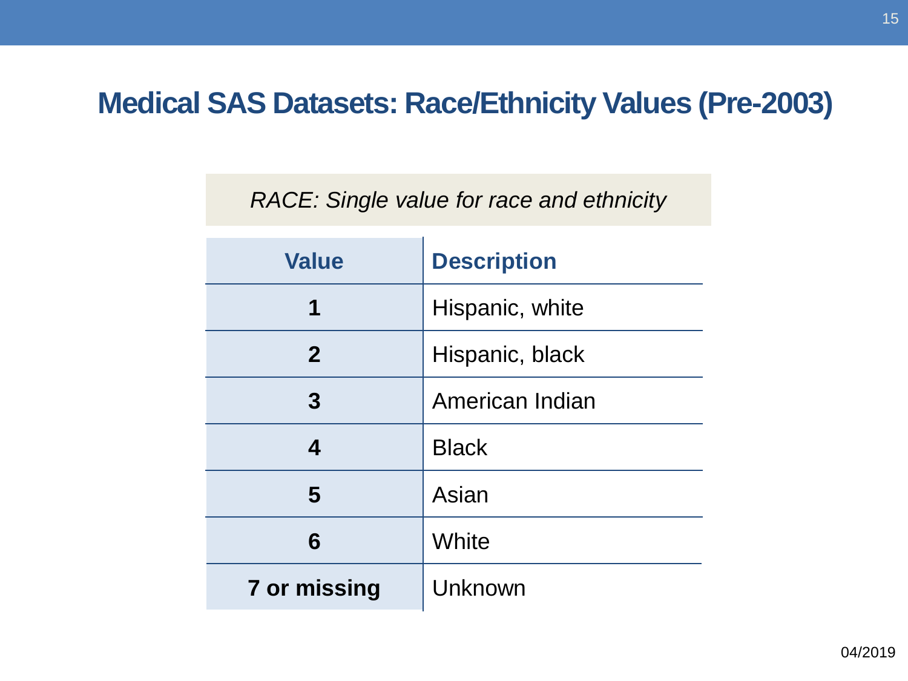# Medical SAS Datasets: Race/Ethnicity Values (Pre-2003)

*RACE: Single value for race and ethnicity*

| Value | Description |
|---|---|
| **1** | Hispanic, white |
| **2** | Hispanic, black |
| **3** | American Indian |
| **4** | Black |
| **5** | Asian |
| **6** | White |
| **7 or missing** | Unknown |

04/2019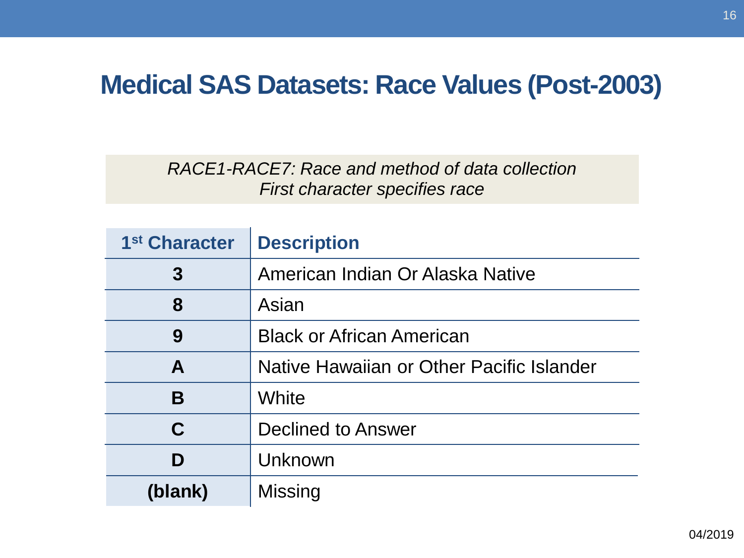# Medical SAS Datasets: Race Values (Post-2003)

*RACE1-RACE7: Race and method of data collection*
*First character specifies race*

| 1st Character | Description |
|---|---|
| **3** | American Indian Or Alaska Native |
| **8** | Asian |
| **9** | Black or African American |
| **A** | Native Hawaiian or Other Pacific Islander |
| **B** | White |
| **C** | Declined to Answer |
| **D** | Unknown |
| **(blank)** | Missing |

04/2019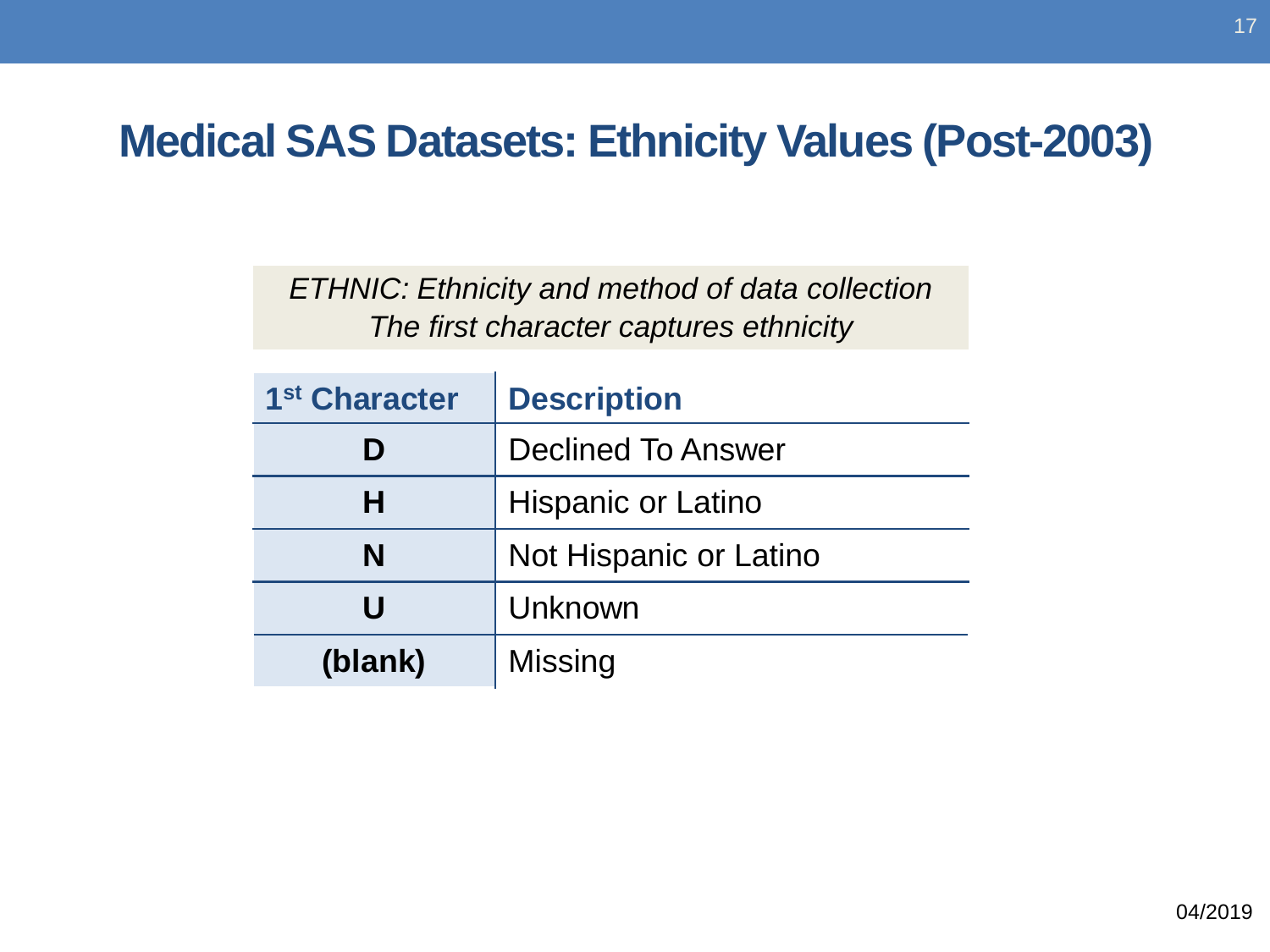# Medical SAS Datasets: Ethnicity Values (Post-2003)

*ETHNIC: Ethnicity and method of data collection*
*The first character captures ethnicity*

| 1st Character | Description |
|---|---|
| **D** | Declined To Answer |
| **H** | Hispanic or Latino |
| **N** | Not Hispanic or Latino |
| **U** | Unknown |
| **(blank)** | Missing |

04/2019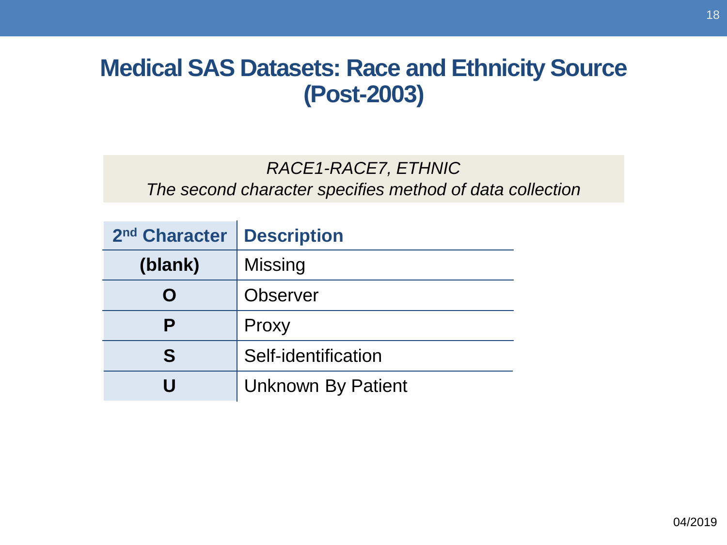# Medical SAS Datasets: Race and Ethnicity Source (Post-2003)

*RACE1-RACE7, ETHNIC*
*The second character specifies method of data collection*

| 2nd Character | Description |
| --- | --- |
| **(blank)** | Missing |
| **O** | Observer |
| **P** | Proxy |
| **S** | Self-identification |
| **U** | Unknown By Patient |

04/2019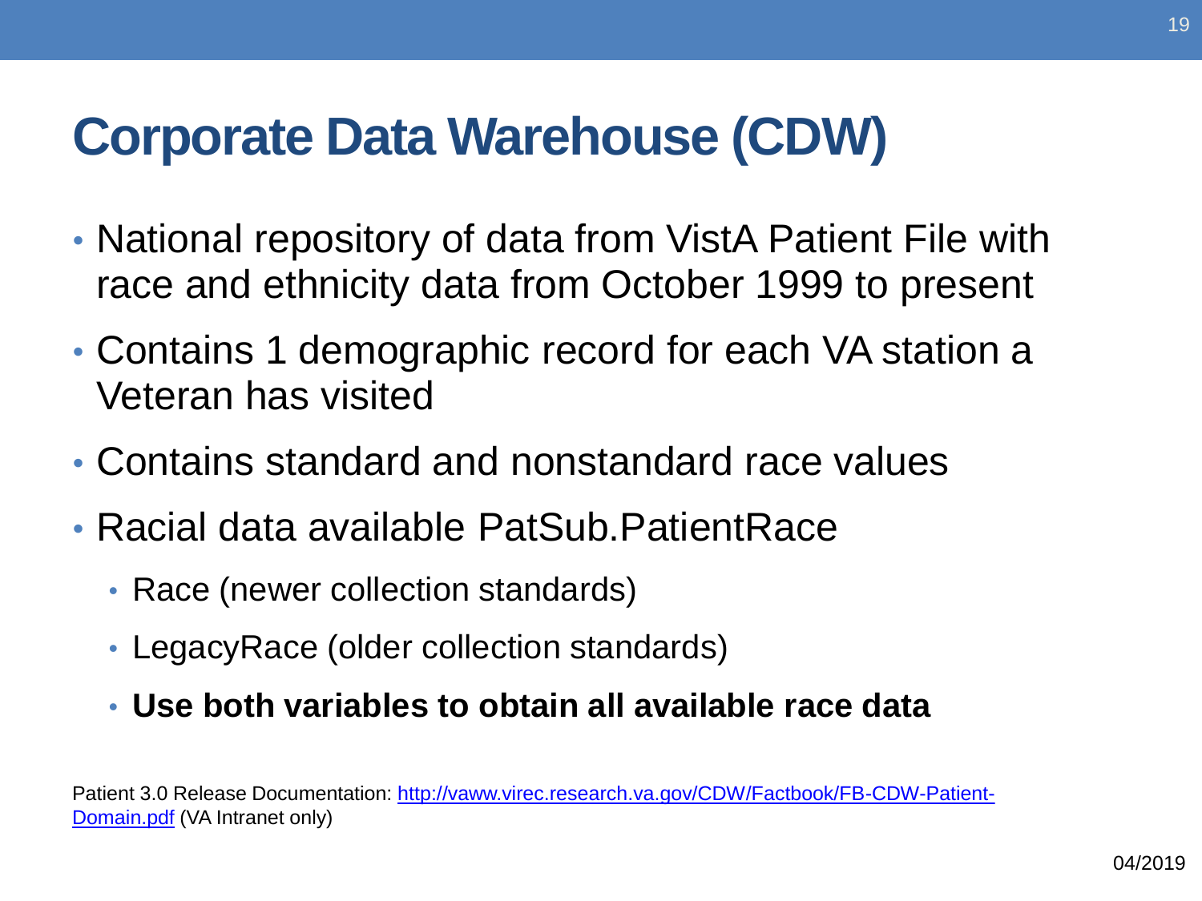# Corporate Data Warehouse (CDW)

- National repository of data from VistA Patient File with race and ethnicity data from October 1999 to present
- Contains 1 demographic record for each VA station a Veteran has visited
- Contains standard and nonstandard race values
- Racial data available PatSub.PatientRace
  - Race (newer collection standards)
  - LegacyRace (older collection standards)
  - **Use both variables to obtain all available race data**

Patient 3.0 Release Documentation: [http://vaww.virec.research.va.gov/CDW/Factbook/FB-CDW-Patient-Domain.pdf](http://vaww.virec.research.va.gov/CDW/Factbook/FB-CDW-Patient-Domain.pdf) (VA Intranet only)

04/2019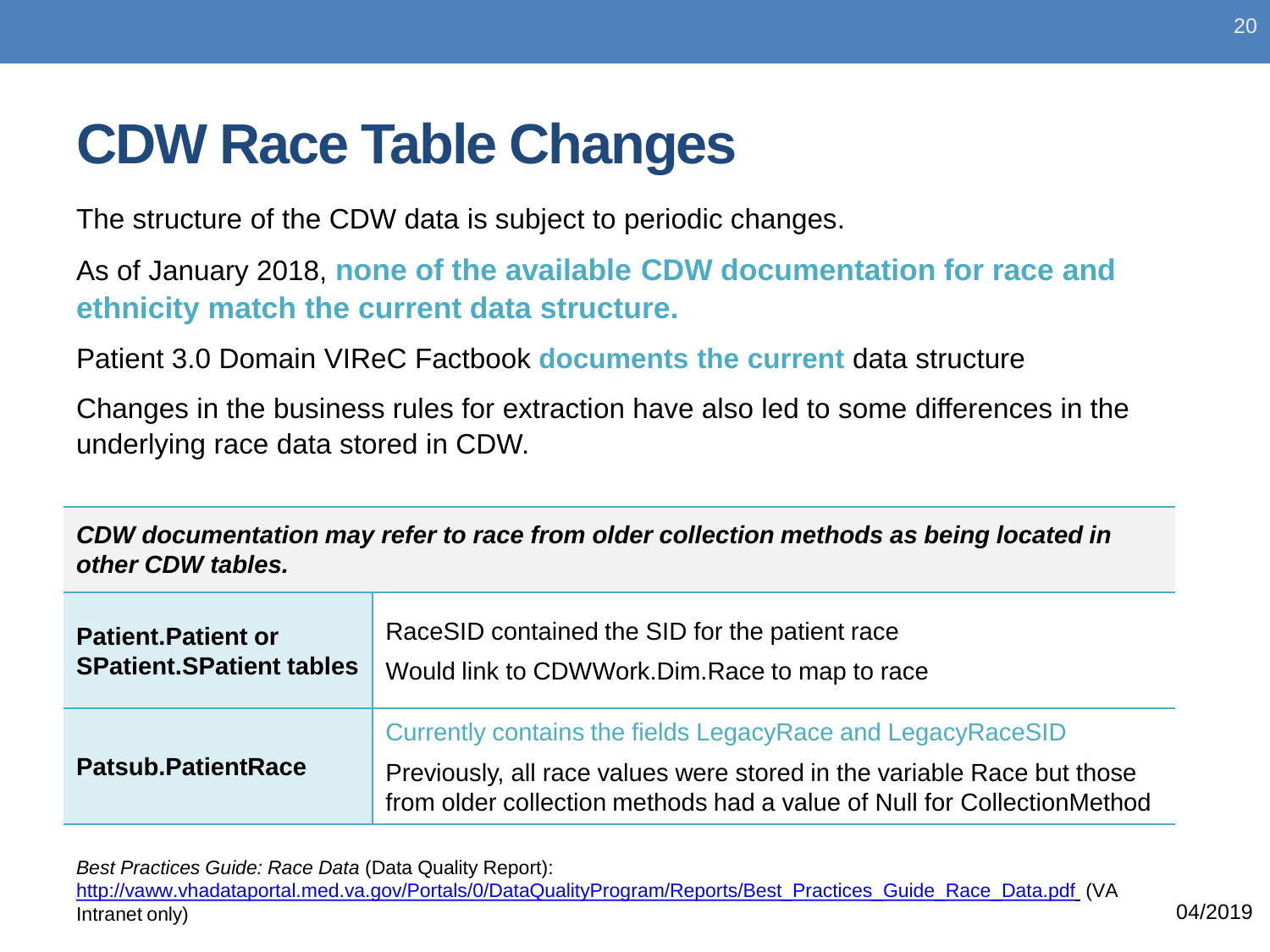# CDW Race Table Changes

The structure of the CDW data is subject to periodic changes.

As of January 2018, **none of the available CDW documentation for race and ethnicity match the current data structure.**

Patient 3.0 Domain VIReC Factbook **documents the current** data structure

Changes in the business rules for extraction have also led to some differences in the underlying race data stored in CDW.

| ***CDW documentation may refer to race from older collection methods as being located in other CDW tables.*** | |
|---|---|
| **Patient.Patient or SPatient.SPatient tables** | RaceSID contained the SID for the patient race<br>Would link to CDWWork.Dim.Race to map to race |
| **Patsub.PatientRace** | Currently contains the fields LegacyRace and LegacyRaceSID<br>Previously, all race values were stored in the variable Race but those from older collection methods had a value of Null for CollectionMethod |

*Best Practices Guide: Race Data* (Data Quality Report): [http://vaww.vhadataportal.med.va.gov/Portals/0/DataQualityProgram/Reports/Best_Practices_Guide_Race_Data.pdf](http://vaww.vhadataportal.med.va.gov/Portals/0/DataQualityProgram/Reports/Best_Practices_Guide_Race_Data.pdf) (VA Intranet only)

04/2019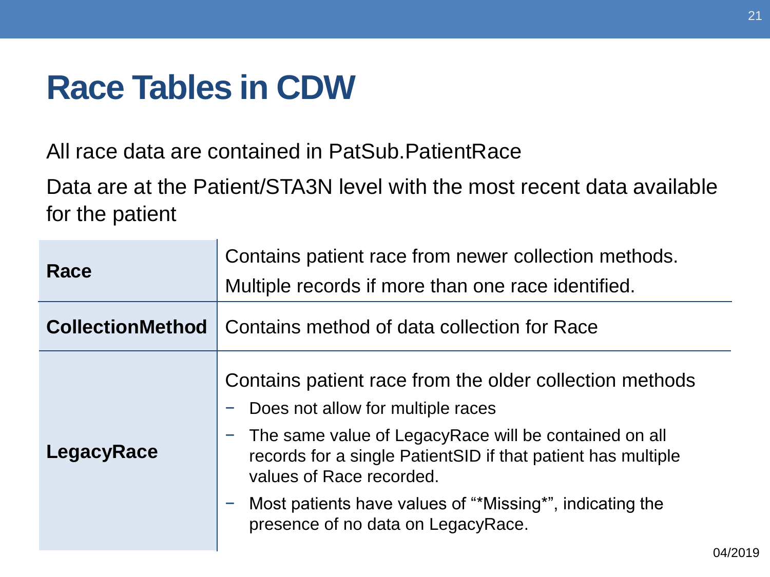# Race Tables in CDW

All race data are contained in PatSub.PatientRace

Data are at the Patient/STA3N level with the most recent data available for the patient

| | |
|---|---|
| **Race** | Contains patient race from newer collection methods.<br>Multiple records if more than one race identified. |
| **CollectionMethod** | Contains method of data collection for Race |
| **LegacyRace** | Contains patient race from the older collection methods<br>− Does not allow for multiple races<br>− The same value of LegacyRace will be contained on all records for a single PatientSID if that patient has multiple values of Race recorded.<br>− Most patients have values of "*Missing*", indicating the presence of no data on LegacyRace. |

04/2019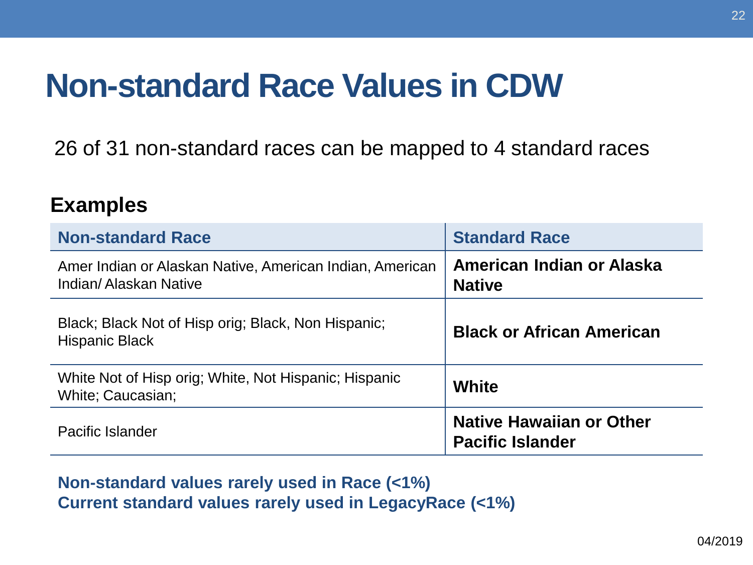# Non-standard Race Values in CDW

26 of 31 non-standard races can be mapped to 4 standard races

## Examples

| Non-standard Race | Standard Race |
| --- | --- |
| Amer Indian or Alaskan Native, American Indian, American Indian/ Alaskan Native | **American Indian or Alaska Native** |
| Black; Black Not of Hisp orig; Black, Non Hispanic; Hispanic Black | **Black or African American** |
| White Not of Hisp orig; White, Not Hispanic; Hispanic White; Caucasian; | **White** |
| Pacific Islander | **Native Hawaiian or Other Pacific Islander** |

**Non-standard values rarely used in Race (<1%)**
**Current standard values rarely used in LegacyRace (<1%)**

04/2019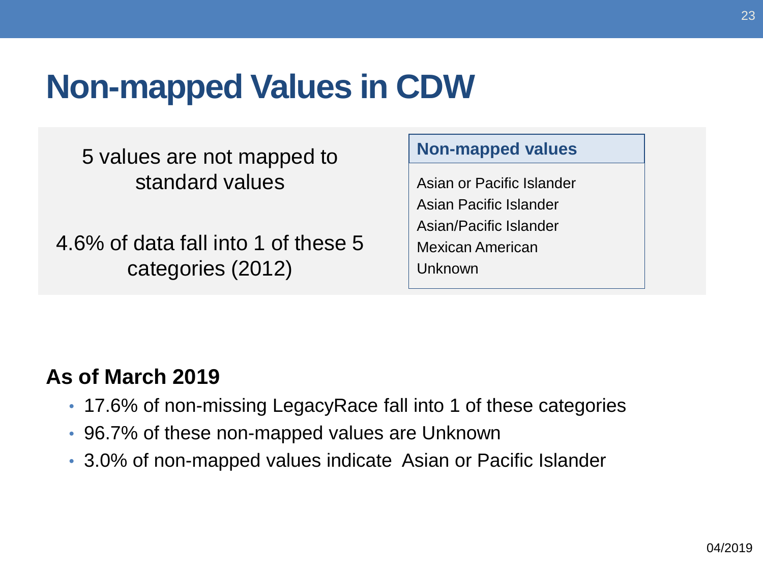# Non-mapped Values in CDW

5 values are not mapped to standard values

4.6% of data fall into 1 of these 5 categories (2012)

| Non-mapped values |
| --- |
| Asian or Pacific Islander |
| Asian Pacific Islander |
| Asian/Pacific Islander |
| Mexican American |
| Unknown |

**As of March 2019**

- 17.6% of non-missing LegacyRace fall into 1 of these categories
- 96.7% of these non-mapped values are Unknown
- 3.0% of non-mapped values indicate Asian or Pacific Islander

04/2019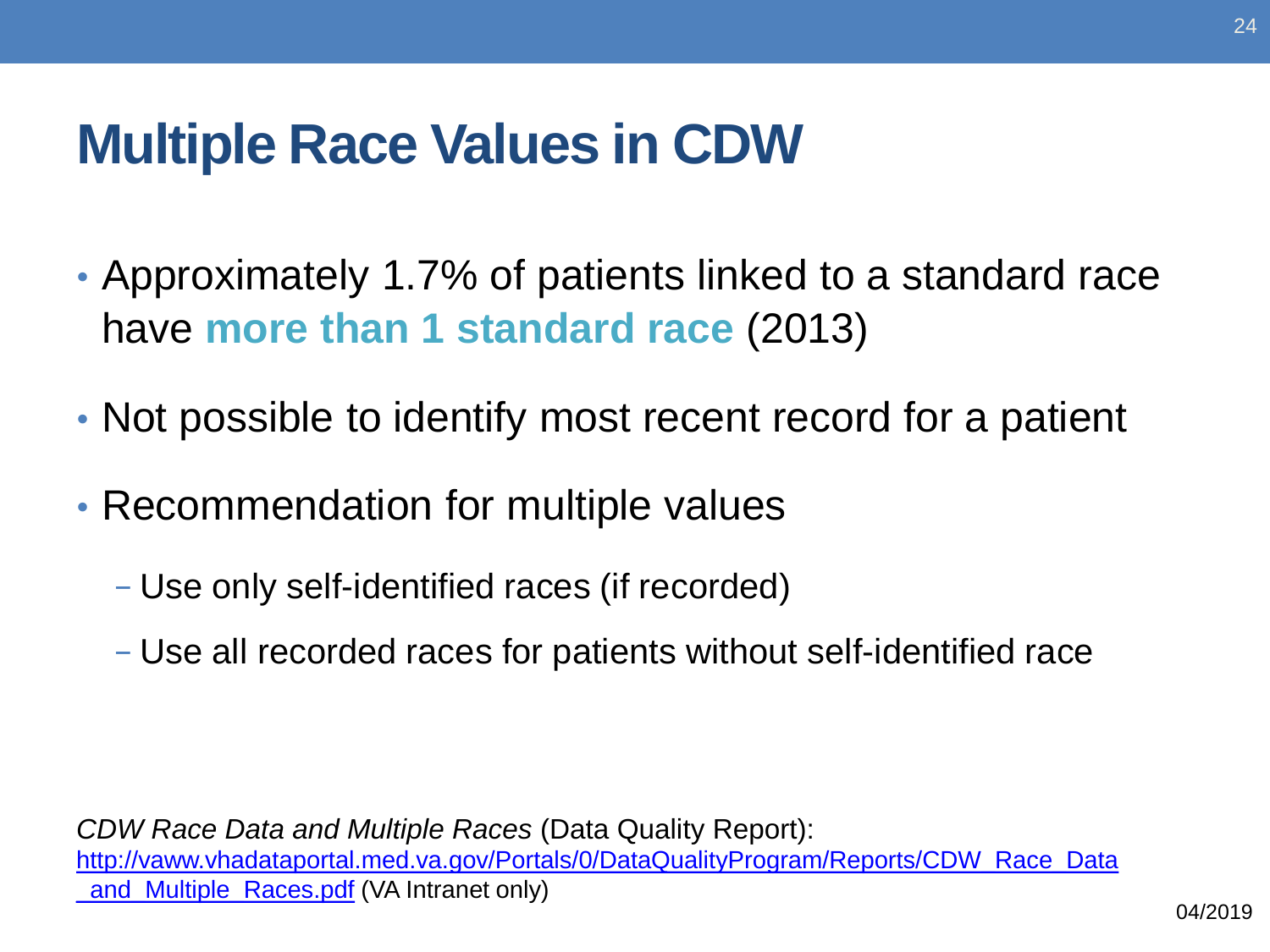# Multiple Race Values in CDW

- Approximately 1.7% of patients linked to a standard race have **more than 1 standard race** (2013)
- Not possible to identify most recent record for a patient
- Recommendation for multiple values
  - Use only self-identified races (if recorded)
  - Use all recorded races for patients without self-identified race

*CDW Race Data and Multiple Races* (Data Quality Report): [http://vaww.vhadataportal.med.va.gov/Portals/0/DataQualityProgram/Reports/CDW_Race_Data_and_Multiple_Races.pdf](http://vaww.vhadataportal.med.va.gov/Portals/0/DataQualityProgram/Reports/CDW_Race_Data_and_Multiple_Races.pdf) (VA Intranet only)

04/2019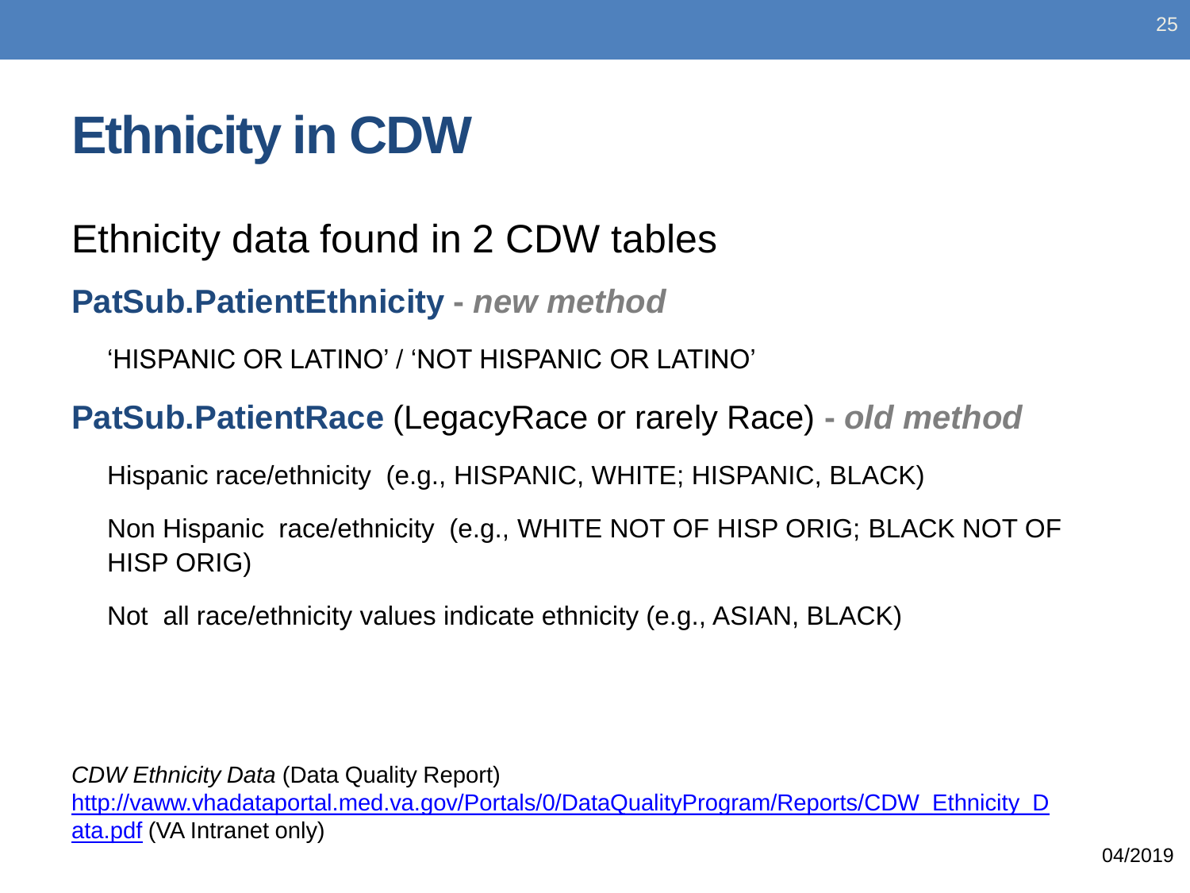# Ethnicity in CDW

Ethnicity data found in 2 CDW tables

**PatSub.PatientEthnicity** - ***new method***

‘HISPANIC OR LATINO’ / ‘NOT HISPANIC OR LATINO’

**PatSub.PatientRace** (LegacyRace or rarely Race) - ***old method***

Hispanic race/ethnicity (e.g., HISPANIC, WHITE; HISPANIC, BLACK)

Non Hispanic race/ethnicity (e.g., WHITE NOT OF HISP ORIG; BLACK NOT OF HISP ORIG)

Not all race/ethnicity values indicate ethnicity (e.g., ASIAN, BLACK)

*CDW Ethnicity Data* (Data Quality Report)
[http://vaww.vhadataportal.med.va.gov/Portals/0/DataQualityProgram/Reports/CDW_Ethnicity_Data.pdf](http://vaww.vhadataportal.med.va.gov/Portals/0/DataQualityProgram/Reports/CDW_Ethnicity_Data.pdf) (VA Intranet only)

04/2019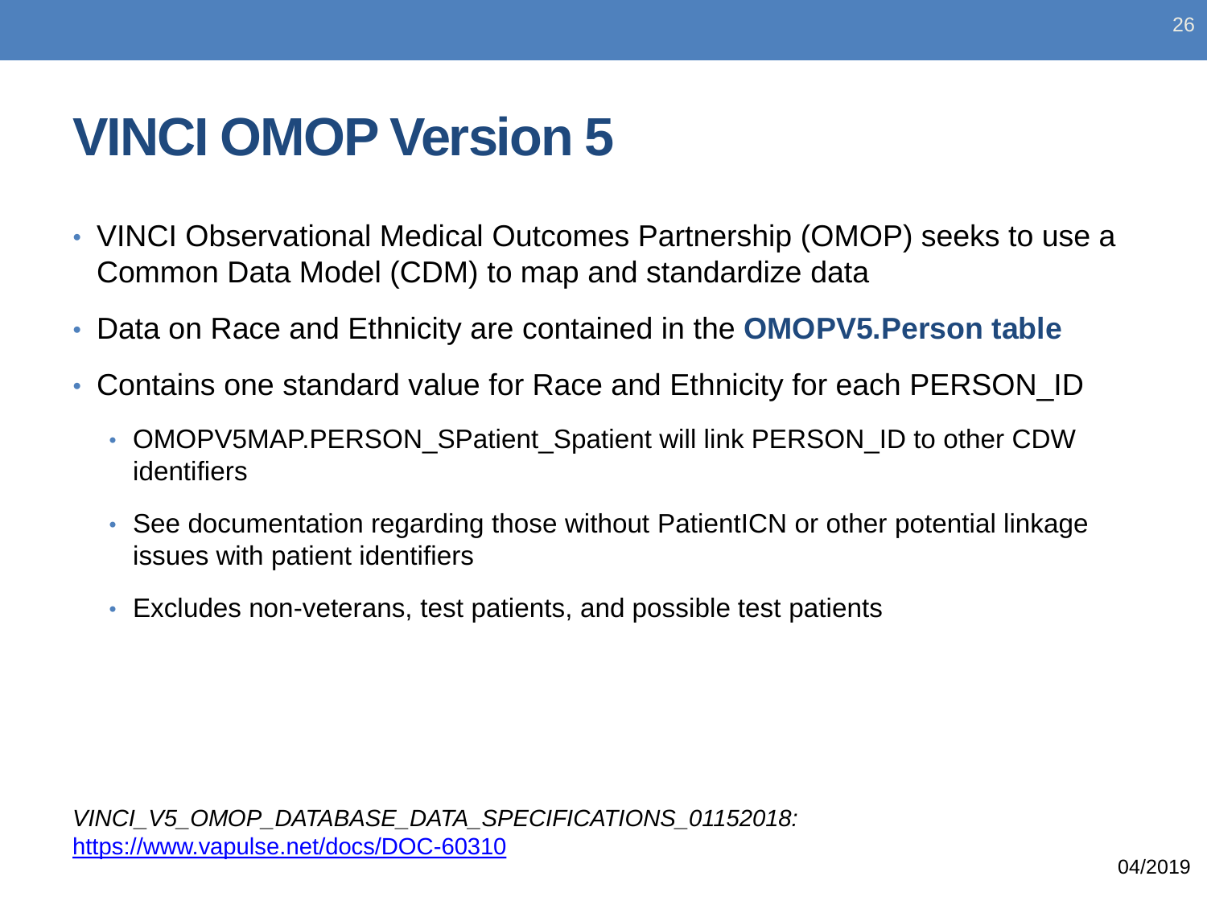# VINCI OMOP Version 5

- VINCI Observational Medical Outcomes Partnership (OMOP) seeks to use a Common Data Model (CDM) to map and standardize data
- Data on Race and Ethnicity are contained in the **OMOPV5.Person table**
- Contains one standard value for Race and Ethnicity for each PERSON_ID
  - OMOPV5MAP.PERSON_SPatient_Spatient will link PERSON_ID to other CDW identifiers
  - See documentation regarding those without PatientICN or other potential linkage issues with patient identifiers
  - Excludes non-veterans, test patients, and possible test patients

*VINCI_V5_OMOP_DATABASE_DATA_SPECIFICATIONS_01152018:*
[https://www.vapulse.net/docs/DOC-60310](https://www.vapulse.net/docs/DOC-60310)

04/2019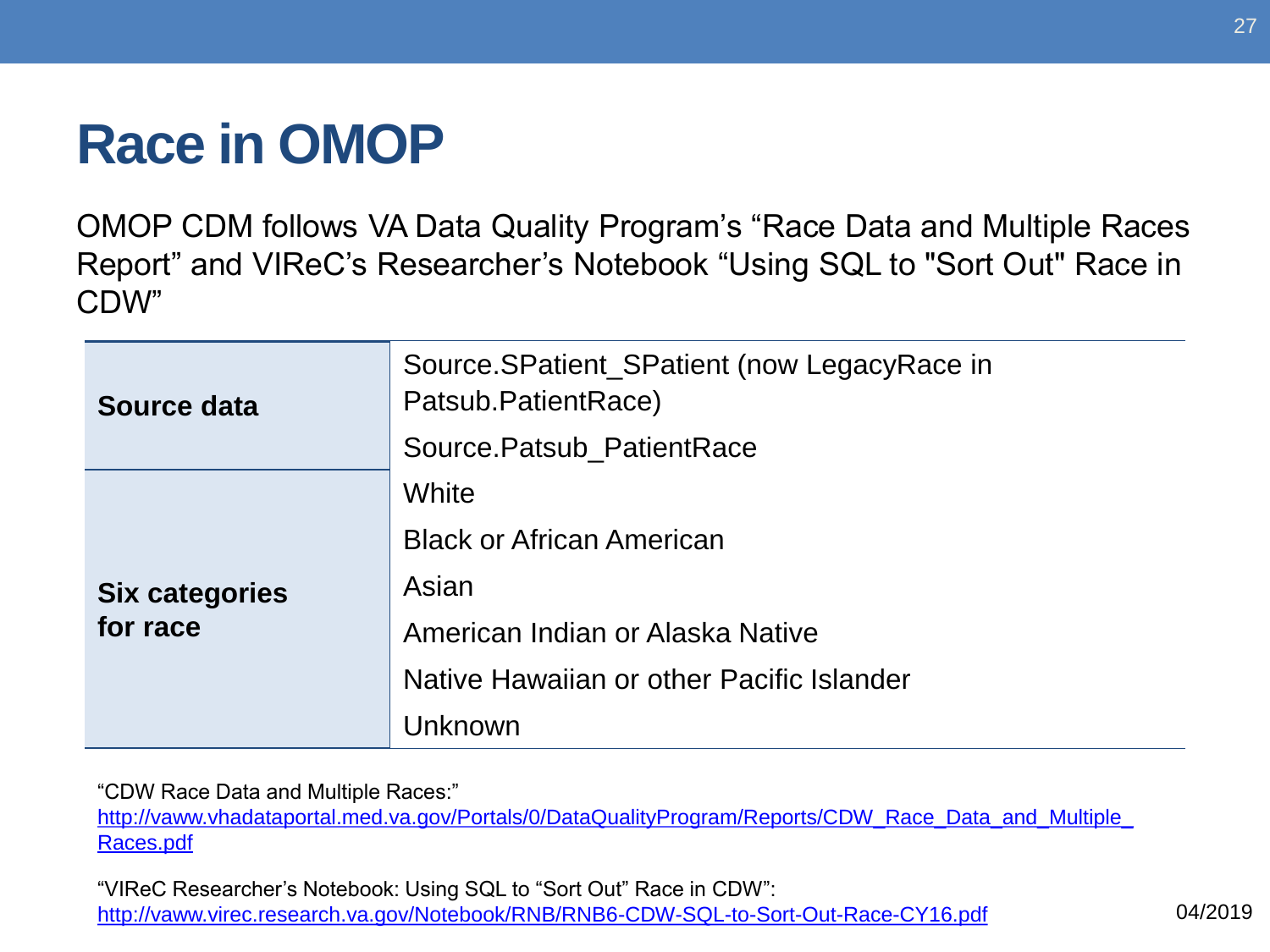# Race in OMOP

OMOP CDM follows VA Data Quality Program's "Race Data and Multiple Races Report" and VIReC's Researcher's Notebook "Using SQL to "Sort Out" Race in CDW"

| | |
|---|---|
| **Source data** | Source.SPatient_SPatient (now LegacyRace in Patsub.PatientRace) |
| | Source.Patsub_PatientRace |
| **Six categories for race** | White |
| | Black or African American |
| | Asian |
| | American Indian or Alaska Native |
| | Native Hawaiian or other Pacific Islander |
| | Unknown |

"CDW Race Data and Multiple Races:"
http://vaww.vhadataportal.med.va.gov/Portals/0/DataQualityProgram/Reports/CDW_Race_Data_and_Multiple_Races.pdf

"VIReC Researcher's Notebook: Using SQL to "Sort Out" Race in CDW":
http://vaww.virec.research.va.gov/Notebook/RNB/RNB6-CDW-SQL-to-Sort-Out-Race-CY16.pdf

04/2019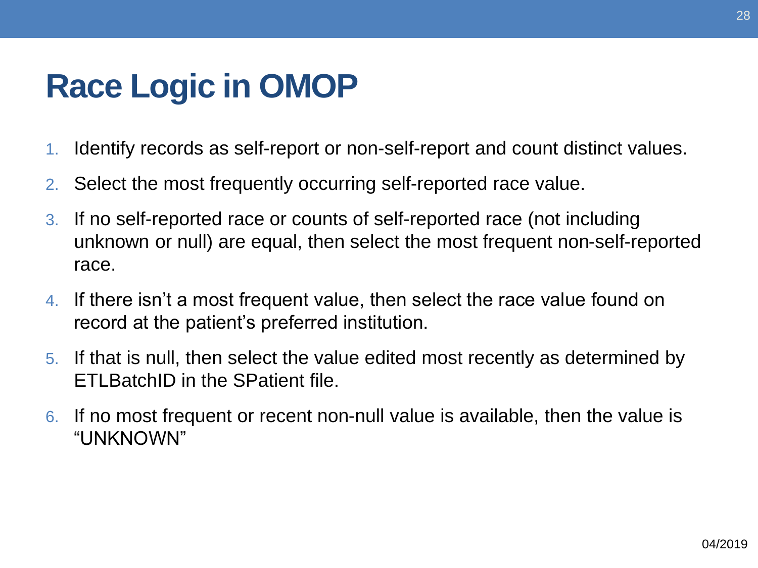# Race Logic in OMOP

1. Identify records as self-report or non-self-report and count distinct values.
2. Select the most frequently occurring self-reported race value.
3. If no self-reported race or counts of self-reported race (not including unknown or null) are equal, then select the most frequent non-self-reported race.
4. If there isn't a most frequent value, then select the race value found on record at the patient's preferred institution.
5. If that is null, then select the value edited most recently as determined by ETLBatchID in the SPatient file.
6. If no most frequent or recent non-null value is available, then the value is "UNKNOWN"

04/2019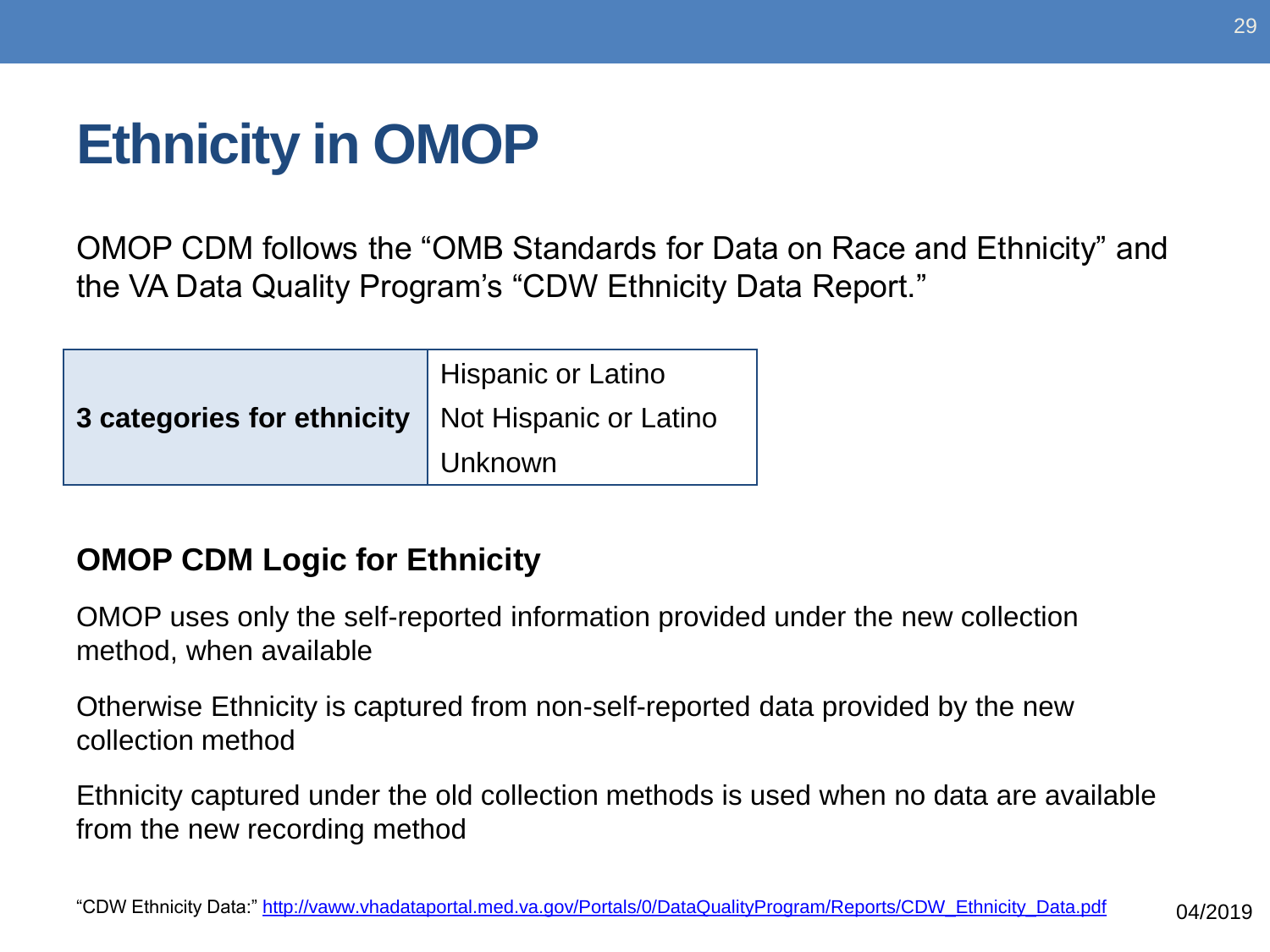# Ethnicity in OMOP

OMOP CDM follows the “OMB Standards for Data on Race and Ethnicity” and the VA Data Quality Program’s “CDW Ethnicity Data Report.”

| | |
|---|---|
| **3 categories for ethnicity** | Hispanic or Latino |
| | Not Hispanic or Latino |
| | Unknown |

**OMOP CDM Logic for Ethnicity**

OMOP uses only the self-reported information provided under the new collection method, when available

Otherwise Ethnicity is captured from non-self-reported data provided by the new collection method

Ethnicity captured under the old collection methods is used when no data are available from the new recording method

“CDW Ethnicity Data:” http://vaww.vhadataportal.med.va.gov/Portals/0/DataQualityProgram/Reports/CDW_Ethnicity_Data.pdf

04/2019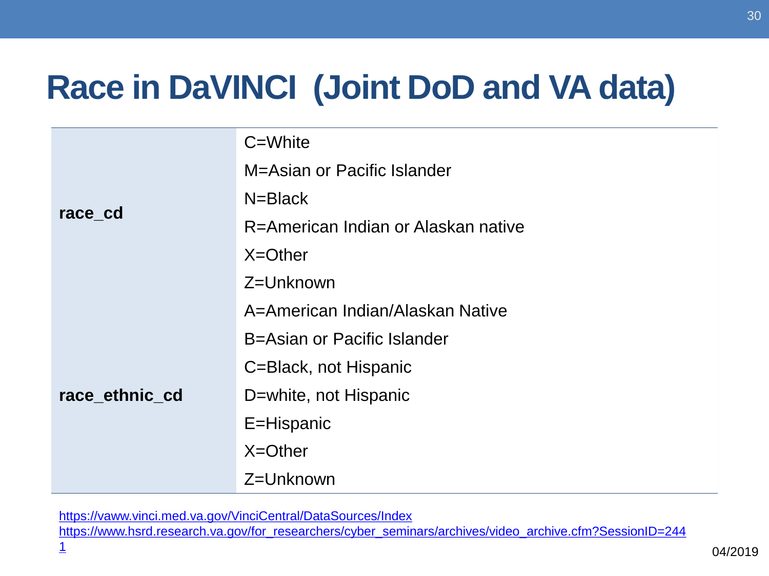# Race in DaVINCI (Joint DoD and VA data)

| | |
|---|---|
| **race_cd** | C=White<br>M=Asian or Pacific Islander<br>N=Black<br>R=American Indian or Alaskan native<br>X=Other<br>Z=Unknown |
| **race_ethnic_cd** | A=American Indian/Alaskan Native<br>B=Asian or Pacific Islander<br>C=Black, not Hispanic<br>D=white, not Hispanic<br>E=Hispanic<br>X=Other<br>Z=Unknown |

https://vaww.vinci.med.va.gov/VinciCentral/DataSources/Index
https://www.hsrd.research.va.gov/for_researchers/cyber_seminars/archives/video_archive.cfm?SessionID=2441

04/2019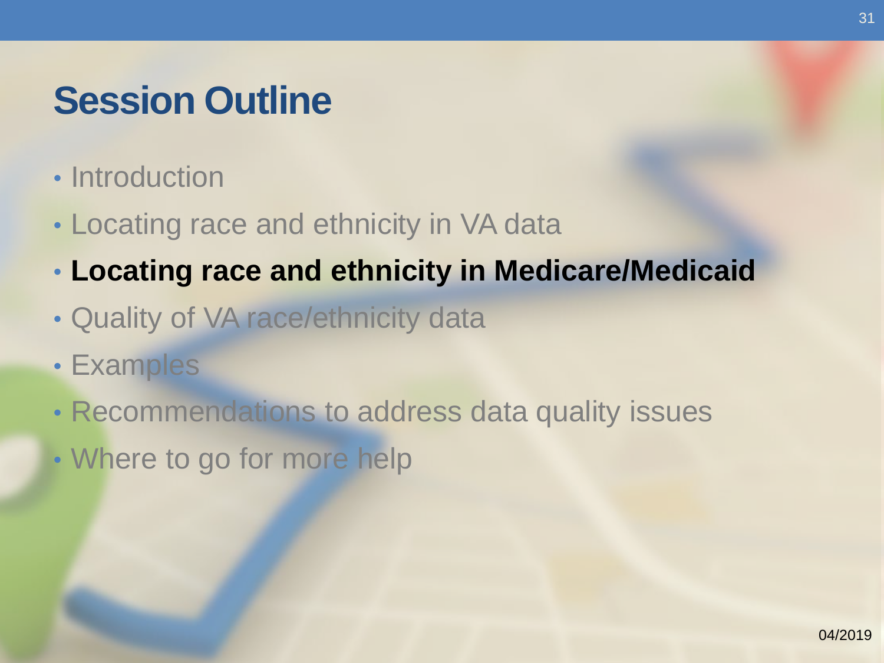# Session Outline

- Introduction
- Locating race and ethnicity in VA data
- **Locating race and ethnicity in Medicare/Medicaid**
- Quality of VA race/ethnicity data
- Examples
- Recommendations to address data quality issues
- Where to go for more help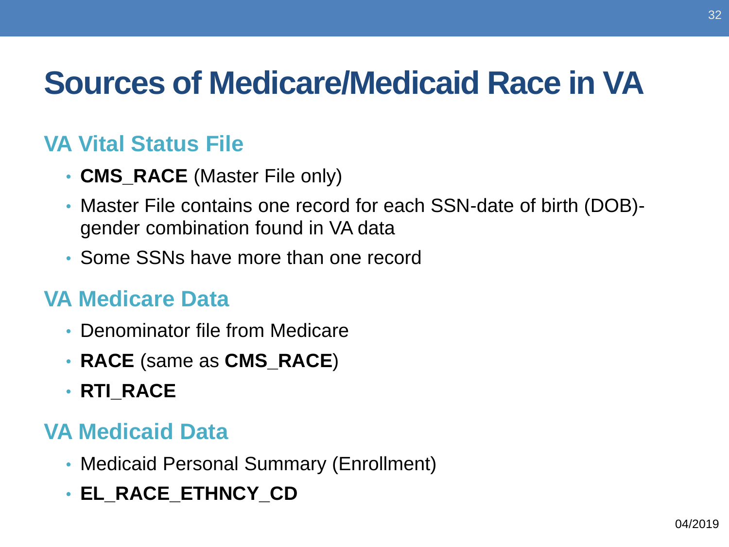# Sources of Medicare/Medicaid Race in VA

## VA Vital Status File

- **CMS_RACE** (Master File only)
- Master File contains one record for each SSN-date of birth (DOB)-gender combination found in VA data
- Some SSNs have more than one record

## VA Medicare Data

- Denominator file from Medicare
- **RACE** (same as **CMS_RACE**)
- **RTI_RACE**

## VA Medicaid Data

- Medicaid Personal Summary (Enrollment)
- **EL_RACE_ETHNCY_CD**

04/2019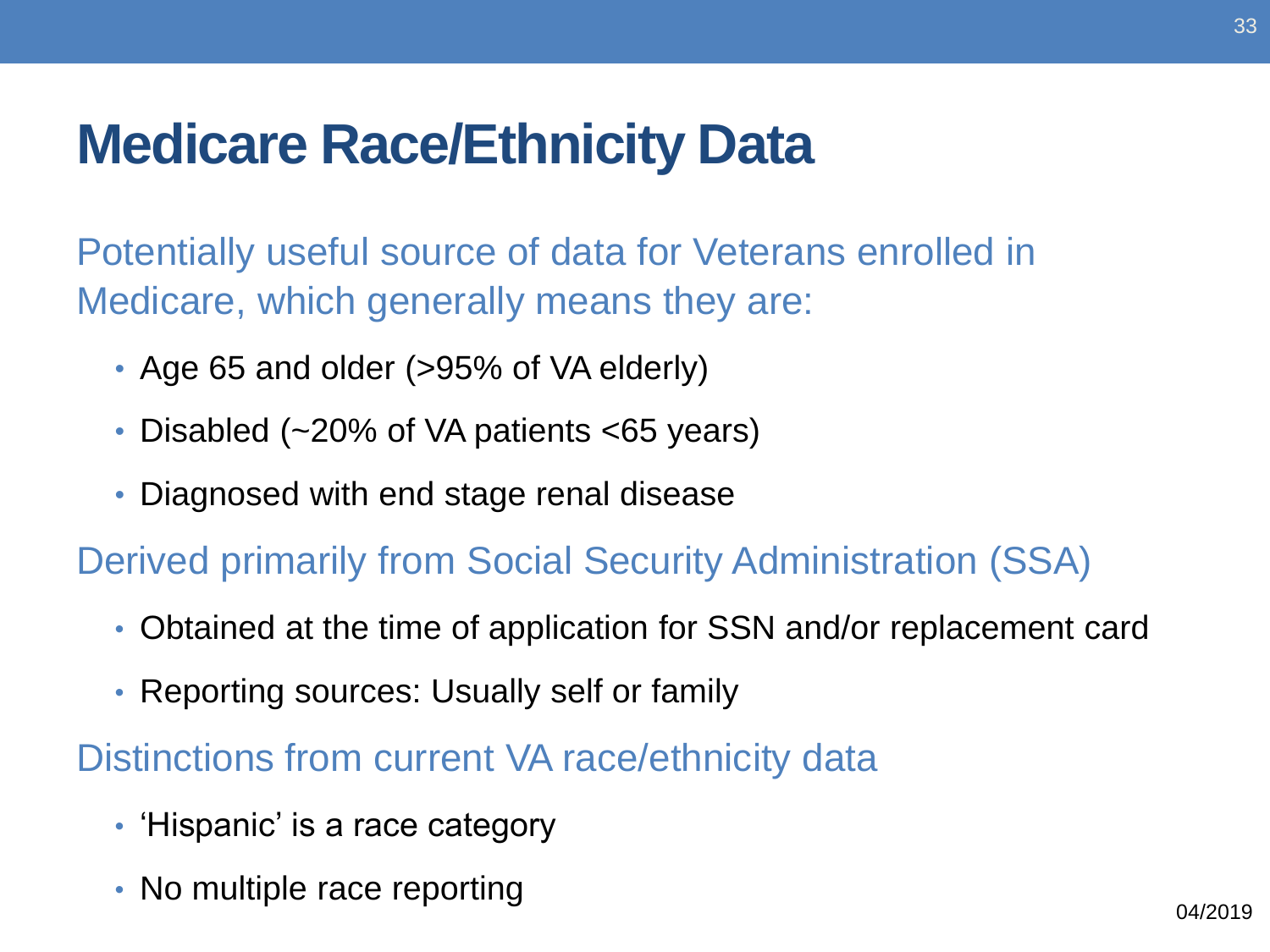# Medicare Race/Ethnicity Data

Potentially useful source of data for Veterans enrolled in Medicare, which generally means they are:

- Age 65 and older (>95% of VA elderly)
- Disabled (~20% of VA patients <65 years)
- Diagnosed with end stage renal disease

Derived primarily from Social Security Administration (SSA)

- Obtained at the time of application for SSN and/or replacement card
- Reporting sources: Usually self or family

Distinctions from current VA race/ethnicity data

- 'Hispanic' is a race category
- No multiple race reporting

04/2019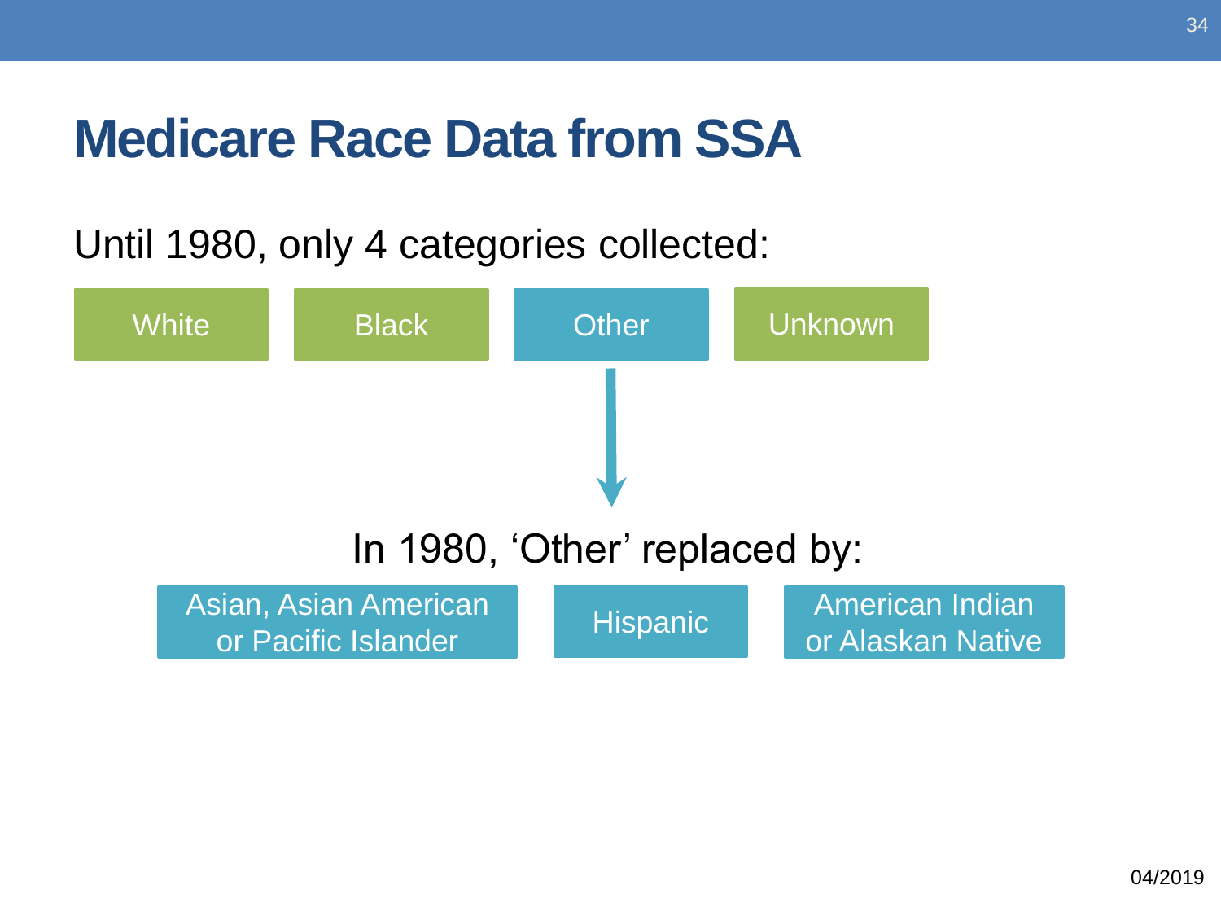# Medicare Race Data from SSA

Until 1980, only 4 categories collected:

- White
- Black
- Other
- Unknown

In 1980, 'Other' replaced by:

- Asian, Asian American or Pacific Islander
- Hispanic
- American Indian or Alaskan Native

04/2019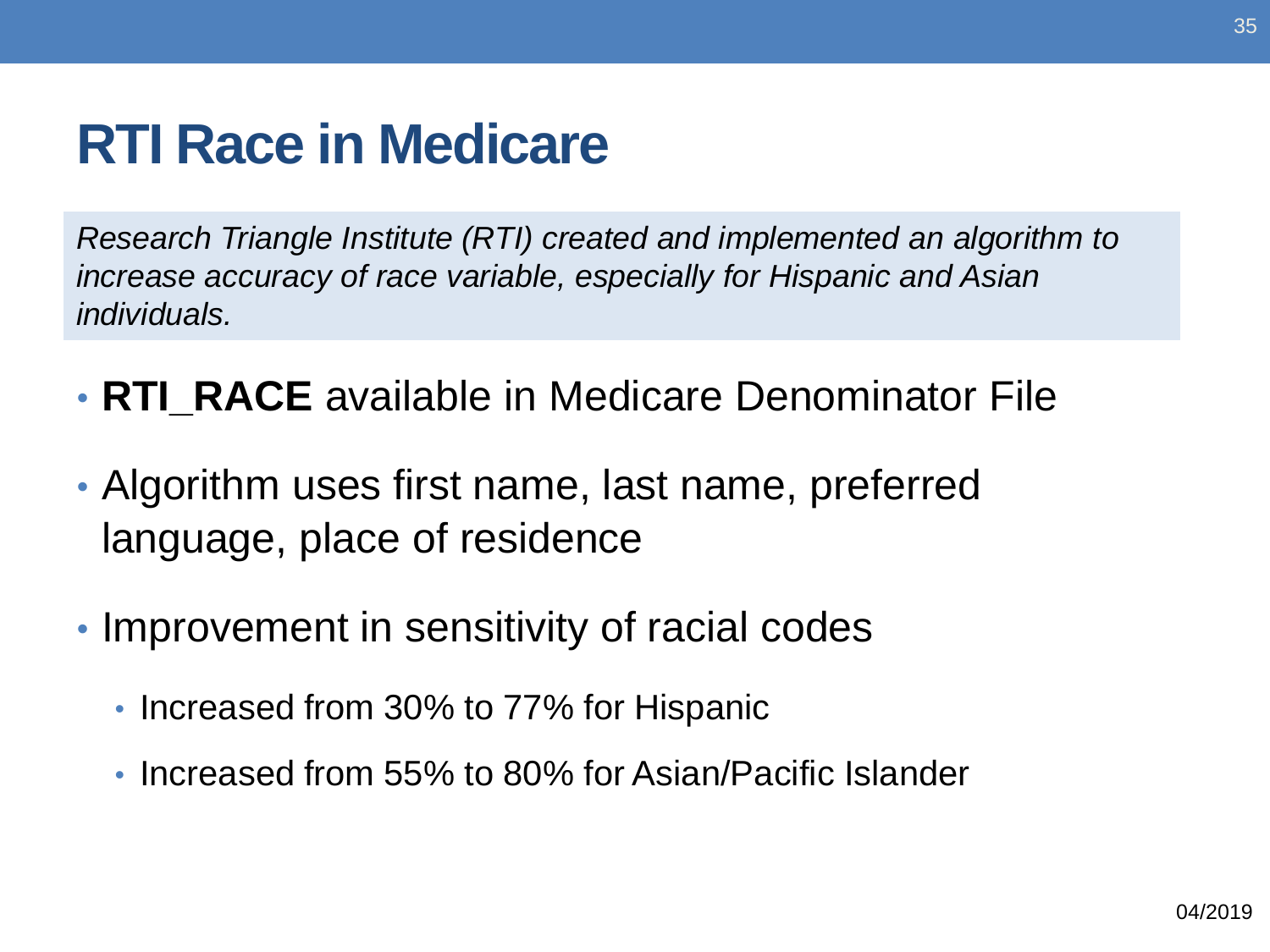# RTI Race in Medicare

*Research Triangle Institute (RTI) created and implemented an algorithm to increase accuracy of race variable, especially for Hispanic and Asian individuals.*

- **RTI_RACE** available in Medicare Denominator File
- Algorithm uses first name, last name, preferred language, place of residence
- Improvement in sensitivity of racial codes
  - Increased from 30% to 77% for Hispanic
  - Increased from 55% to 80% for Asian/Pacific Islander

04/2019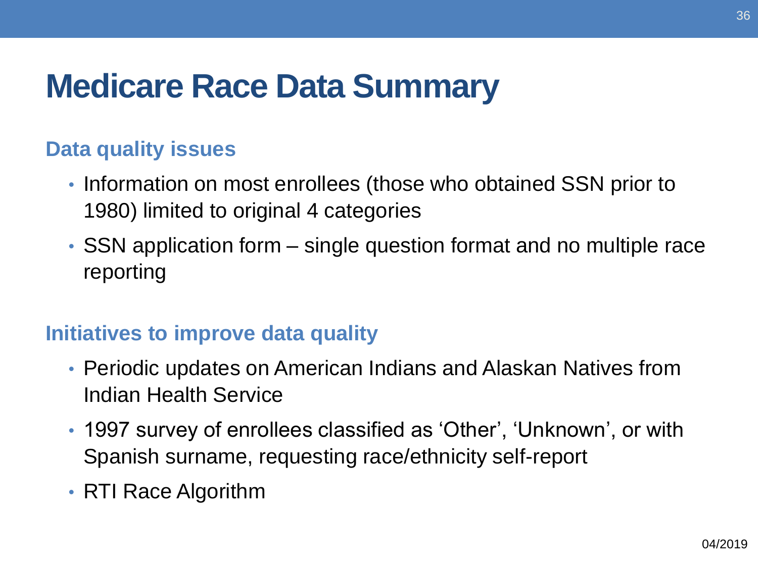# Medicare Race Data Summary

### Data quality issues

- Information on most enrollees (those who obtained SSN prior to 1980) limited to original 4 categories
- SSN application form – single question format and no multiple race reporting

### Initiatives to improve data quality

- Periodic updates on American Indians and Alaskan Natives from Indian Health Service
- 1997 survey of enrollees classified as 'Other', 'Unknown', or with Spanish surname, requesting race/ethnicity self-report
- RTI Race Algorithm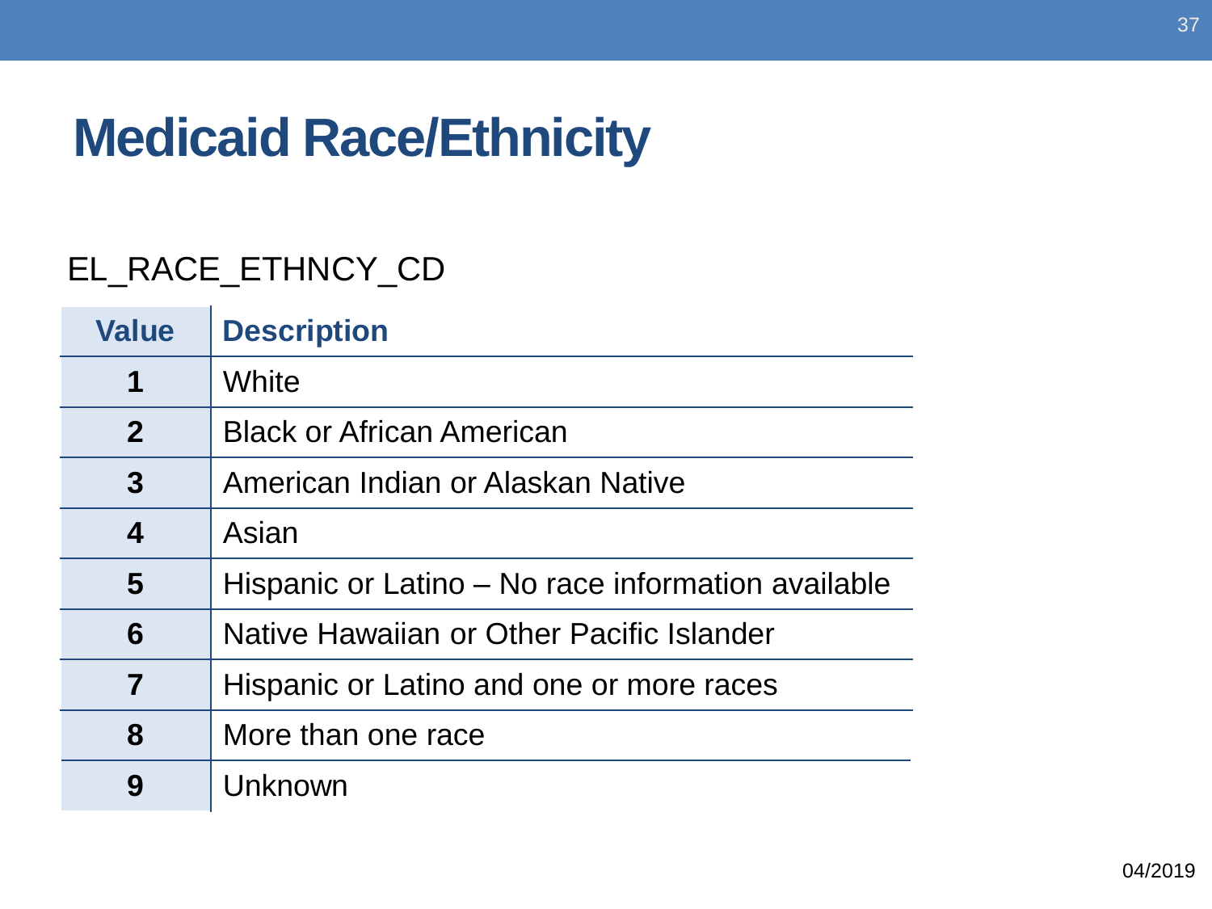# Medicaid Race/Ethnicity

EL_RACE_ETHNCY_CD

| Value | Description |
| --- | --- |
| **1** | White |
| **2** | Black or African American |
| **3** | American Indian or Alaskan Native |
| **4** | Asian |
| **5** | Hispanic or Latino – No race information available |
| **6** | Native Hawaiian or Other Pacific Islander |
| **7** | Hispanic or Latino and one or more races |
| **8** | More than one race |
| **9** | Unknown |

04/2019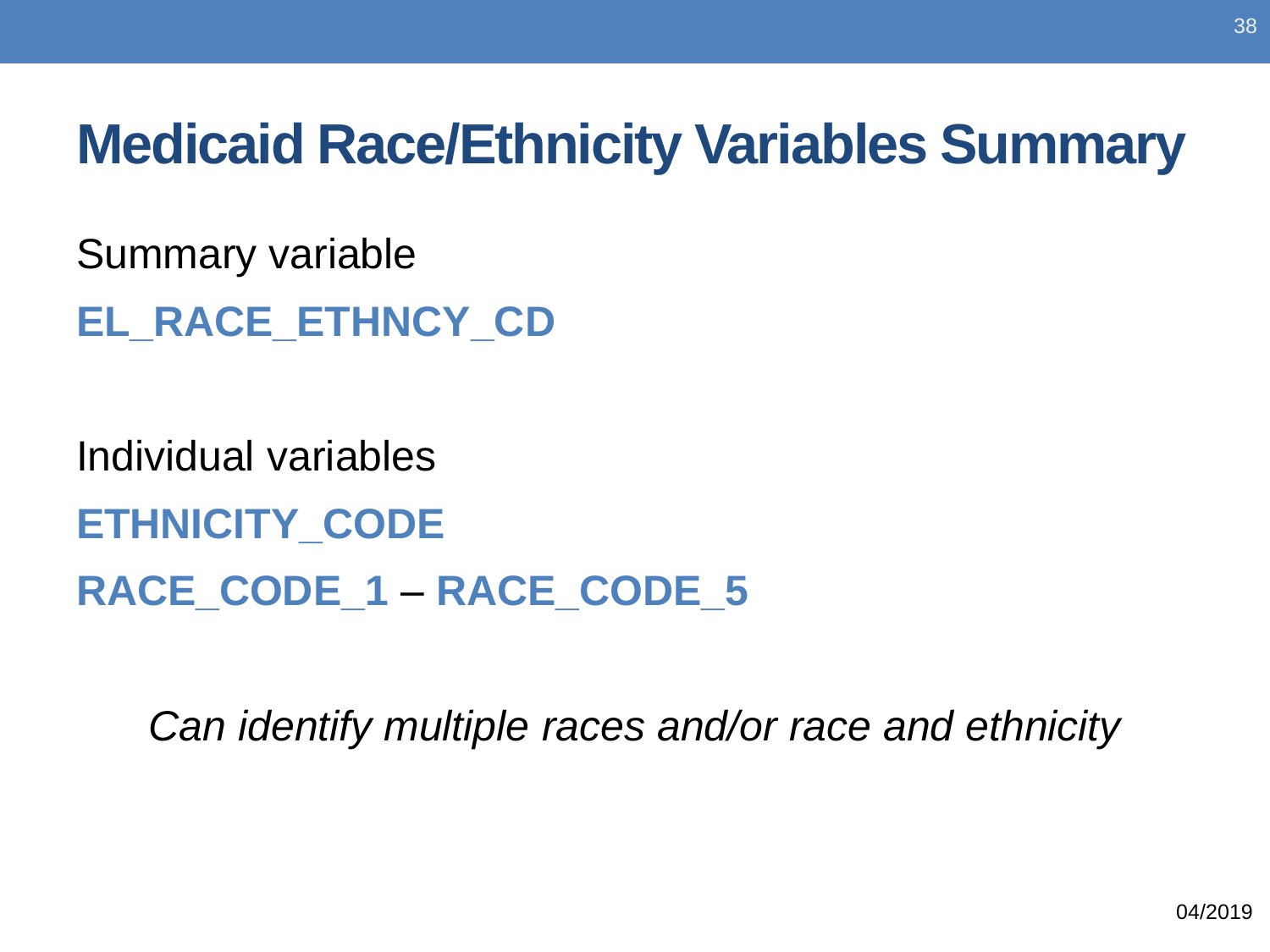# Medicaid Race/Ethnicity Variables Summary

Summary variable

**EL_RACE_ETHNCY_CD**

Individual variables

**ETHNICITY_CODE**

**RACE_CODE_1** – **RACE_CODE_5**

*Can identify multiple races and/or race and ethnicity*

04/2019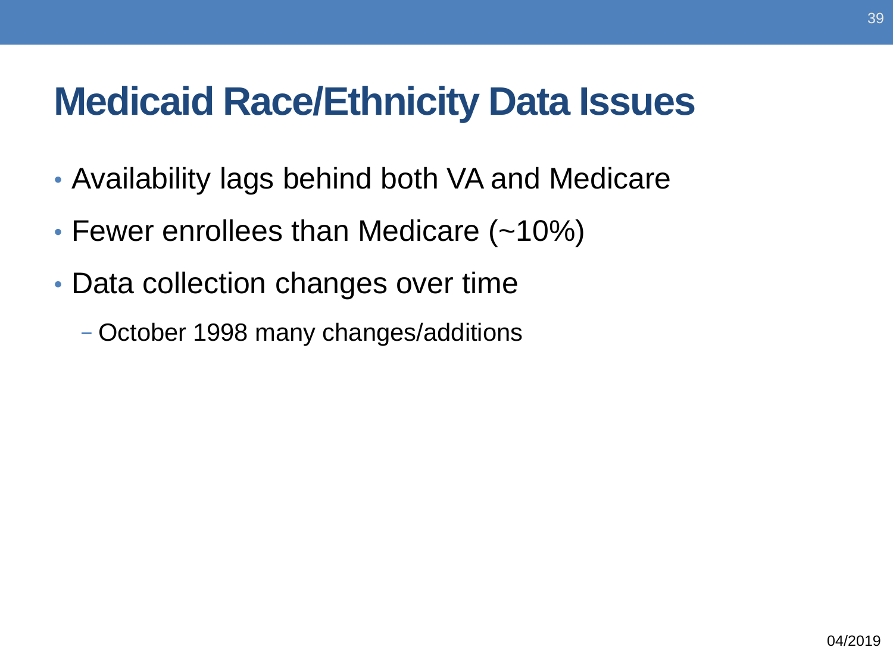# Medicaid Race/Ethnicity Data Issues

- Availability lags behind both VA and Medicare
- Fewer enrollees than Medicare (~10%)
- Data collection changes over time
  - October 1998 many changes/additions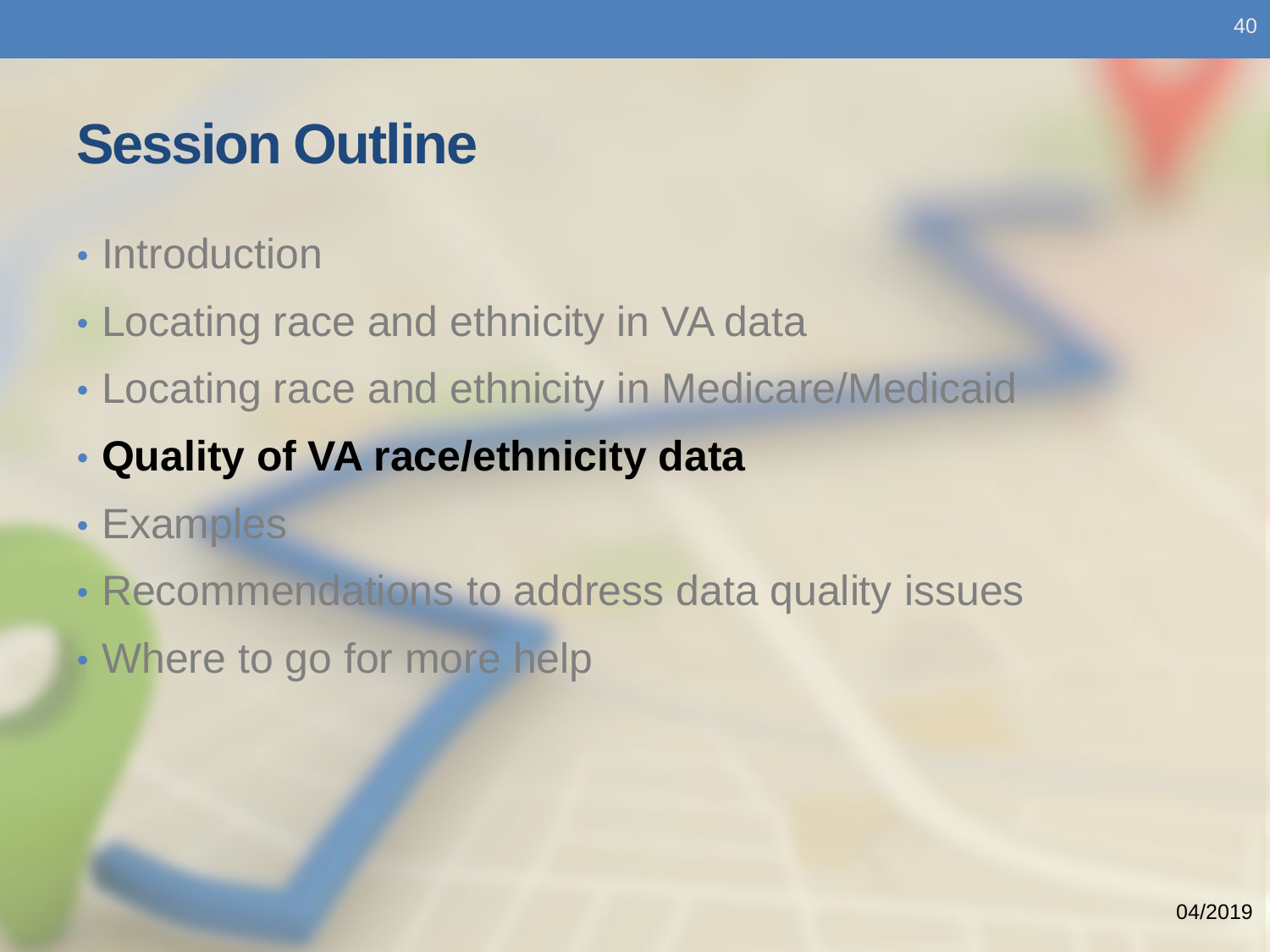# Session Outline

- Introduction
- Locating race and ethnicity in VA data
- Locating race and ethnicity in Medicare/Medicaid
- **Quality of VA race/ethnicity data**
- Examples
- Recommendations to address data quality issues
- Where to go for more help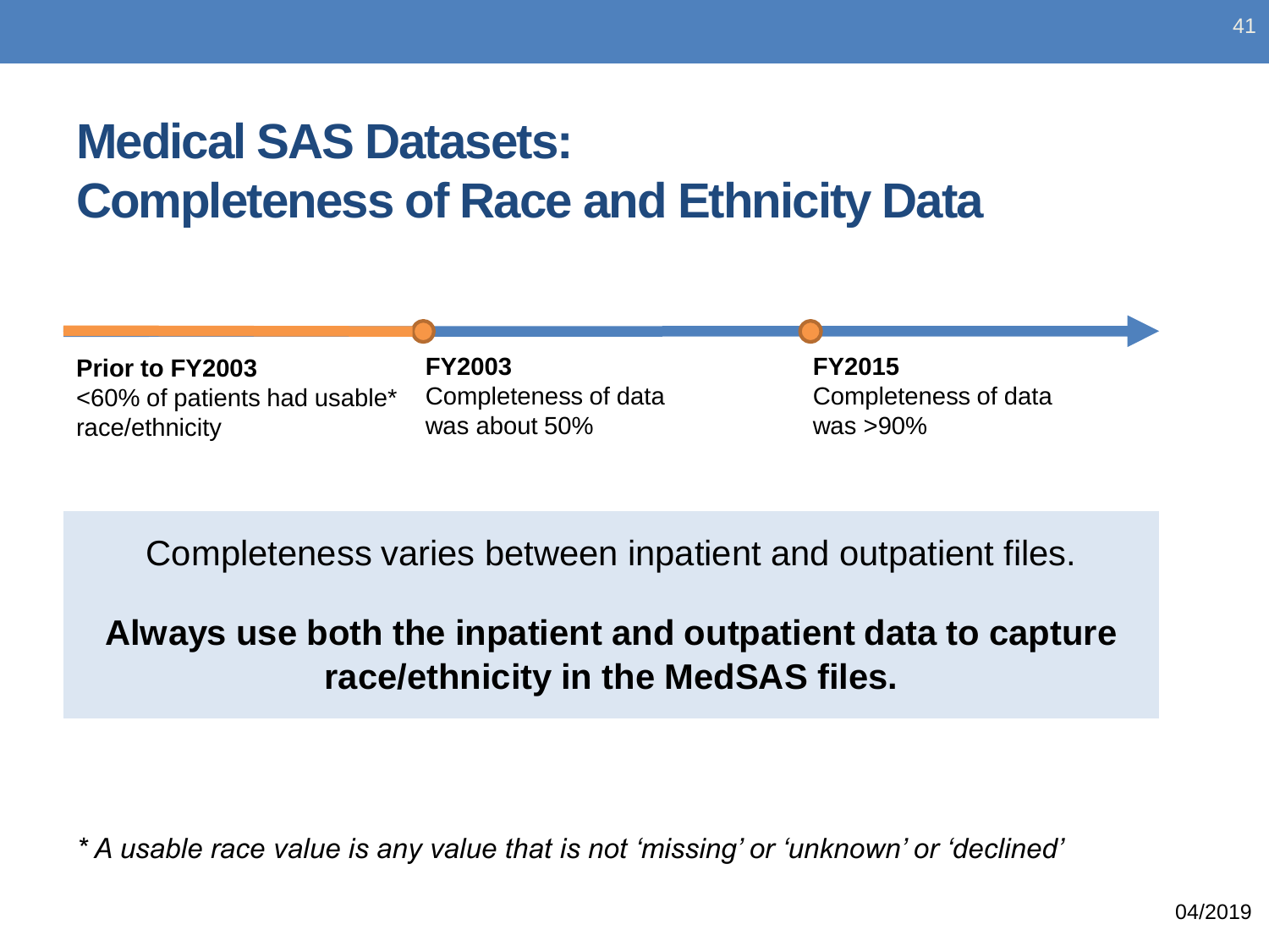# Medical SAS Datasets: Completeness of Race and Ethnicity Data

**Prior to FY2003**
<60% of patients had usable* race/ethnicity

**FY2003**
Completeness of data was about 50%

**FY2015**
Completeness of data was >90%

Completeness varies between inpatient and outpatient files.

**Always use both the inpatient and outpatient data to capture race/ethnicity in the MedSAS files.**

*\* A usable race value is any value that is not 'missing' or 'unknown' or 'declined'*

04/2019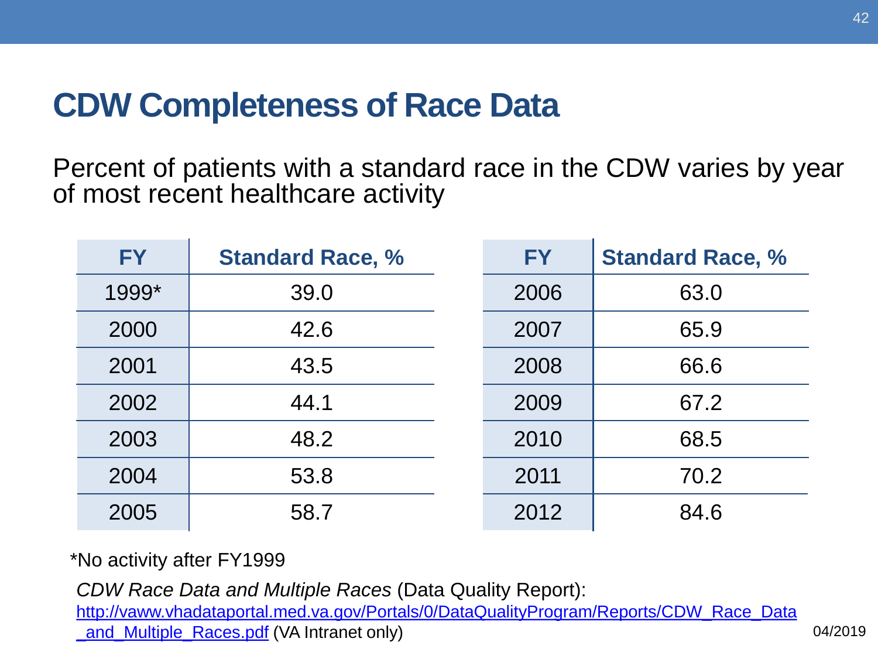# CDW Completeness of Race Data

Percent of patients with a standard race in the CDW varies by year of most recent healthcare activity

| FY | Standard Race, % |
|---|---|
| 1999* | 39.0 |
| 2000 | 42.6 |
| 2001 | 43.5 |
| 2002 | 44.1 |
| 2003 | 48.2 |
| 2004 | 53.8 |
| 2005 | 58.7 |

| FY | Standard Race, % |
|---|---|
| 2006 | 63.0 |
| 2007 | 65.9 |
| 2008 | 66.6 |
| 2009 | 67.2 |
| 2010 | 68.5 |
| 2011 | 70.2 |
| 2012 | 84.6 |

*No activity after FY1999

*CDW Race Data and Multiple Races* (Data Quality Report): http://vaww.vhadataportal.med.va.gov/Portals/0/DataQualityProgram/Reports/CDW_Race_Data_and_Multiple_Races.pdf (VA Intranet only)

04/2019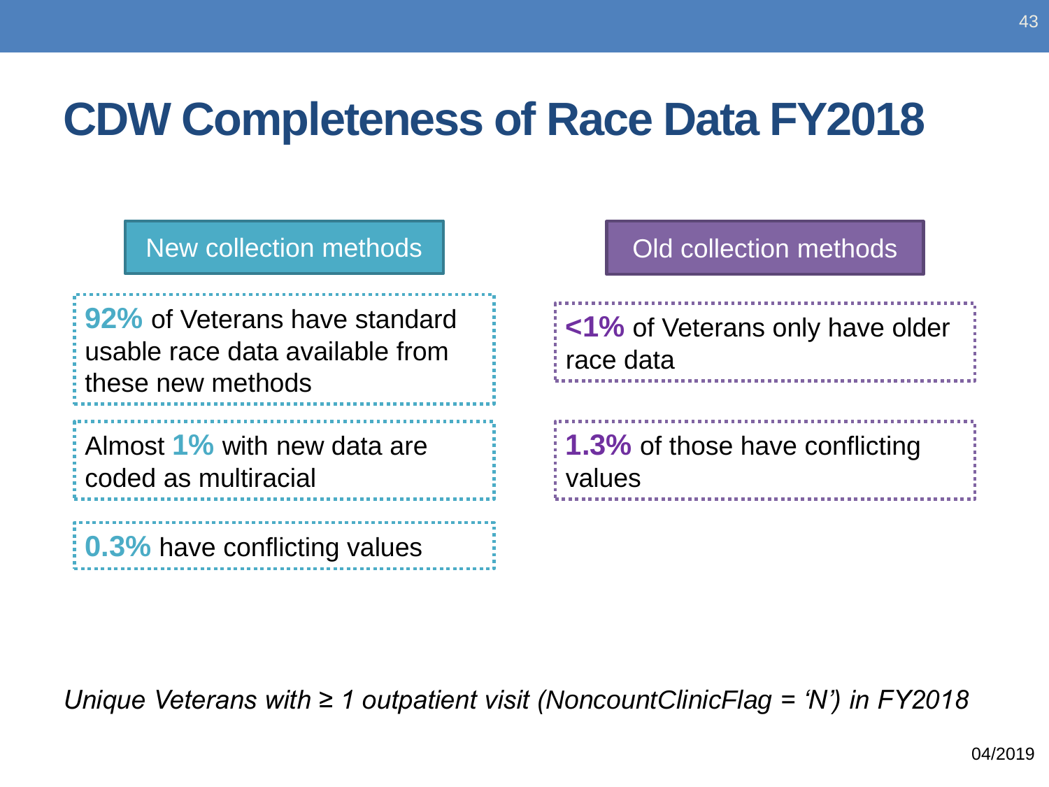# CDW Completeness of Race Data FY2018

## New collection methods

**92%** of Veterans have standard usable race data available from these new methods

Almost **1%** with new data are coded as multiracial

**0.3%** have conflicting values

## Old collection methods

**<1%** of Veterans only have older race data

**1.3%** of those have conflicting values

*Unique Veterans with ≥ 1 outpatient visit (NoncountClinicFlag = 'N') in FY2018*

04/2019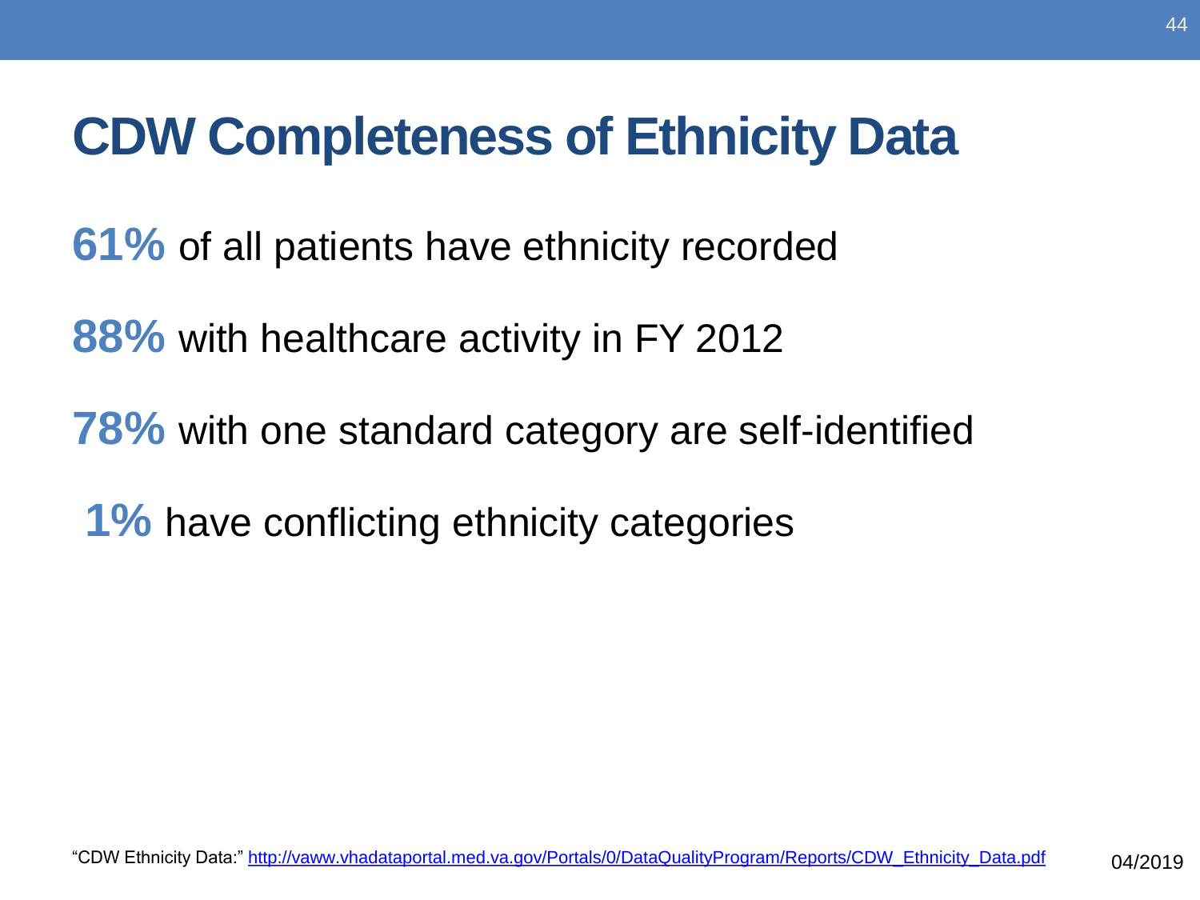# CDW Completeness of Ethnicity Data

**61%** of all patients have ethnicity recorded

**88%** with healthcare activity in FY 2012

**78%** with one standard category are self-identified

**1%** have conflicting ethnicity categories

"CDW Ethnicity Data:" http://vaww.vhadataportal.med.va.gov/Portals/0/DataQualityProgram/Reports/CDW_Ethnicity_Data.pdf

04/2019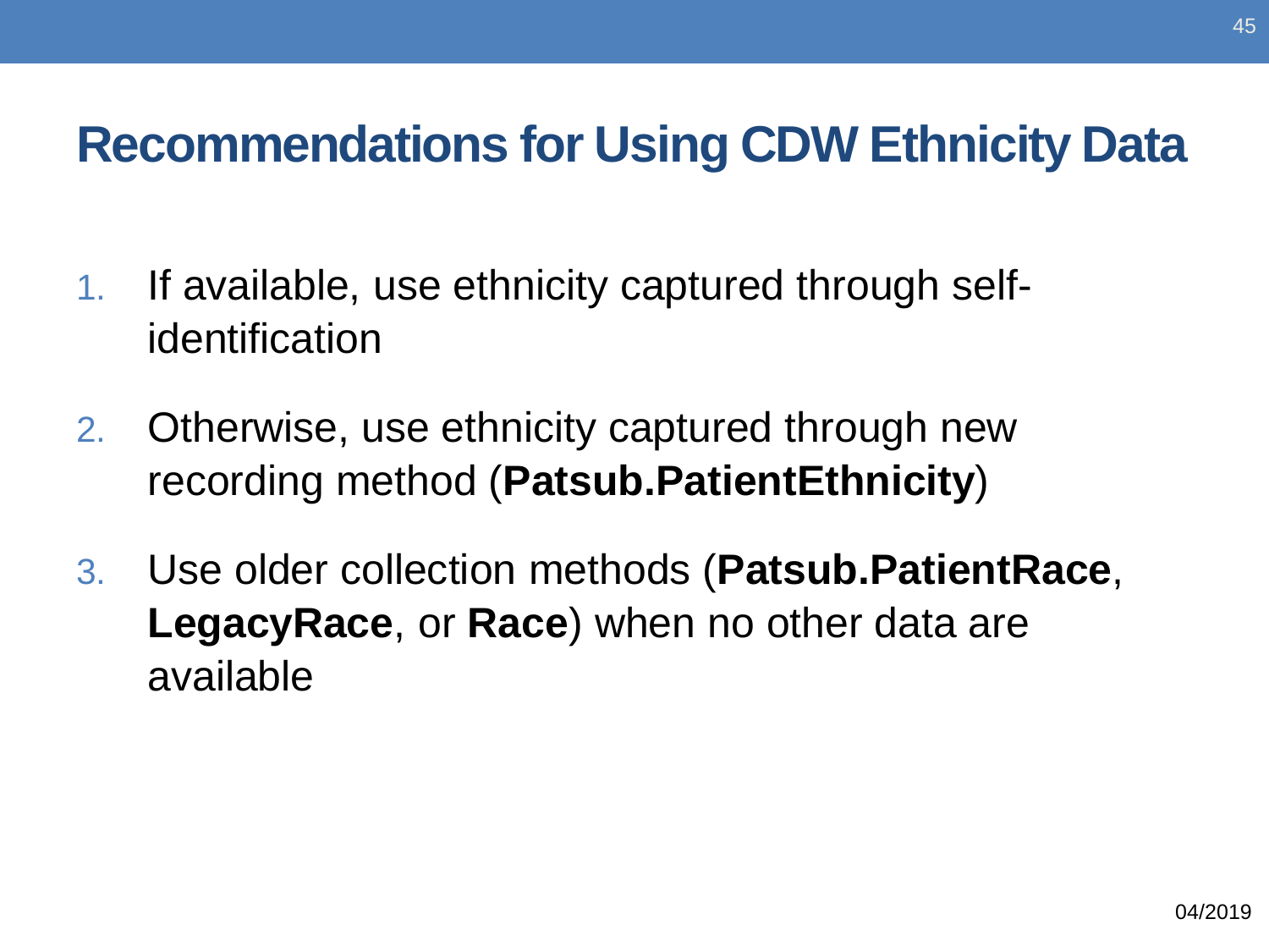# Recommendations for Using CDW Ethnicity Data

1. If available, use ethnicity captured through self-identification
2. Otherwise, use ethnicity captured through new recording method (**Patsub.PatientEthnicity**)
3. Use older collection methods (**Patsub.PatientRace**, **LegacyRace**, or **Race**) when no other data are available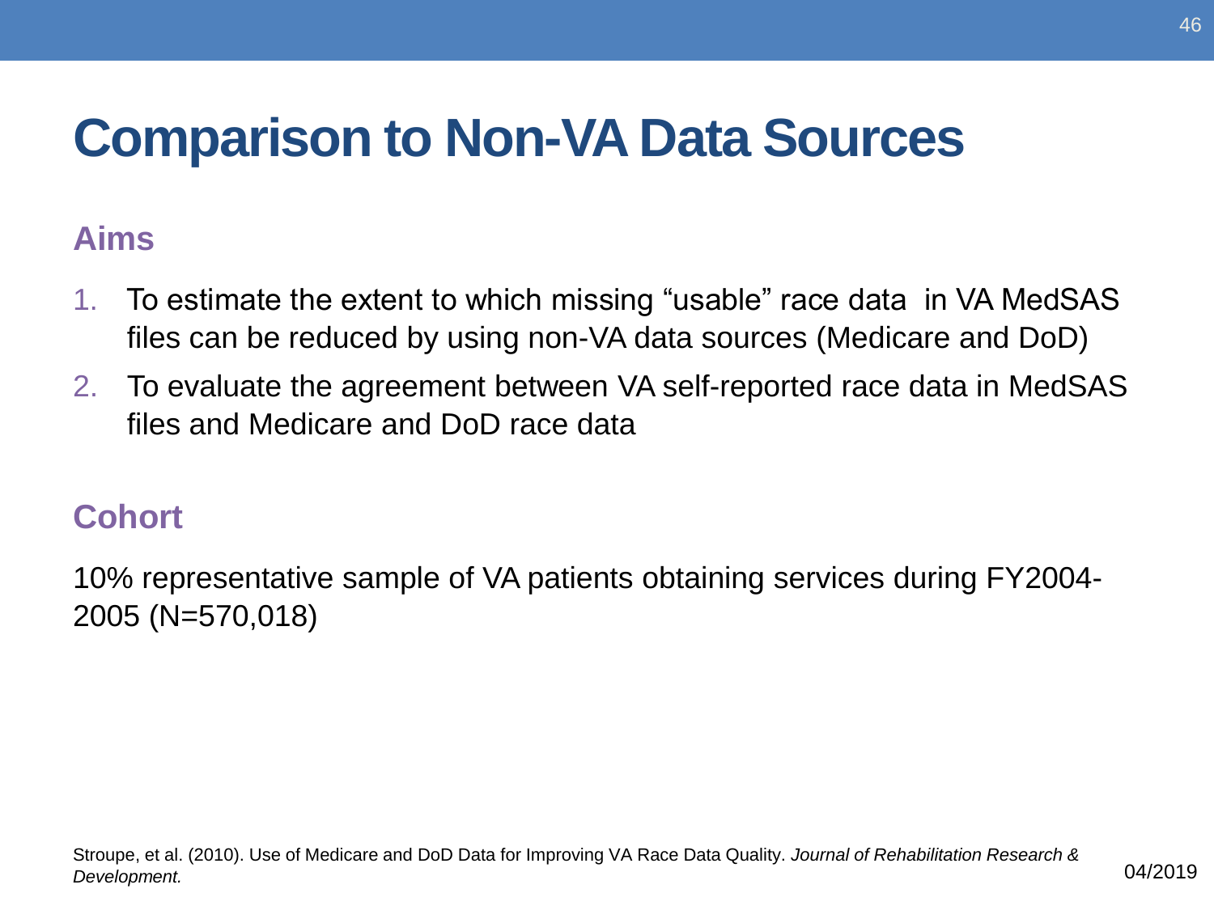# Comparison to Non-VA Data Sources

## Aims

1. To estimate the extent to which missing “usable” race data in VA MedSAS files can be reduced by using non-VA data sources (Medicare and DoD)
2. To evaluate the agreement between VA self-reported race data in MedSAS files and Medicare and DoD race data

## Cohort

10% representative sample of VA patients obtaining services during FY2004-2005 (N=570,018)

Stroupe, et al. (2010). Use of Medicare and DoD Data for Improving VA Race Data Quality. *Journal of Rehabilitation Research & Development.*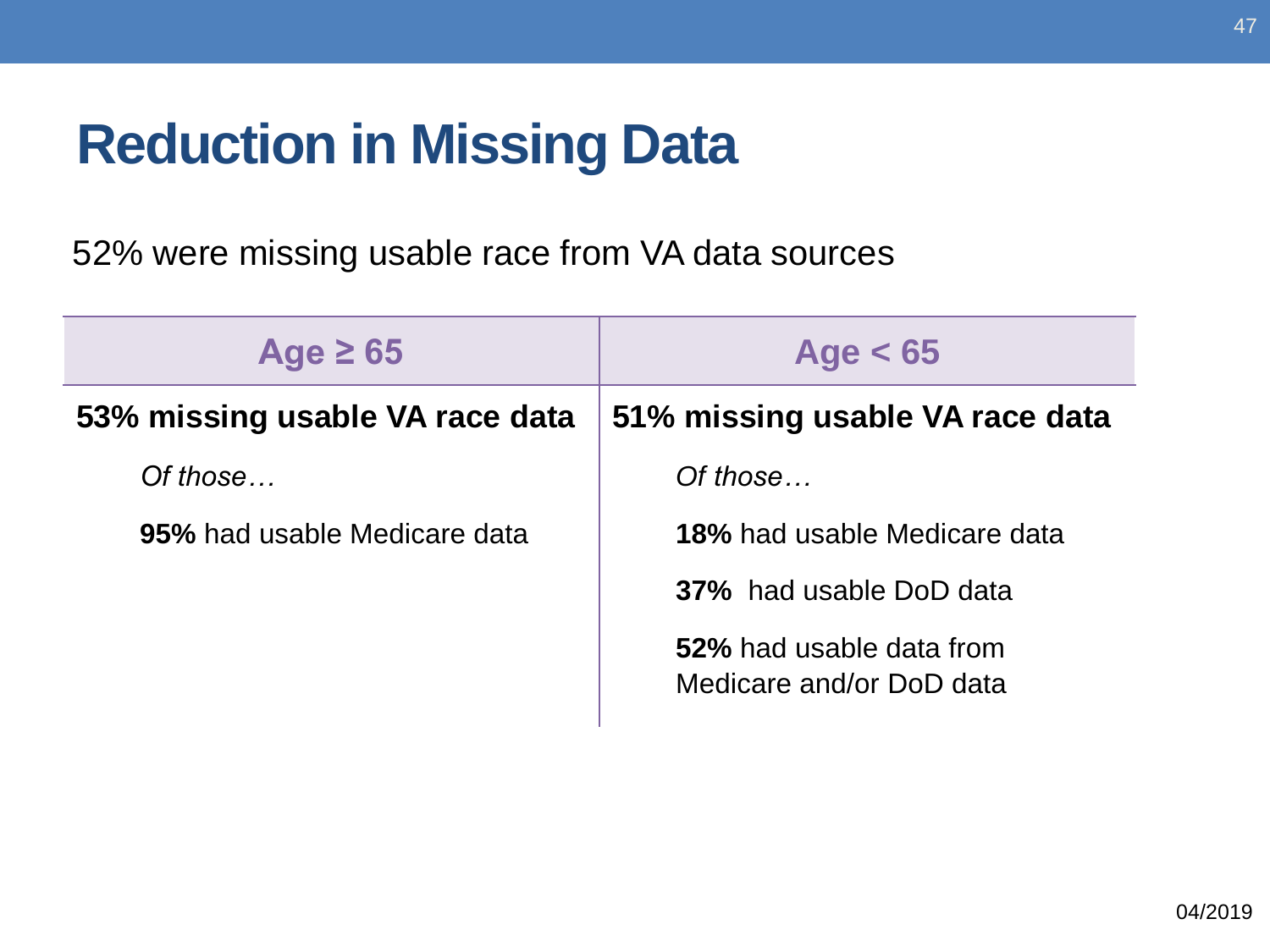# Reduction in Missing Data

52% were missing usable race from VA data sources

| Age ≥ 65 | Age < 65 |
|---|---|
| **53% missing usable VA race data** | **51% missing usable VA race data** |
| *Of those…* | *Of those…* |
| **95%** had usable Medicare data | **18%** had usable Medicare data |
| | **37%** had usable DoD data |
| | **52%** had usable data from Medicare and/or DoD data |

04/2019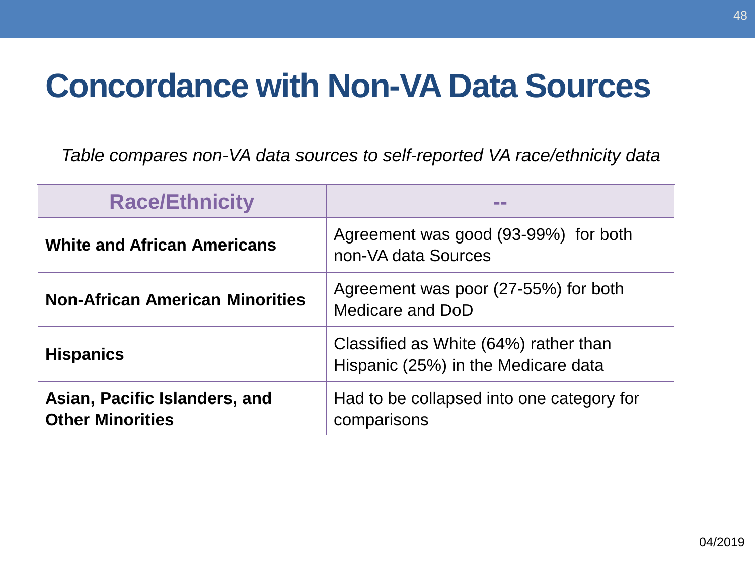# Concordance with Non-VA Data Sources

*Table compares non-VA data sources to self-reported VA race/ethnicity data*

| Race/Ethnicity | -- |
|---|---|
| **White and African Americans** | Agreement was good (93-99%) for both non-VA data Sources |
| **Non-African American Minorities** | Agreement was poor (27-55%) for both Medicare and DoD |
| **Hispanics** | Classified as White (64%) rather than Hispanic (25%) in the Medicare data |
| **Asian, Pacific Islanders, and Other Minorities** | Had to be collapsed into one category for comparisons |

04/2019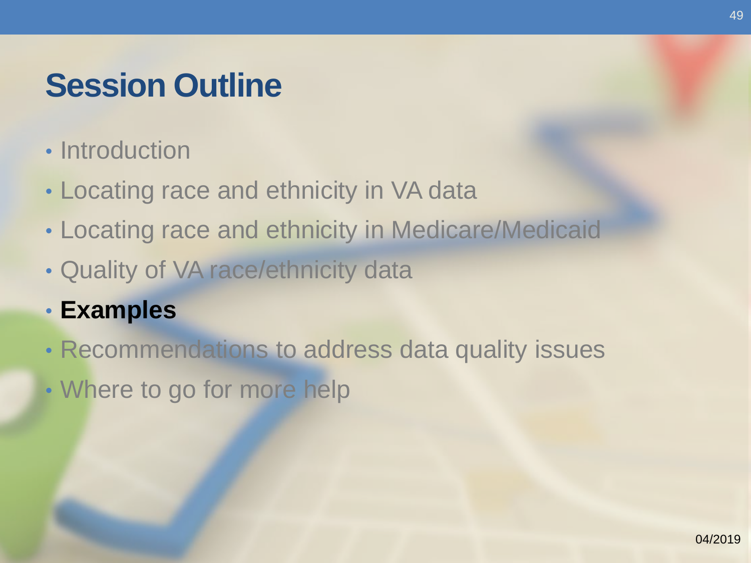# Session Outline

- Introduction
- Locating race and ethnicity in VA data
- Locating race and ethnicity in Medicare/Medicaid
- Quality of VA race/ethnicity data
- **Examples**
- Recommendations to address data quality issues
- Where to go for more help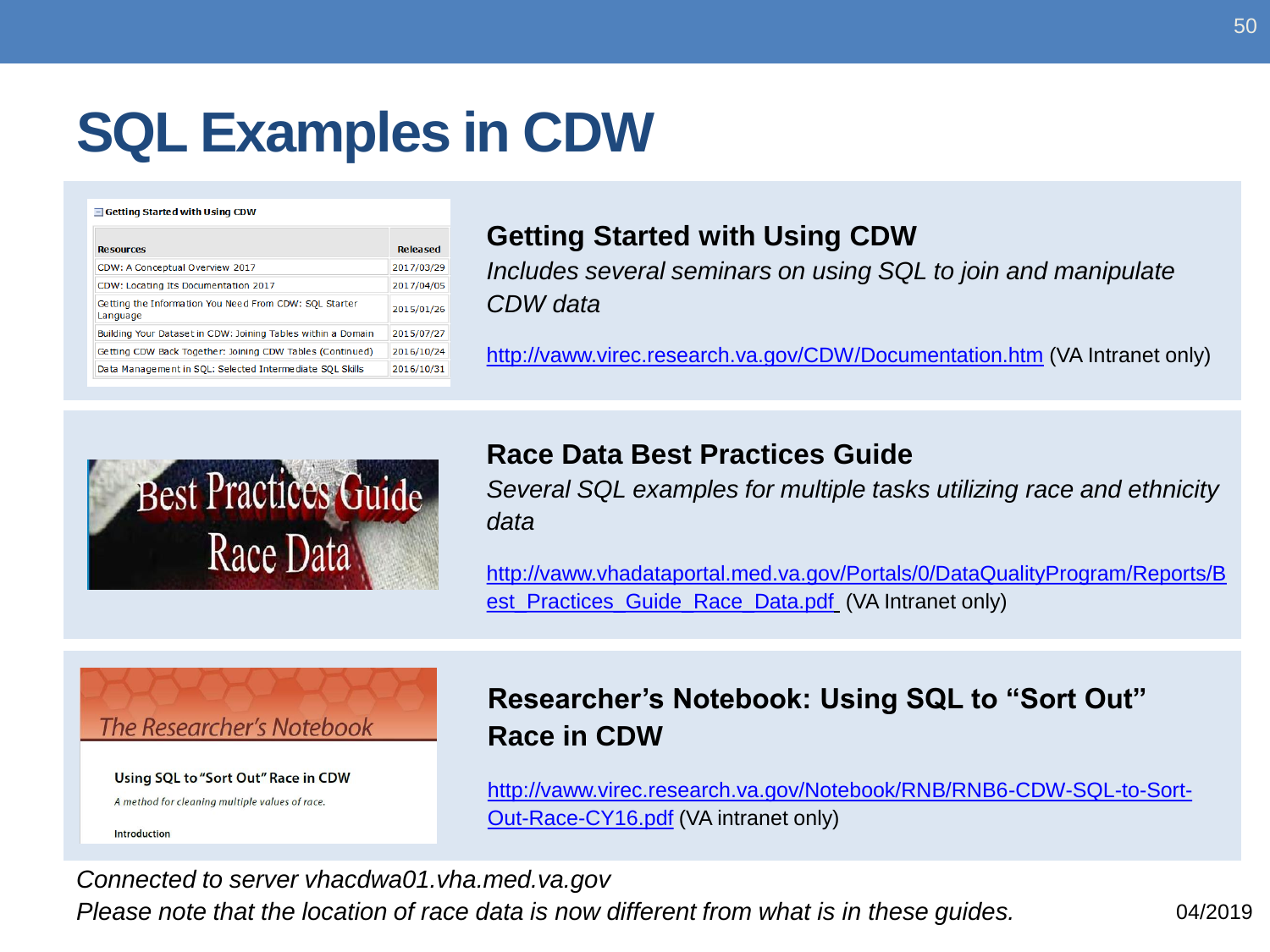# SQL Examples in CDW

**Getting Started with Using CDW**

| Resources | Released |
|---|---|
| CDW: A Conceptual Overview 2017 | 2017/03/29 |
| CDW: Locating Its Documentation 2017 | 2017/04/05 |
| Getting the Information You Need From CDW: SQL Starter Language | 2015/01/26 |
| Building Your Dataset in CDW: Joining Tables within a Domain | 2015/07/27 |
| Getting CDW Back Together: Joining CDW Tables (Continued) | 2016/10/24 |
| Data Management in SQL: Selected Intermediate SQL Skills | 2016/10/31 |

## Getting Started with Using CDW

*Includes several seminars on using SQL to join and manipulate CDW data*

http://vaww.virec.research.va.gov/CDW/Documentation.htm (VA Intranet only)

Best Practices Guide Race Data

## Race Data Best Practices Guide

*Several SQL examples for multiple tasks utilizing race and ethnicity data*

http://vaww.vhadataportal.med.va.gov/Portals/0/DataQualityProgram/Reports/Best_Practices_Guide_Race_Data.pdf (VA Intranet only)

The Researcher's Notebook

Using SQL to "Sort Out" Race in CDW

*A method for cleaning multiple values of race.*

Introduction

## Researcher's Notebook: Using SQL to "Sort Out" Race in CDW

http://vaww.virec.research.va.gov/Notebook/RNB/RNB6-CDW-SQL-to-Sort-Out-Race-CY16.pdf (VA intranet only)

*Connected to server vhacdwa01.vha.med.va.gov*

*Please note that the location of race data is now different from what is in these guides.*

04/2019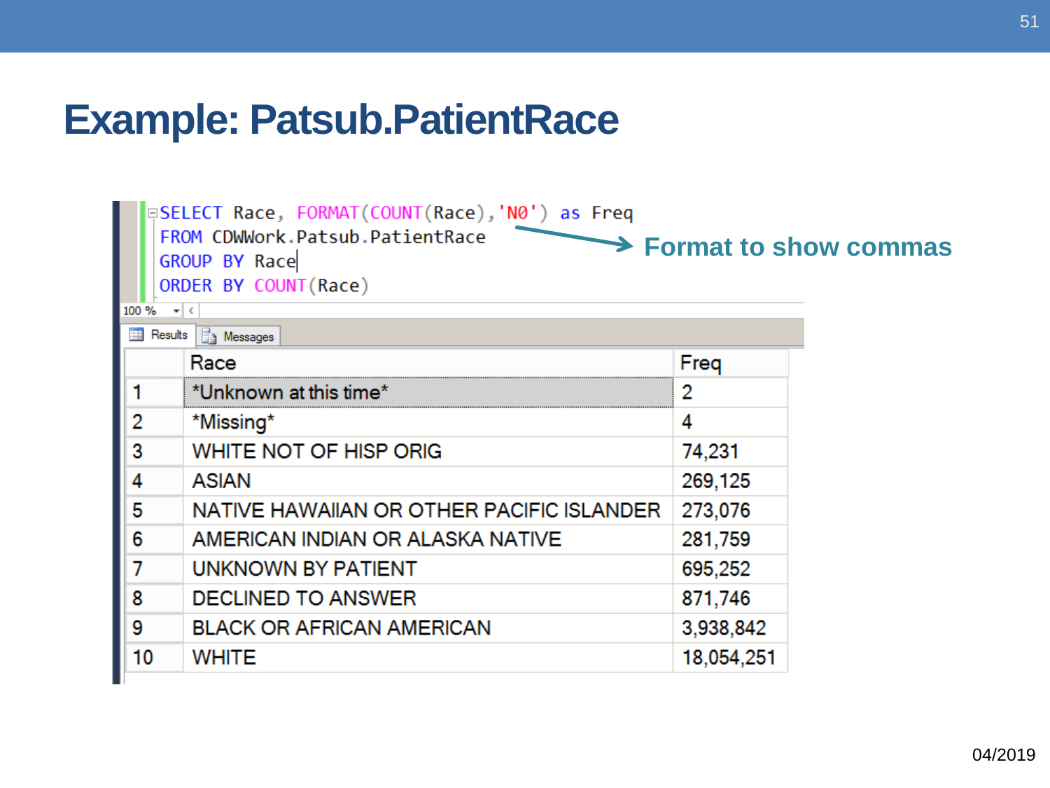# Example: Patsub.PatientRace

```sql
SELECT Race, FORMAT(COUNT(Race),'N0') as Freq
FROM CDWWork.Patsub.PatientRace
GROUP BY Race
ORDER BY COUNT(Race)
```

Format to show commas

| | Race | Freq |
|---|---|---|
| 1 | *Unknown at this time* | 2 |
| 2 | *Missing* | 4 |
| 3 | WHITE NOT OF HISP ORIG | 74,231 |
| 4 | ASIAN | 269,125 |
| 5 | NATIVE HAWAIIAN OR OTHER PACIFIC ISLANDER | 273,076 |
| 6 | AMERICAN INDIAN OR ALASKA NATIVE | 281,759 |
| 7 | UNKNOWN BY PATIENT | 695,252 |
| 8 | DECLINED TO ANSWER | 871,746 |
| 9 | BLACK OR AFRICAN AMERICAN | 3,938,842 |
| 10 | WHITE | 18,054,251 |

04/2019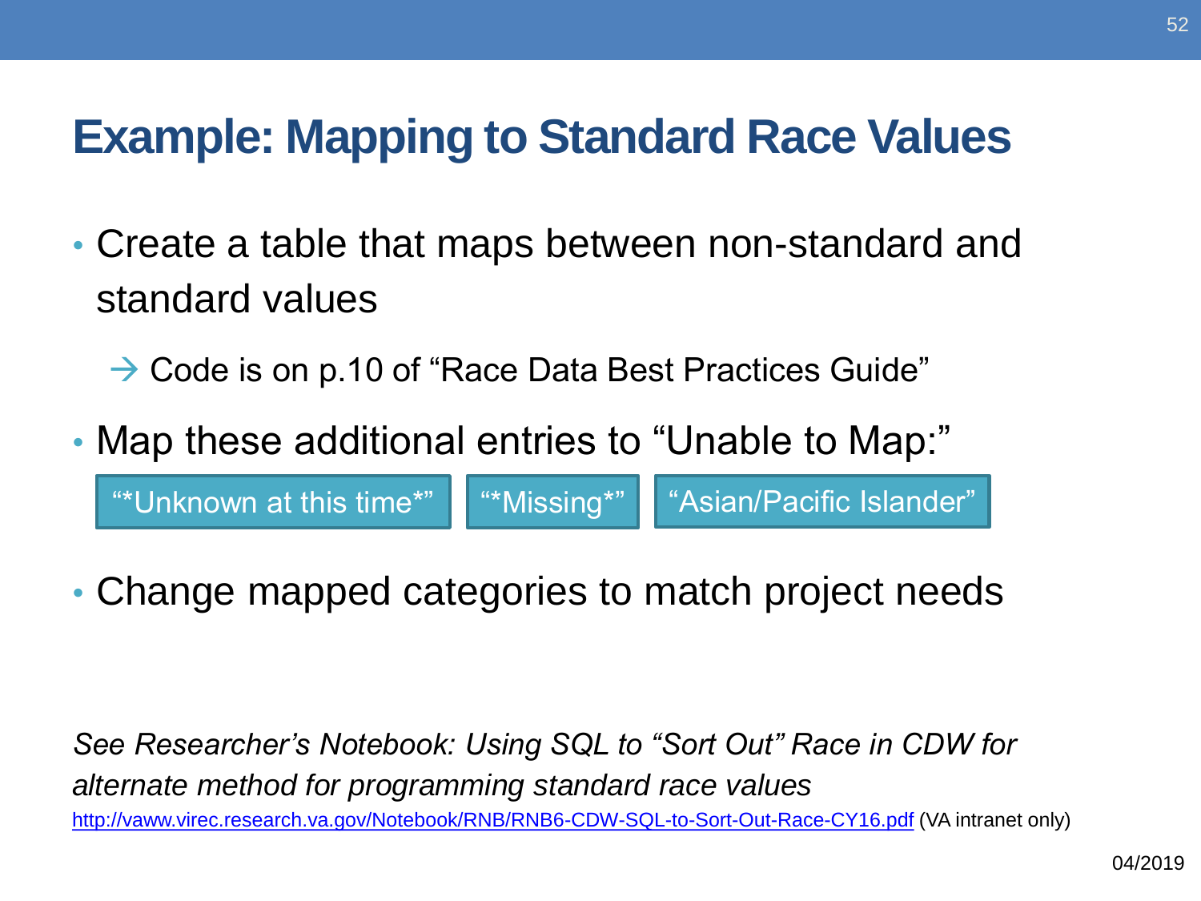# Example: Mapping to Standard Race Values

- Create a table that maps between non-standard and standard values
  - → Code is on p.10 of “Race Data Best Practices Guide”
- Map these additional entries to “Unable to Map:”

  “*Unknown at this time*” | “*Missing*” | “Asian/Pacific Islander”

- Change mapped categories to match project needs

*See Researcher’s Notebook: Using SQL to “Sort Out” Race in CDW for alternate method for programming standard race values*
http://vaww.virec.research.va.gov/Notebook/RNB/RNB6-CDW-SQL-to-Sort-Out-Race-CY16.pdf (VA intranet only)

04/2019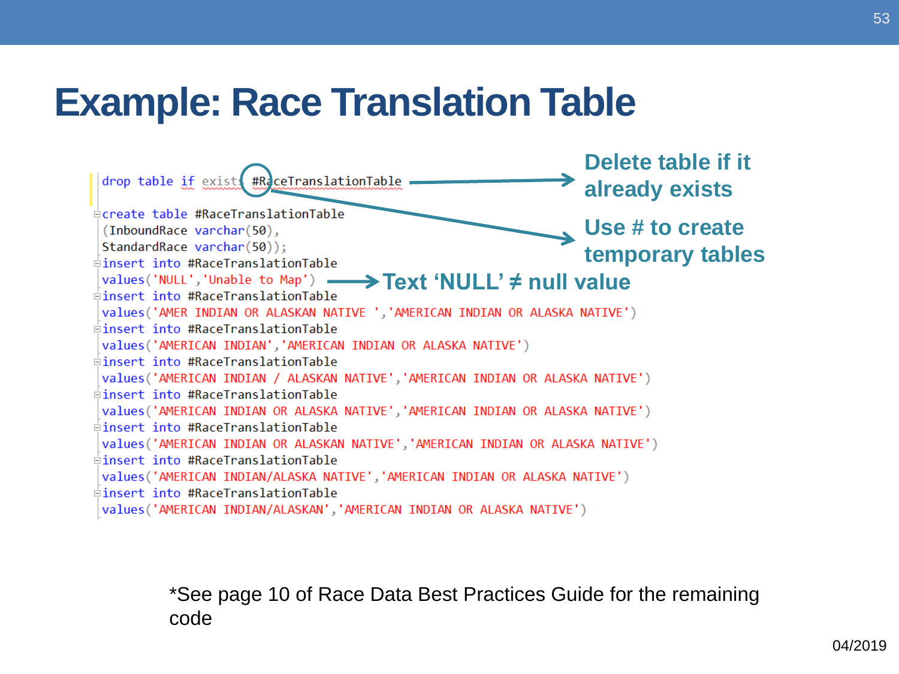# Example: Race Translation Table

```
drop table if exists #RaceTranslationTable

create table #RaceTranslationTable
(InboundRace varchar(50),
StandardRace varchar(50));
insert into #RaceTranslationTable
values('NULL','Unable to Map')
insert into #RaceTranslationTable
values('AMER INDIAN OR ALASKAN NATIVE ','AMERICAN INDIAN OR ALASKA NATIVE')
insert into #RaceTranslationTable
values('AMERICAN INDIAN','AMERICAN INDIAN OR ALASKA NATIVE')
insert into #RaceTranslationTable
values('AMERICAN INDIAN / ALASKAN NATIVE','AMERICAN INDIAN OR ALASKA NATIVE')
insert into #RaceTranslationTable
values('AMERICAN INDIAN OR ALASKA NATIVE','AMERICAN INDIAN OR ALASKA NATIVE')
insert into #RaceTranslationTable
values('AMERICAN INDIAN OR ALASKAN NATIVE','AMERICAN INDIAN OR ALASKA NATIVE')
insert into #RaceTranslationTable
values('AMERICAN INDIAN/ALASKA NATIVE','AMERICAN INDIAN OR ALASKA NATIVE')
insert into #RaceTranslationTable
values('AMERICAN INDIAN/ALASKAN','AMERICAN INDIAN OR ALASKA NATIVE')
```

**Delete table if it already exists**

**Use # to create temporary tables**

**Text ‘NULL’ ≠ null value**

*See page 10 of Race Data Best Practices Guide for the remaining code

04/2019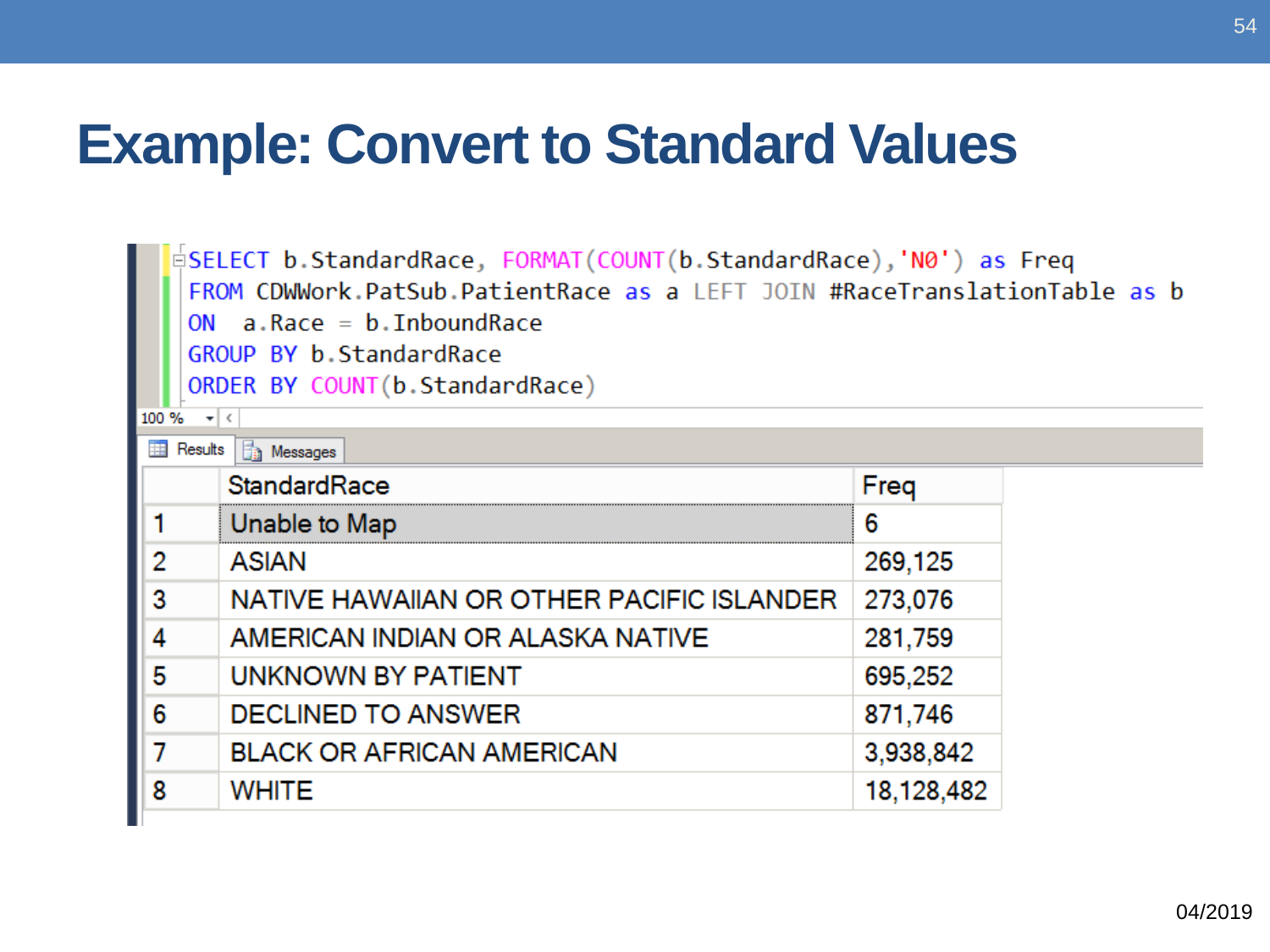# Example: Convert to Standard Values

```
SELECT b.StandardRace, FORMAT(COUNT(b.StandardRace),'N0') as Freq
FROM CDWWork.PatSub.PatientRace as a LEFT JOIN #RaceTranslationTable as b
ON  a.Race = b.InboundRace
GROUP BY b.StandardRace
ORDER BY COUNT(b.StandardRace)
```

|   | StandardRace | Freq |
|---|---|---|
| 1 | Unable to Map | 6 |
| 2 | ASIAN | 269,125 |
| 3 | NATIVE HAWAIIAN OR OTHER PACIFIC ISLANDER | 273,076 |
| 4 | AMERICAN INDIAN OR ALASKA NATIVE | 281,759 |
| 5 | UNKNOWN BY PATIENT | 695,252 |
| 6 | DECLINED TO ANSWER | 871,746 |
| 7 | BLACK OR AFRICAN AMERICAN | 3,938,842 |
| 8 | WHITE | 18,128,482 |

04/2019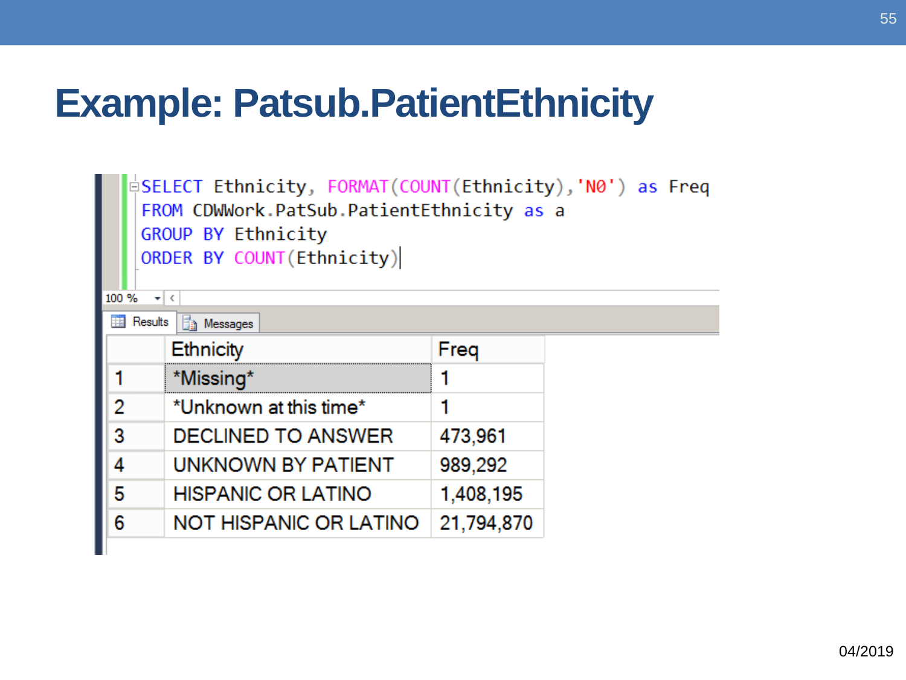# Example: Patsub.PatientEthnicity

```sql
SELECT Ethnicity, FORMAT(COUNT(Ethnicity),'N0') as Freq
FROM CDWWork.PatSub.PatientEthnicity as a
GROUP BY Ethnicity
ORDER BY COUNT(Ethnicity)
```

| | Ethnicity | Freq |
|---|---|---|
| 1 | *Missing* | 1 |
| 2 | *Unknown at this time* | 1 |
| 3 | DECLINED TO ANSWER | 473,961 |
| 4 | UNKNOWN BY PATIENT | 989,292 |
| 5 | HISPANIC OR LATINO | 1,408,195 |
| 6 | NOT HISPANIC OR LATINO | 21,794,870 |

04/2019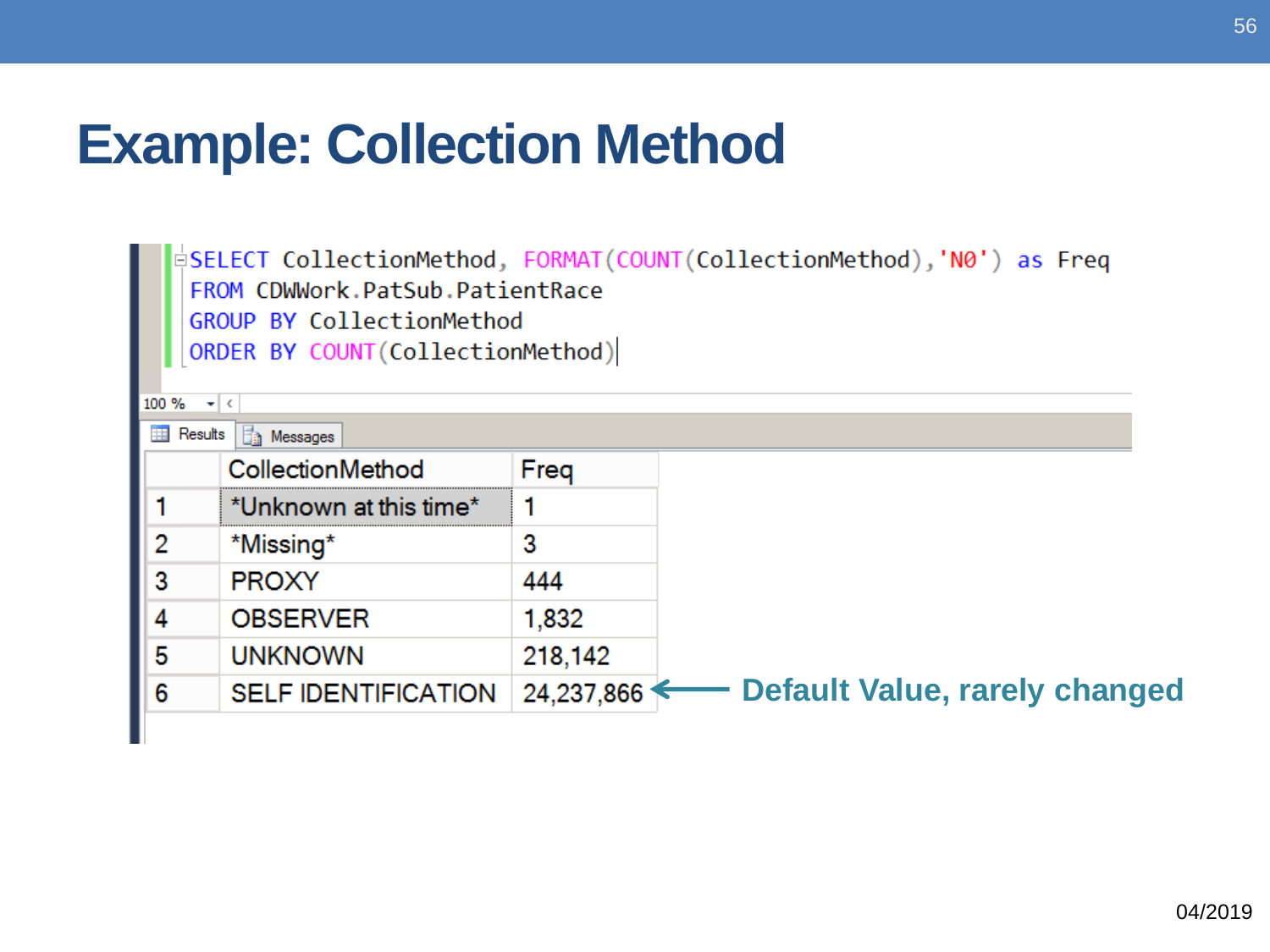# Example: Collection Method

```sql
SELECT CollectionMethod, FORMAT(COUNT(CollectionMethod),'N0') as Freq
FROM CDWWork.PatSub.PatientRace
GROUP BY CollectionMethod
ORDER BY COUNT(CollectionMethod)
```

| | CollectionMethod | Freq |
|---|---|---|
| 1 | *Unknown at this time* | 1 |
| 2 | *Missing* | 3 |
| 3 | PROXY | 444 |
| 4 | OBSERVER | 1,832 |
| 5 | UNKNOWN | 218,142 |
| 6 | SELF IDENTIFICATION | 24,237,866 |

← **Default Value, rarely changed**

04/2019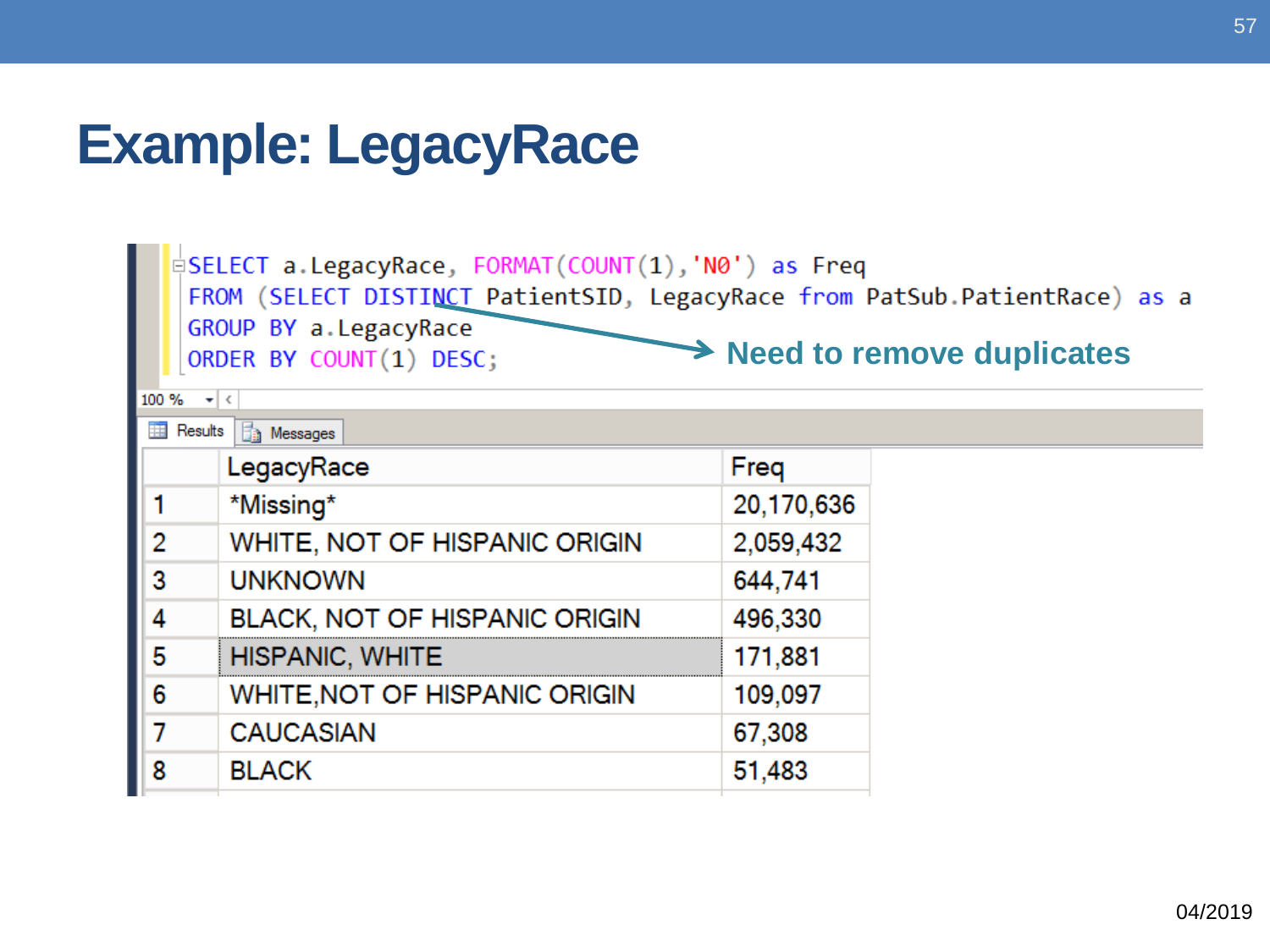# Example: LegacyRace

```
SELECT a.LegacyRace, FORMAT(COUNT(1),'N0') as Freq
FROM (SELECT DISTINCT PatientSID, LegacyRace from PatSub.PatientRace) as a
GROUP BY a.LegacyRace
ORDER BY COUNT(1) DESC;
```

Need to remove duplicates

|   | LegacyRace | Freq |
|---|---|---|
| 1 | *Missing* | 20,170,636 |
| 2 | WHITE, NOT OF HISPANIC ORIGIN | 2,059,432 |
| 3 | UNKNOWN | 644,741 |
| 4 | BLACK, NOT OF HISPANIC ORIGIN | 496,330 |
| 5 | HISPANIC, WHITE | 171,881 |
| 6 | WHITE,NOT OF HISPANIC ORIGIN | 109,097 |
| 7 | CAUCASIAN | 67,308 |
| 8 | BLACK | 51,483 |

04/2019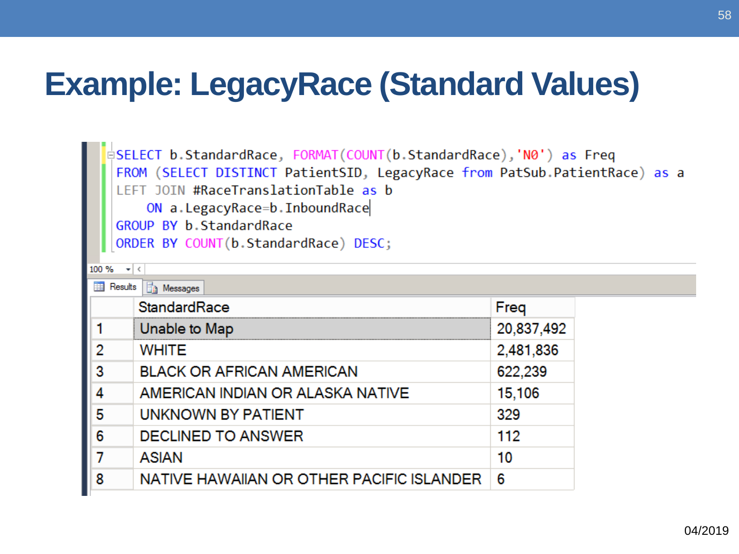# Example: LegacyRace (Standard Values)

```sql
SELECT b.StandardRace, FORMAT(COUNT(b.StandardRace),'N0') as Freq
FROM (SELECT DISTINCT PatientSID, LegacyRace from PatSub.PatientRace) as a
LEFT JOIN #RaceTranslationTable as b
    ON a.LegacyRace=b.InboundRace
GROUP BY b.StandardRace
ORDER BY COUNT(b.StandardRace) DESC;
```

| | StandardRace | Freq |
|---|---|---|
| 1 | Unable to Map | 20,837,492 |
| 2 | WHITE | 2,481,836 |
| 3 | BLACK OR AFRICAN AMERICAN | 622,239 |
| 4 | AMERICAN INDIAN OR ALASKA NATIVE | 15,106 |
| 5 | UNKNOWN BY PATIENT | 329 |
| 6 | DECLINED TO ANSWER | 112 |
| 7 | ASIAN | 10 |
| 8 | NATIVE HAWAIIAN OR OTHER PACIFIC ISLANDER | 6 |

04/2019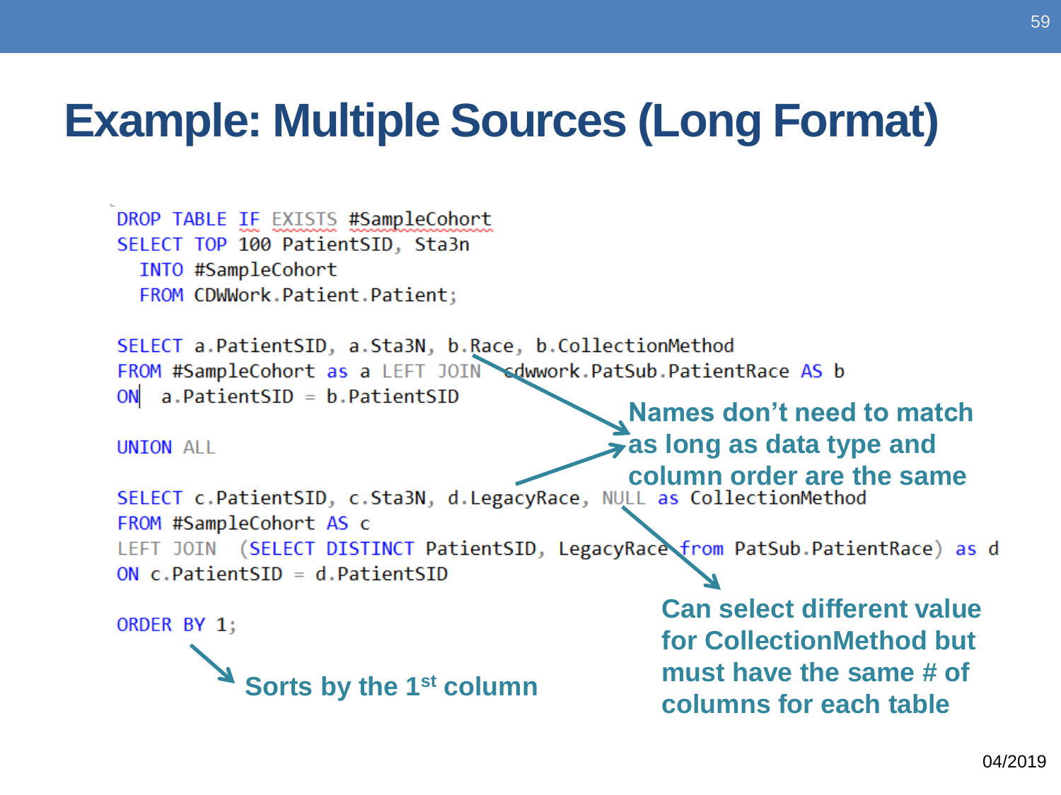# Example: Multiple Sources (Long Format)

```sql
DROP TABLE IF EXISTS #SampleCohort
SELECT TOP 100 PatientSID, Sta3n
  INTO #SampleCohort
  FROM CDWWork.Patient.Patient;

SELECT a.PatientSID, a.Sta3N, b.Race, b.CollectionMethod
FROM #SampleCohort as a LEFT JOIN  cdwwork.PatSub.PatientRace AS b
ON  a.PatientSID = b.PatientSID

UNION ALL

SELECT c.PatientSID, c.Sta3N, d.LegacyRace, NULL as CollectionMethod
FROM #SampleCohort AS c
LEFT JOIN  (SELECT DISTINCT PatientSID, LegacyRace from PatSub.PatientRace) as d
ON c.PatientSID = d.PatientSID

ORDER BY 1;
```

**Names don't need to match as long as data type and column order are the same**

**Can select different value for CollectionMethod but must have the same # of columns for each table**

**Sorts by the 1st column**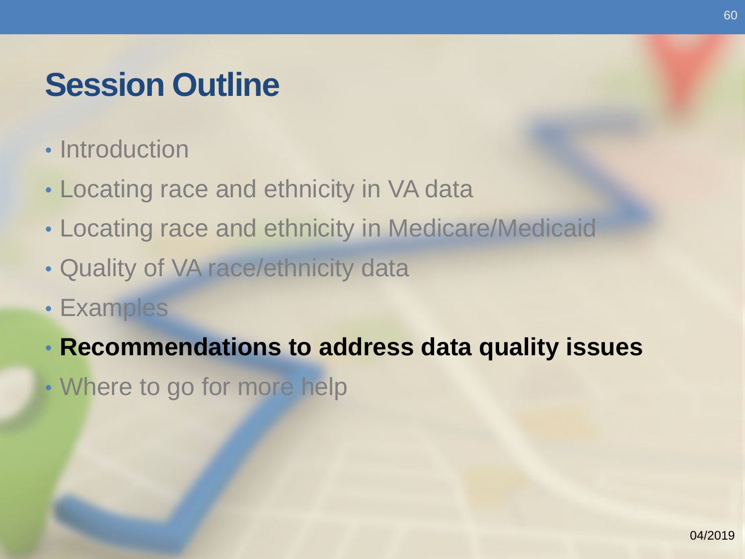# Session Outline

- Introduction
- Locating race and ethnicity in VA data
- Locating race and ethnicity in Medicare/Medicaid
- Quality of VA race/ethnicity data
- Examples
- **Recommendations to address data quality issues**
- Where to go for more help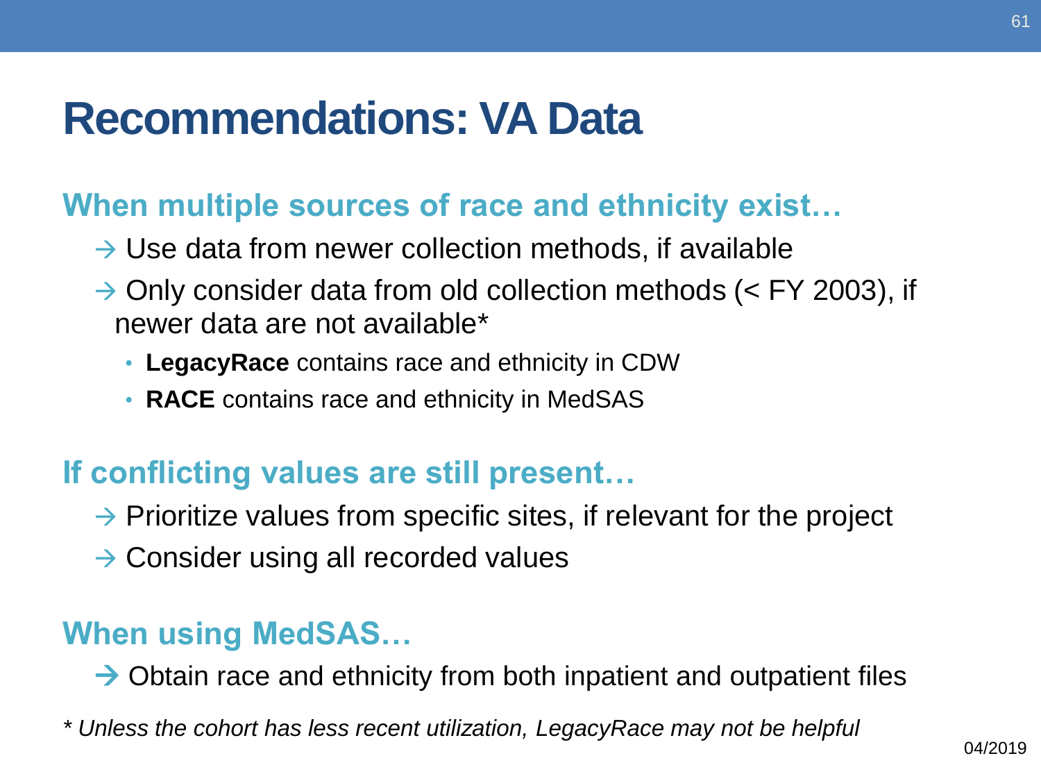# Recommendations: VA Data

## When multiple sources of race and ethnicity exist…

→ Use data from newer collection methods, if available

→ Only consider data from old collection methods (< FY 2003), if newer data are not available*

- **LegacyRace** contains race and ethnicity in CDW
- **RACE** contains race and ethnicity in MedSAS

## If conflicting values are still present…

→ Prioritize values from specific sites, if relevant for the project

→ Consider using all recorded values

## When using MedSAS…

→ Obtain race and ethnicity from both inpatient and outpatient files

*\* Unless the cohort has less recent utilization, LegacyRace may not be helpful*

04/2019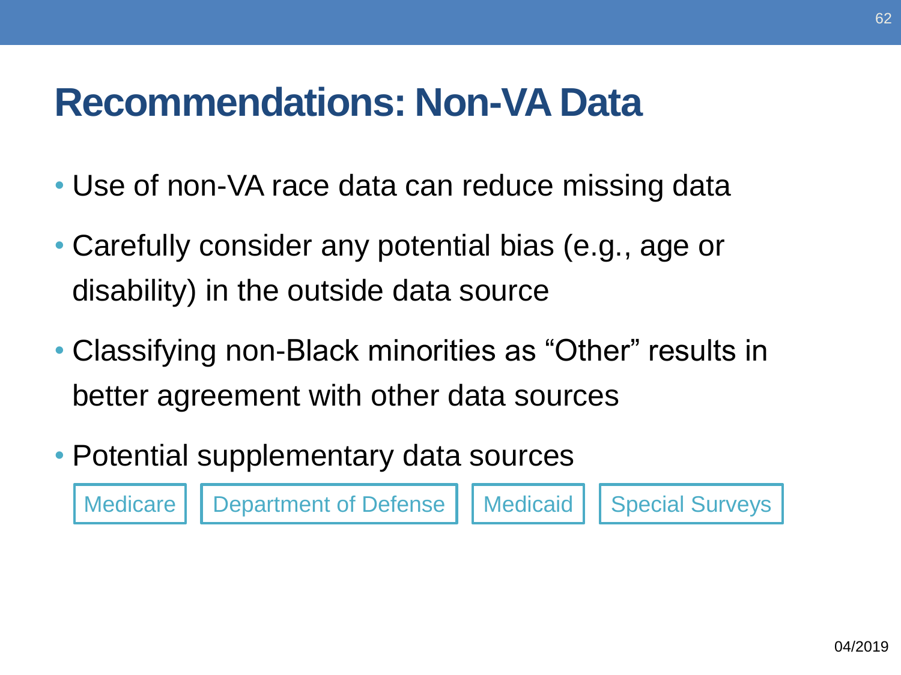# Recommendations: Non-VA Data

- Use of non-VA race data can reduce missing data
- Carefully consider any potential bias (e.g., age or disability) in the outside data source
- Classifying non-Black minorities as “Other” results in better agreement with other data sources
- Potential supplementary data sources

Medicare | Department of Defense | Medicaid | Special Surveys

04/2019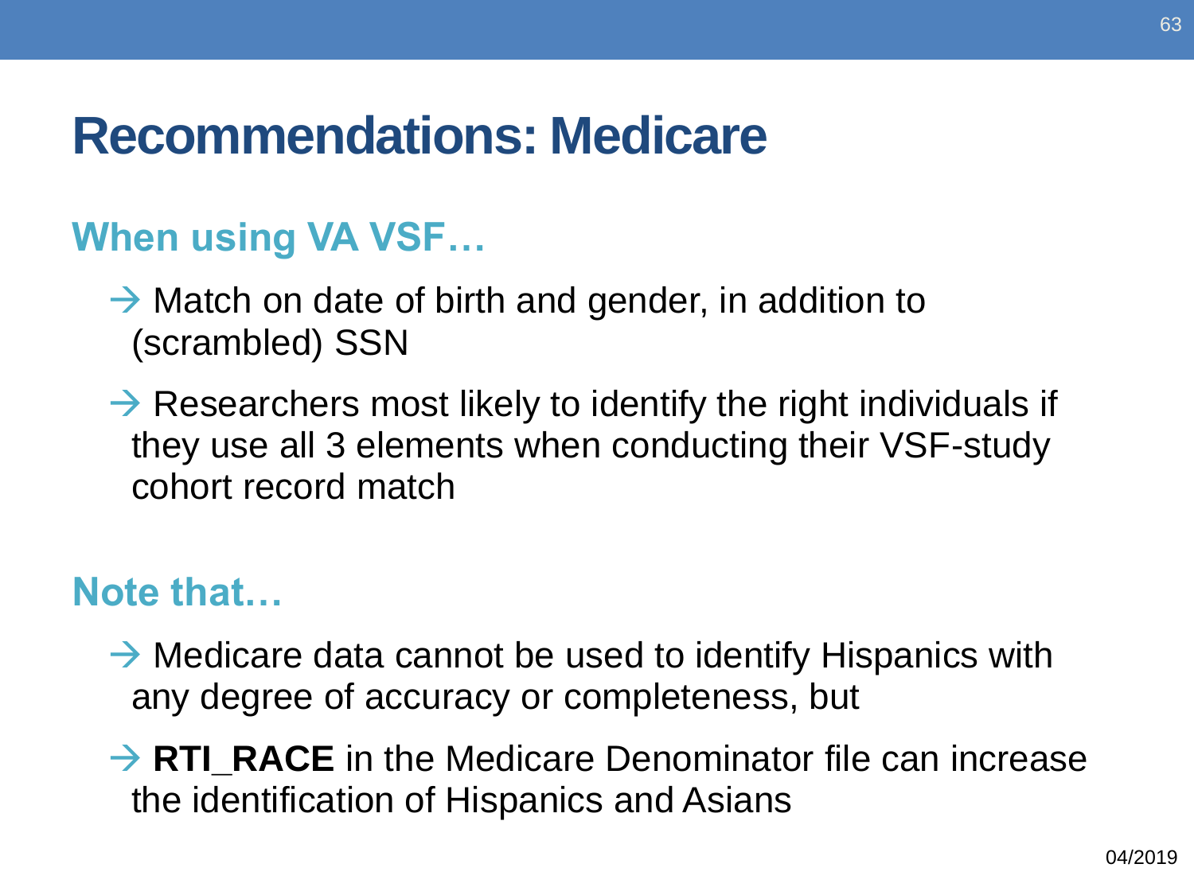# Recommendations: Medicare

## When using VA VSF…

→ Match on date of birth and gender, in addition to (scrambled) SSN

→ Researchers most likely to identify the right individuals if they use all 3 elements when conducting their VSF-study cohort record match

## Note that…

→ Medicare data cannot be used to identify Hispanics with any degree of accuracy or completeness, but

→ **RTI_RACE** in the Medicare Denominator file can increase the identification of Hispanics and Asians

04/2019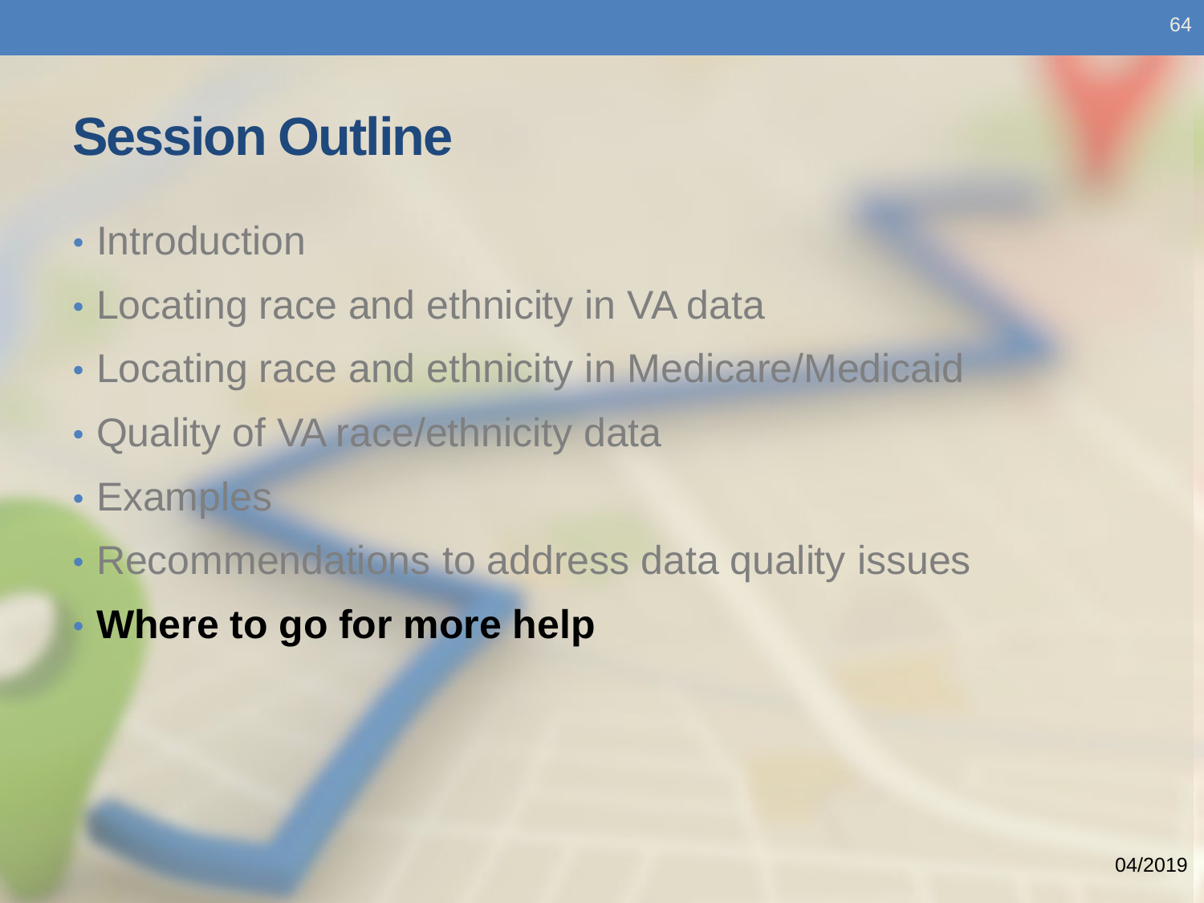# Session Outline

- Introduction
- Locating race and ethnicity in VA data
- Locating race and ethnicity in Medicare/Medicaid
- Quality of VA race/ethnicity data
- Examples
- Recommendations to address data quality issues
- **Where to go for more help**

04/2019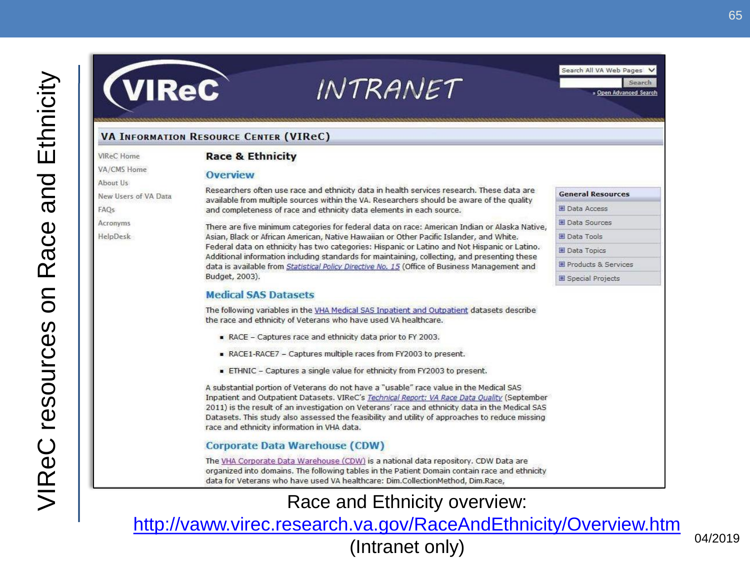# VIReC resources on Race and Ethnicity

VIReC INTRANET

Search All VA Web Pages
Search
» Open Advanced Search

## VA Information Resource Center (VIReC)

- VIReC Home
- VA/CMS Home
- About Us
- New Users of VA Data
- FAQs
- Acronyms
- HelpDesk

### Race & Ethnicity

#### Overview

Researchers often use race and ethnicity data in health services research. These data are available from multiple sources within the VA. Researchers should be aware of the quality and completeness of race and ethnicity data elements in each source.

There are five minimum categories for federal data on race: American Indian or Alaska Native, Asian, Black or African American, Native Hawaiian or Other Pacific Islander, and White. Federal data on ethnicity has two categories: Hispanic or Latino and Not Hispanic or Latino. Additional information including standards for maintaining, collecting, and presenting these data is available from *Statistical Policy Directive No. 15* (Office of Business Management and Budget, 2003).

#### Medical SAS Datasets

The following variables in the VHA Medical SAS Inpatient and Outpatient datasets describe the race and ethnicity of Veterans who have used VA healthcare.

- RACE – Captures race and ethnicity data prior to FY 2003.
- RACE1-RACE7 – Captures multiple races from FY2003 to present.
- ETHNIC – Captures a single value for ethnicity from FY2003 to present.

A substantial portion of Veterans do not have a "usable" race value in the Medical SAS Inpatient and Outpatient Datasets. VIReC's *Technical Report: VA Race Data Quality* (September 2011) is the result of an investigation on Veterans' race and ethnicity data in the Medical SAS Datasets. This study also assessed the feasibility and utility of approaches to reduce missing race and ethnicity information in VHA data.

#### Corporate Data Warehouse (CDW)

The VHA Corporate Data Warehouse (CDW) is a national data repository. CDW Data are organized into domains. The following tables in the Patient Domain contain race and ethnicity data for Veterans who have used VA healthcare: Dim.CollectionMethod, Dim.Race,

**General Resources**

- Data Access
- Data Sources
- Data Tools
- Data Topics
- Products & Services
- Special Projects

Race and Ethnicity overview:
http://vaww.virec.research.va.gov/RaceAndEthnicity/Overview.htm
(Intranet only)

04/2019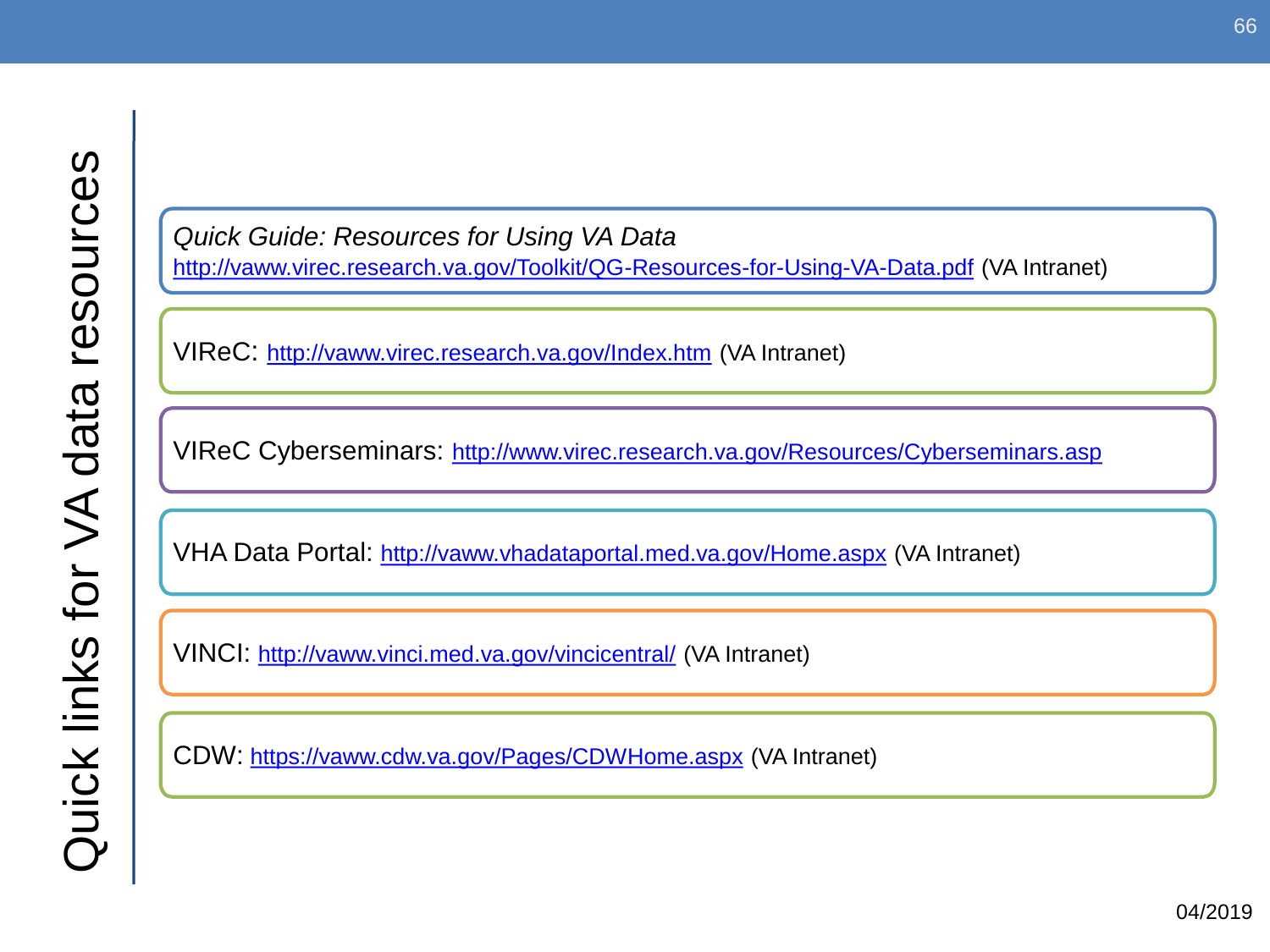# Quick links for VA data resources

*Quick Guide: Resources for Using VA Data*
http://vaww.virec.research.va.gov/Toolkit/QG-Resources-for-Using-VA-Data.pdf (VA Intranet)

VIReC: http://vaww.virec.research.va.gov/Index.htm (VA Intranet)

VIReC Cyberseminars: http://www.virec.research.va.gov/Resources/Cyberseminars.asp

VHA Data Portal: http://vaww.vhadataportal.med.va.gov/Home.aspx (VA Intranet)

VINCI: http://vaww.vinci.med.va.gov/vincicentral/ (VA Intranet)

CDW: https://vaww.cdw.va.gov/Pages/CDWHome.aspx (VA Intranet)

04/2019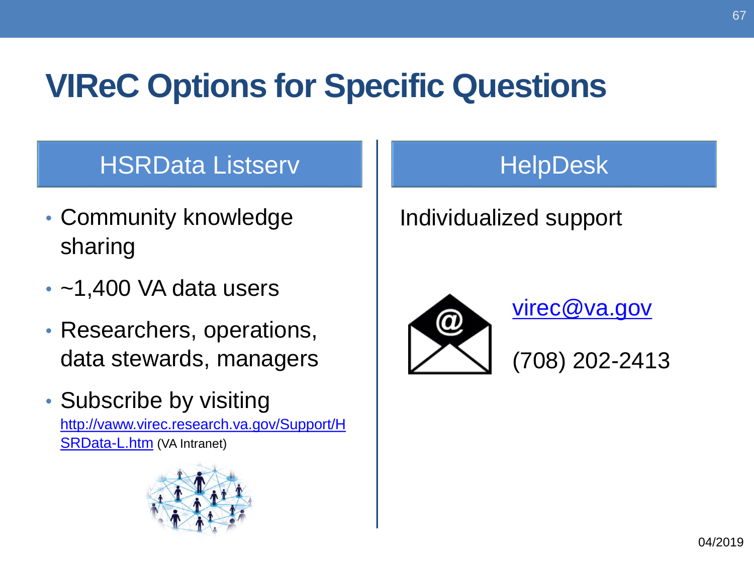# VIReC Options for Specific Questions

## HSRData Listserv

- Community knowledge sharing
- ~1,400 VA data users
- Researchers, operations, data stewards, managers
- Subscribe by visiting [http://vaww.virec.research.va.gov/Support/HSRData-L.htm](http://vaww.virec.research.va.gov/Support/HSRData-L.htm) (VA Intranet)

## HelpDesk

Individualized support

[virec@va.gov](mailto:virec@va.gov)

(708) 202-2413

04/2019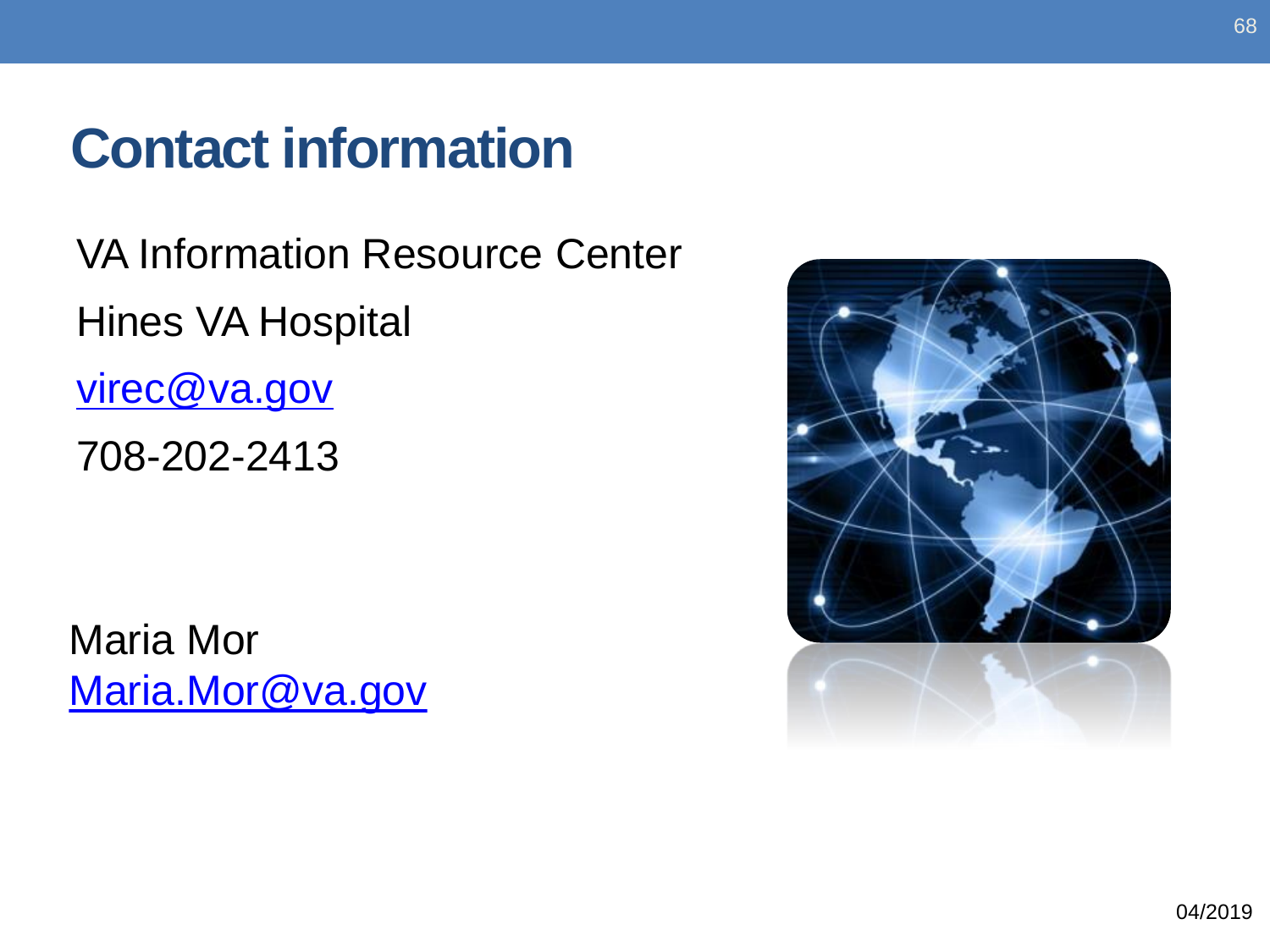# Contact information

VA Information Resource Center

Hines VA Hospital

[virec@va.gov](mailto:virec@va.gov)

708-202-2413

Maria Mor
[Maria.Mor@va.gov](mailto:Maria.Mor@va.gov)

04/2019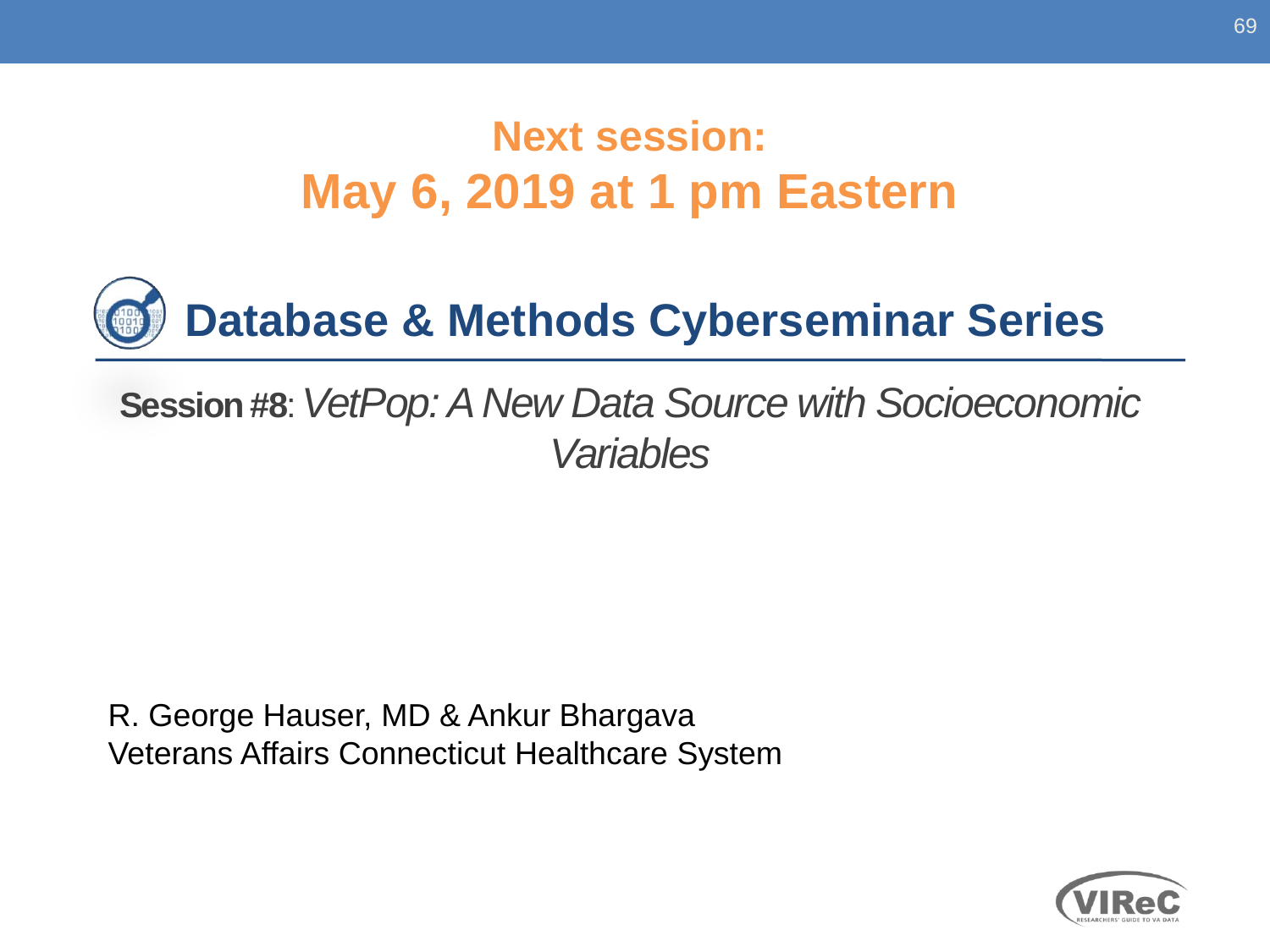# Next session:
# May 6, 2019 at 1 pm Eastern

## Database & Methods Cyberseminar Series

**Session #8**: *VetPop: A New Data Source with Socioeconomic Variables*

R. George Hauser, MD & Ankur Bhargava
Veterans Affairs Connecticut Healthcare System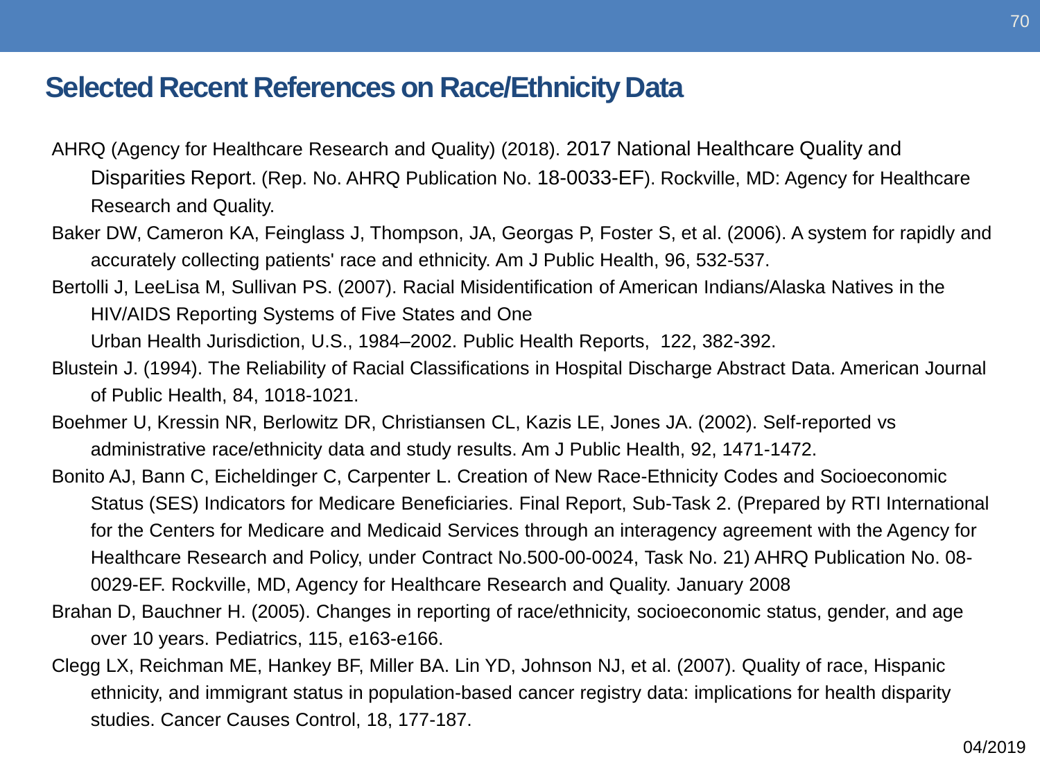## Selected Recent References on Race/Ethnicity Data

AHRQ (Agency for Healthcare Research and Quality) (2018). 2017 National Healthcare Quality and Disparities Report. (Rep. No. AHRQ Publication No. 18-0033-EF). Rockville, MD: Agency for Healthcare Research and Quality.

Baker DW, Cameron KA, Feinglass J, Thompson, JA, Georgas P, Foster S, et al. (2006). A system for rapidly and accurately collecting patients' race and ethnicity. Am J Public Health, 96, 532-537.

Bertolli J, LeeLisa M, Sullivan PS. (2007). Racial Misidentification of American Indians/Alaska Natives in the HIV/AIDS Reporting Systems of Five States and One Urban Health Jurisdiction, U.S., 1984–2002. Public Health Reports, 122, 382-392.

Blustein J. (1994). The Reliability of Racial Classifications in Hospital Discharge Abstract Data. American Journal of Public Health, 84, 1018-1021.

Boehmer U, Kressin NR, Berlowitz DR, Christiansen CL, Kazis LE, Jones JA. (2002). Self-reported vs administrative race/ethnicity data and study results. Am J Public Health, 92, 1471-1472.

Bonito AJ, Bann C, Eicheldinger C, Carpenter L. Creation of New Race-Ethnicity Codes and Socioeconomic Status (SES) Indicators for Medicare Beneficiaries. Final Report, Sub-Task 2. (Prepared by RTI International for the Centers for Medicare and Medicaid Services through an interagency agreement with the Agency for Healthcare Research and Policy, under Contract No.500-00-0024, Task No. 21) AHRQ Publication No. 08-0029-EF. Rockville, MD, Agency for Healthcare Research and Quality. January 2008

Brahan D, Bauchner H. (2005). Changes in reporting of race/ethnicity, socioeconomic status, gender, and age over 10 years. Pediatrics, 115, e163-e166.

Clegg LX, Reichman ME, Hankey BF, Miller BA. Lin YD, Johnson NJ, et al. (2007). Quality of race, Hispanic ethnicity, and immigrant status in population-based cancer registry data: implications for health disparity studies. Cancer Causes Control, 18, 177-187.

04/2019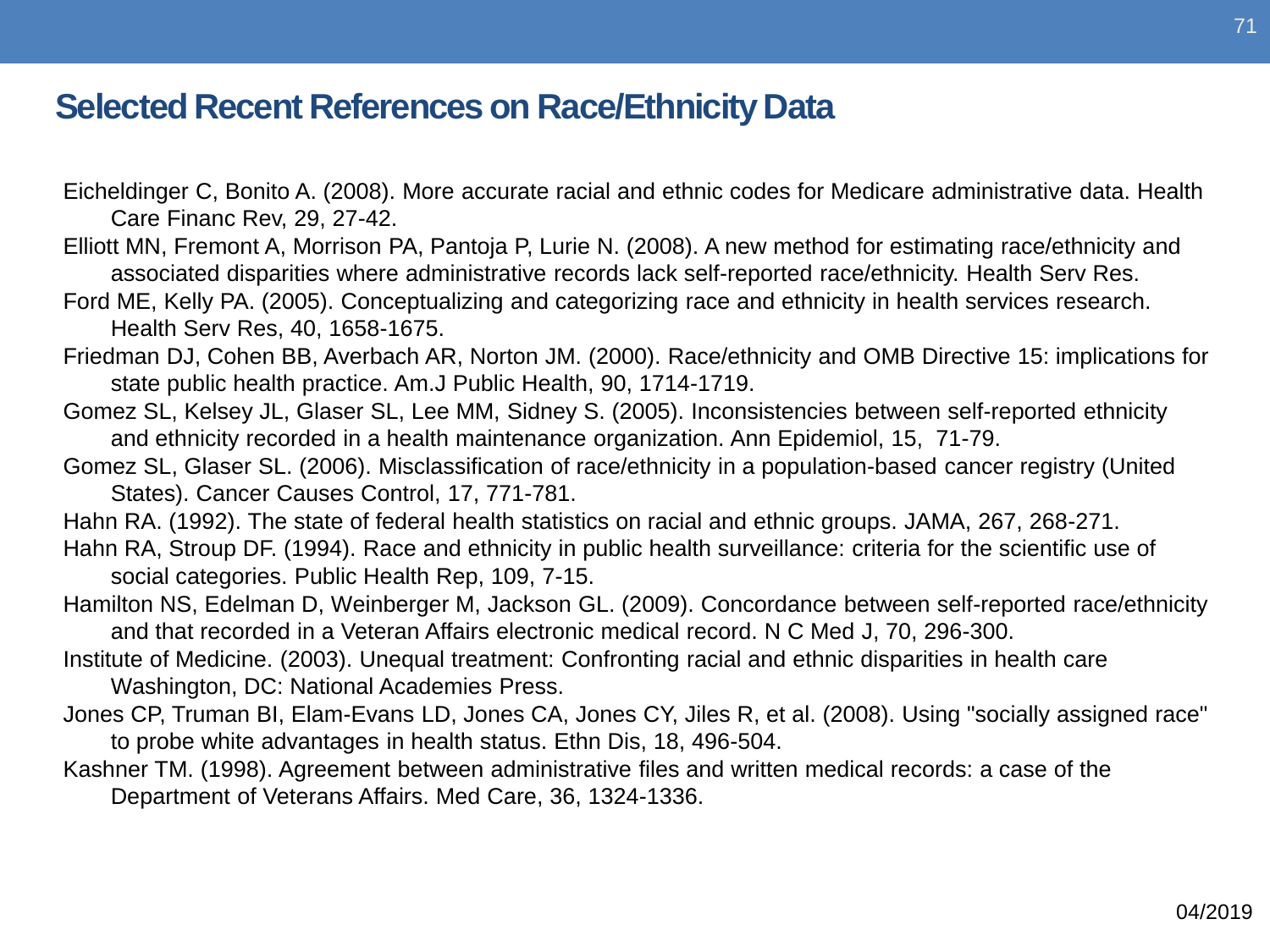## Selected Recent References on Race/Ethnicity Data

Eicheldinger C, Bonito A. (2008). More accurate racial and ethnic codes for Medicare administrative data. Health Care Financ Rev, 29, 27-42.

Elliott MN, Fremont A, Morrison PA, Pantoja P, Lurie N. (2008). A new method for estimating race/ethnicity and associated disparities where administrative records lack self-reported race/ethnicity. Health Serv Res.

Ford ME, Kelly PA. (2005). Conceptualizing and categorizing race and ethnicity in health services research. Health Serv Res, 40, 1658-1675.

Friedman DJ, Cohen BB, Averbach AR, Norton JM. (2000). Race/ethnicity and OMB Directive 15: implications for state public health practice. Am.J Public Health, 90, 1714-1719.

Gomez SL, Kelsey JL, Glaser SL, Lee MM, Sidney S. (2005). Inconsistencies between self-reported ethnicity and ethnicity recorded in a health maintenance organization. Ann Epidemiol, 15, 71-79.

Gomez SL, Glaser SL. (2006). Misclassification of race/ethnicity in a population-based cancer registry (United States). Cancer Causes Control, 17, 771-781.

Hahn RA. (1992). The state of federal health statistics on racial and ethnic groups. JAMA, 267, 268-271.

Hahn RA, Stroup DF. (1994). Race and ethnicity in public health surveillance: criteria for the scientific use of social categories. Public Health Rep, 109, 7-15.

Hamilton NS, Edelman D, Weinberger M, Jackson GL. (2009). Concordance between self-reported race/ethnicity and that recorded in a Veteran Affairs electronic medical record. N C Med J, 70, 296-300.

Institute of Medicine. (2003). Unequal treatment: Confronting racial and ethnic disparities in health care Washington, DC: National Academies Press.

Jones CP, Truman BI, Elam-Evans LD, Jones CA, Jones CY, Jiles R, et al. (2008). Using "socially assigned race" to probe white advantages in health status. Ethn Dis, 18, 496-504.

Kashner TM. (1998). Agreement between administrative files and written medical records: a case of the Department of Veterans Affairs. Med Care, 36, 1324-1336.

04/2019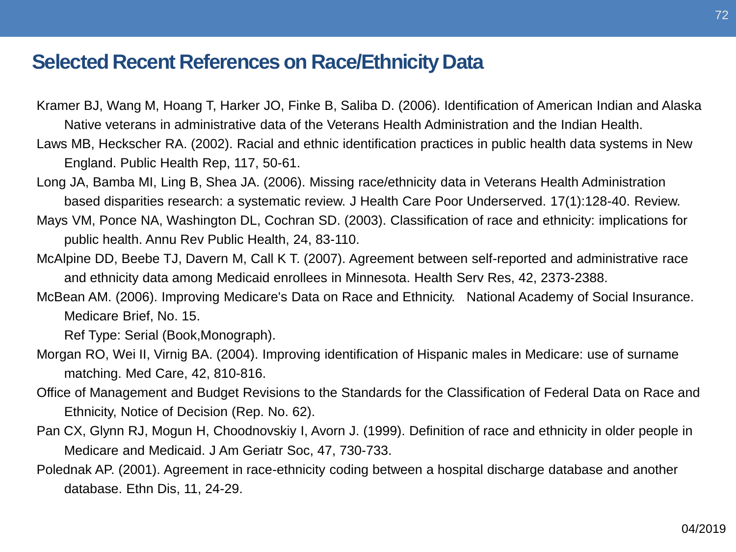## Selected Recent References on Race/Ethnicity Data

Kramer BJ, Wang M, Hoang T, Harker JO, Finke B, Saliba D. (2006). Identification of American Indian and Alaska Native veterans in administrative data of the Veterans Health Administration and the Indian Health.

Laws MB, Heckscher RA. (2002). Racial and ethnic identification practices in public health data systems in New England. Public Health Rep, 117, 50-61.

Long JA, Bamba MI, Ling B, Shea JA. (2006). Missing race/ethnicity data in Veterans Health Administration based disparities research: a systematic review. J Health Care Poor Underserved. 17(1):128-40. Review.

Mays VM, Ponce NA, Washington DL, Cochran SD. (2003). Classification of race and ethnicity: implications for public health. Annu Rev Public Health, 24, 83-110.

McAlpine DD, Beebe TJ, Davern M, Call K T. (2007). Agreement between self-reported and administrative race and ethnicity data among Medicaid enrollees in Minnesota. Health Serv Res, 42, 2373-2388.

McBean AM. (2006). Improving Medicare's Data on Race and Ethnicity. National Academy of Social Insurance. Medicare Brief, No. 15.
Ref Type: Serial (Book,Monograph).

Morgan RO, Wei II, Virnig BA. (2004). Improving identification of Hispanic males in Medicare: use of surname matching. Med Care, 42, 810-816.

Office of Management and Budget Revisions to the Standards for the Classification of Federal Data on Race and Ethnicity, Notice of Decision (Rep. No. 62).

Pan CX, Glynn RJ, Mogun H, Choodnovskiy I, Avorn J. (1999). Definition of race and ethnicity in older people in Medicare and Medicaid. J Am Geriatr Soc, 47, 730-733.

Polednak AP. (2001). Agreement in race-ethnicity coding between a hospital discharge database and another database. Ethn Dis, 11, 24-29.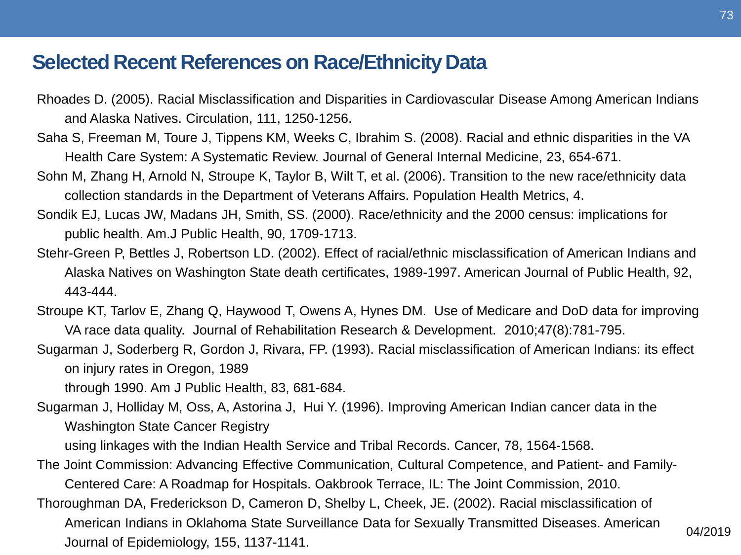## Selected Recent References on Race/Ethnicity Data

Rhoades D. (2005). Racial Misclassification and Disparities in Cardiovascular Disease Among American Indians and Alaska Natives. Circulation, 111, 1250-1256.

Saha S, Freeman M, Toure J, Tippens KM, Weeks C, Ibrahim S. (2008). Racial and ethnic disparities in the VA Health Care System: A Systematic Review. Journal of General Internal Medicine, 23, 654-671.

Sohn M, Zhang H, Arnold N, Stroupe K, Taylor B, Wilt T, et al. (2006). Transition to the new race/ethnicity data collection standards in the Department of Veterans Affairs. Population Health Metrics, 4.

Sondik EJ, Lucas JW, Madans JH, Smith, SS. (2000). Race/ethnicity and the 2000 census: implications for public health. Am.J Public Health, 90, 1709-1713.

Stehr-Green P, Bettles J, Robertson LD. (2002). Effect of racial/ethnic misclassification of American Indians and Alaska Natives on Washington State death certificates, 1989-1997. American Journal of Public Health, 92, 443-444.

Stroupe KT, Tarlov E, Zhang Q, Haywood T, Owens A, Hynes DM. Use of Medicare and DoD data for improving VA race data quality. Journal of Rehabilitation Research & Development. 2010;47(8):781-795.

Sugarman J, Soderberg R, Gordon J, Rivara, FP. (1993). Racial misclassification of American Indians: its effect on injury rates in Oregon, 1989 through 1990. Am J Public Health, 83, 681-684.

Sugarman J, Holliday M, Oss, A, Astorina J, Hui Y. (1996). Improving American Indian cancer data in the Washington State Cancer Registry using linkages with the Indian Health Service and Tribal Records. Cancer, 78, 1564-1568.

The Joint Commission: Advancing Effective Communication, Cultural Competence, and Patient- and Family-Centered Care: A Roadmap for Hospitals. Oakbrook Terrace, IL: The Joint Commission, 2010.

Thoroughman DA, Frederickson D, Cameron D, Shelby L, Cheek, JE. (2002). Racial misclassification of American Indians in Oklahoma State Surveillance Data for Sexually Transmitted Diseases. American Journal of Epidemiology, 155, 1137-1141.

04/2019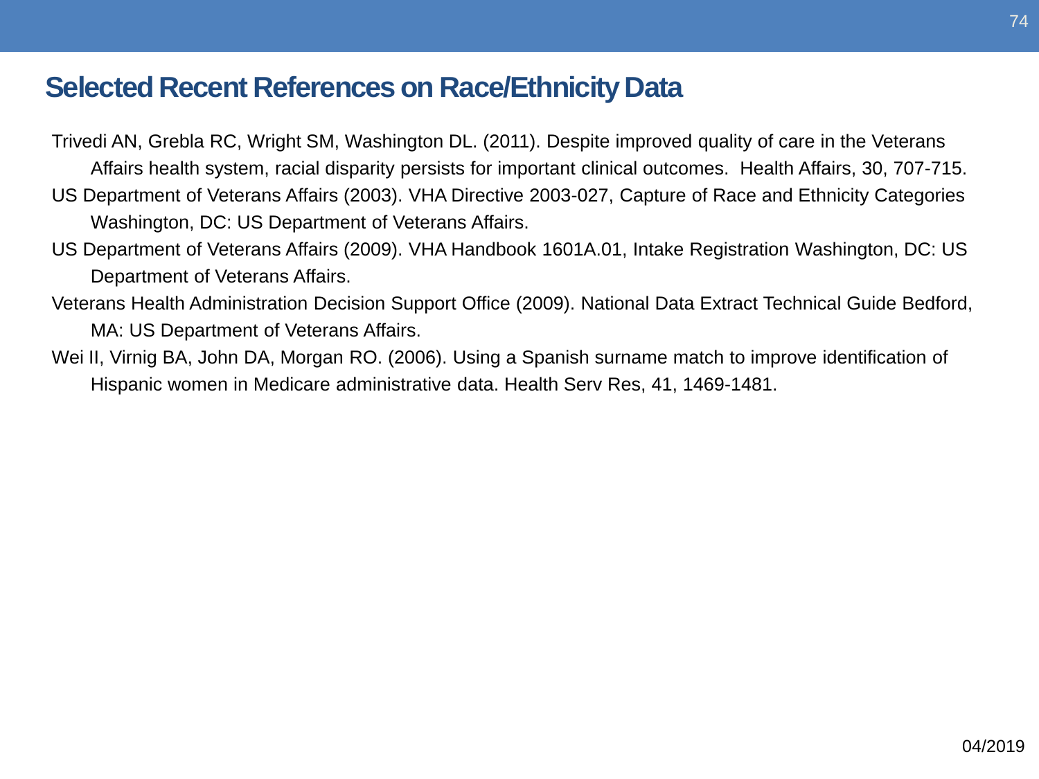## Selected Recent References on Race/Ethnicity Data

Trivedi AN, Grebla RC, Wright SM, Washington DL. (2011). Despite improved quality of care in the Veterans Affairs health system, racial disparity persists for important clinical outcomes. Health Affairs, 30, 707-715.

US Department of Veterans Affairs (2003). VHA Directive 2003-027, Capture of Race and Ethnicity Categories Washington, DC: US Department of Veterans Affairs.

US Department of Veterans Affairs (2009). VHA Handbook 1601A.01, Intake Registration Washington, DC: US Department of Veterans Affairs.

Veterans Health Administration Decision Support Office (2009). National Data Extract Technical Guide Bedford, MA: US Department of Veterans Affairs.

Wei II, Virnig BA, John DA, Morgan RO. (2006). Using a Spanish surname match to improve identification of Hispanic women in Medicare administrative data. Health Serv Res, 41, 1469-1481.